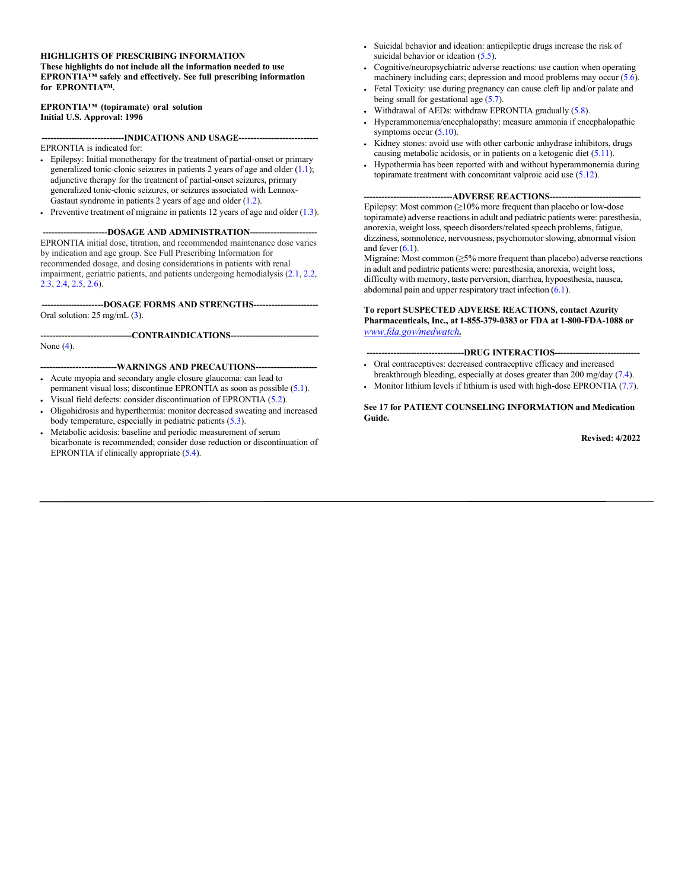**HIGHLIGHTS OF PRESCRIBING INFORMATION**
**These highlights do not include all the information needed to use EPRONTIA™ safely and effectively. See full prescribing information for EPRONTIA™.**

**EPRONTIA™ (topiramate) oral solution**
**Initial U.S. Approval: 1996**

**----------------------------INDICATIONS AND USAGE---------------------------**

EPRONTIA is indicated for:

- Epilepsy: Initial monotherapy for the treatment of partial-onset or primary generalized tonic-clonic seizures in patients 2 years of age and older (1.1); adjunctive therapy for the treatment of partial-onset seizures, primary generalized tonic-clonic seizures, or seizures associated with Lennox-Gastaut syndrome in patients 2 years of age and older (1.2).
- Preventive treatment of migraine in patients 12 years of age and older (1.3).

**---------------------DOSAGE AND ADMINISTRATION----------------------**

EPRONTIA initial dose, titration, and recommended maintenance dose varies by indication and age group. See Full Prescribing Information for recommended dosage, and dosing considerations in patients with renal impairment, geriatric patients, and patients undergoing hemodialysis (2.1, 2.2, 2.3, 2.4, 2.5, 2.6).

**---------------------DOSAGE FORMS AND STRENGTHS----------------------**

Oral solution: 25 mg/mL (3).

**-------------------------------CONTRAINDICATIONS------------------------------**

None (4).

**-------------------------WARNINGS AND PRECAUTIONS---------------------**

- Acute myopia and secondary angle closure glaucoma: can lead to permanent visual loss; discontinue EPRONTIA as soon as possible (5.1).
- Visual field defects: consider discontinuation of EPRONTIA (5.2).
- Oligohidrosis and hyperthermia: monitor decreased sweating and increased body temperature, especially in pediatric patients (5.3).
- Metabolic acidosis: baseline and periodic measurement of serum bicarbonate is recommended; consider dose reduction or discontinuation of EPRONTIA if clinically appropriate (5.4).
- Suicidal behavior and ideation: antiepileptic drugs increase the risk of suicidal behavior or ideation (5.5).
- Cognitive/neuropsychiatric adverse reactions: use caution when operating machinery including cars; depression and mood problems may occur (5.6).
- Fetal Toxicity: use during pregnancy can cause cleft lip and/or palate and being small for gestational age (5.7).
- Withdrawal of AEDs: withdraw EPRONTIA gradually (5.8).
- Hyperammonemia/encephalopathy: measure ammonia if encephalopathic symptoms occur (5.10).
- Kidney stones: avoid use with other carbonic anhydrase inhibitors, drugs causing metabolic acidosis, or in patients on a ketogenic diet (5.11).
- Hypothermia has been reported with and without hyperammonemia during topiramate treatment with concomitant valproic acid use (5.12).

**------------------------------ADVERSE REACTIONS-------------------------------**

Epilepsy: Most common (≥10% more frequent than placebo or low-dose topiramate) adverse reactions in adult and pediatric patients were: paresthesia, anorexia, weight loss, speech disorders/related speech problems, fatigue, dizziness, somnolence, nervousness, psychomotor slowing, abnormal vision and fever (6.1).

Migraine: Most common (≥5% more frequent than placebo) adverse reactions in adult and pediatric patients were: paresthesia, anorexia, weight loss, difficulty with memory, taste perversion, diarrhea, hypoesthesia, nausea, abdominal pain and upper respiratory tract infection (6.1).

**To report SUSPECTED ADVERSE REACTIONS, contact Azurity Pharmaceuticals, Inc., at 1-855-379-0383 or FDA at 1-800-FDA-1088 or *www.fda.gov/medwatch*.**

**---------------------------------DRUG INTERACTIOS-----------------------------**

- Oral contraceptives: decreased contraceptive efficacy and increased breakthrough bleeding, especially at doses greater than 200 mg/day (7.4).
- Monitor lithium levels if lithium is used with high-dose EPRONTIA (7.7).

**See 17 for PATIENT COUNSELING INFORMATION and Medication Guide.**

**Revised: 4/2022**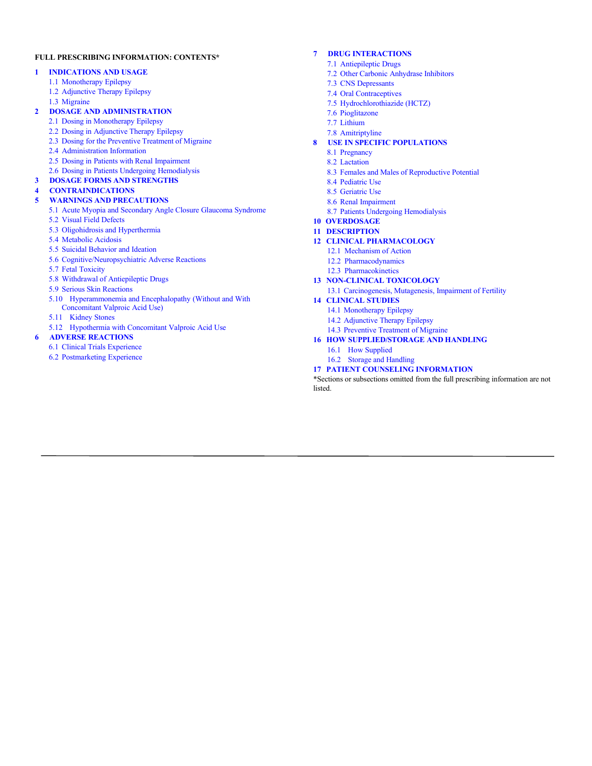**FULL PRESCRIBING INFORMATION: CONTENTS***

**1 INDICATIONS AND USAGE**
- 1.1 Monotherapy Epilepsy
- 1.2 Adjunctive Therapy Epilepsy
- 1.3 Migraine

**2 DOSAGE AND ADMINISTRATION**
- 2.1 Dosing in Monotherapy Epilepsy
- 2.2 Dosing in Adjunctive Therapy Epilepsy
- 2.3 Dosing for the Preventive Treatment of Migraine
- 2.4 Administration Information
- 2.5 Dosing in Patients with Renal Impairment
- 2.6 Dosing in Patients Undergoing Hemodialysis

**3 DOSAGE FORMS AND STRENGTHS**

**4 CONTRAINDICATIONS**

**5 WARNINGS AND PRECAUTIONS**
- 5.1 Acute Myopia and Secondary Angle Closure Glaucoma Syndrome
- 5.2 Visual Field Defects
- 5.3 Oligohidrosis and Hyperthermia
- 5.4 Metabolic Acidosis
- 5.5 Suicidal Behavior and Ideation
- 5.6 Cognitive/Neuropsychiatric Adverse Reactions
- 5.7 Fetal Toxicity
- 5.8 Withdrawal of Antiepileptic Drugs
- 5.9 Serious Skin Reactions
- 5.10 Hyperammonemia and Encephalopathy (Without and With Concomitant Valproic Acid Use)
- 5.11 Kidney Stones
- 5.12 Hypothermia with Concomitant Valproic Acid Use

**6 ADVERSE REACTIONS**
- 6.1 Clinical Trials Experience
- 6.2 Postmarketing Experience

**7 DRUG INTERACTIONS**
- 7.1 Antiepileptic Drugs
- 7.2 Other Carbonic Anhydrase Inhibitors
- 7.3 CNS Depressants
- 7.4 Oral Contraceptives
- 7.5 Hydrochlorothiazide (HCTZ)
- 7.6 Pioglitazone
- 7.7 Lithium
- 7.8 Amitriptyline

**8 USE IN SPECIFIC POPULATIONS**
- 8.1 Pregnancy
- 8.2 Lactation
- 8.3 Females and Males of Reproductive Potential
- 8.4 Pediatric Use
- 8.5 Geriatric Use
- 8.6 Renal Impairment
- 8.7 Patients Undergoing Hemodialysis

**10 OVERDOSAGE**

**11 DESCRIPTION**

**12 CLINICAL PHARMACOLOGY**
- 12.1 Mechanism of Action
- 12.2 Pharmacodynamics
- 12.3 Pharmacokinetics

**13 NON-CLINICAL TOXICOLOGY**
- 13.1 Carcinogenesis, Mutagenesis, Impairment of Fertility

**14 CLINICAL STUDIES**
- 14.1 Monotherapy Epilepsy
- 14.2 Adjunctive Therapy Epilepsy
- 14.3 Preventive Treatment of Migraine

**16 HOW SUPPLIED/STORAGE AND HANDLING**
- 16.1 How Supplied
- 16.2 Storage and Handling

**17 PATIENT COUNSELING INFORMATION**

*Sections or subsections omitted from the full prescribing information are not listed.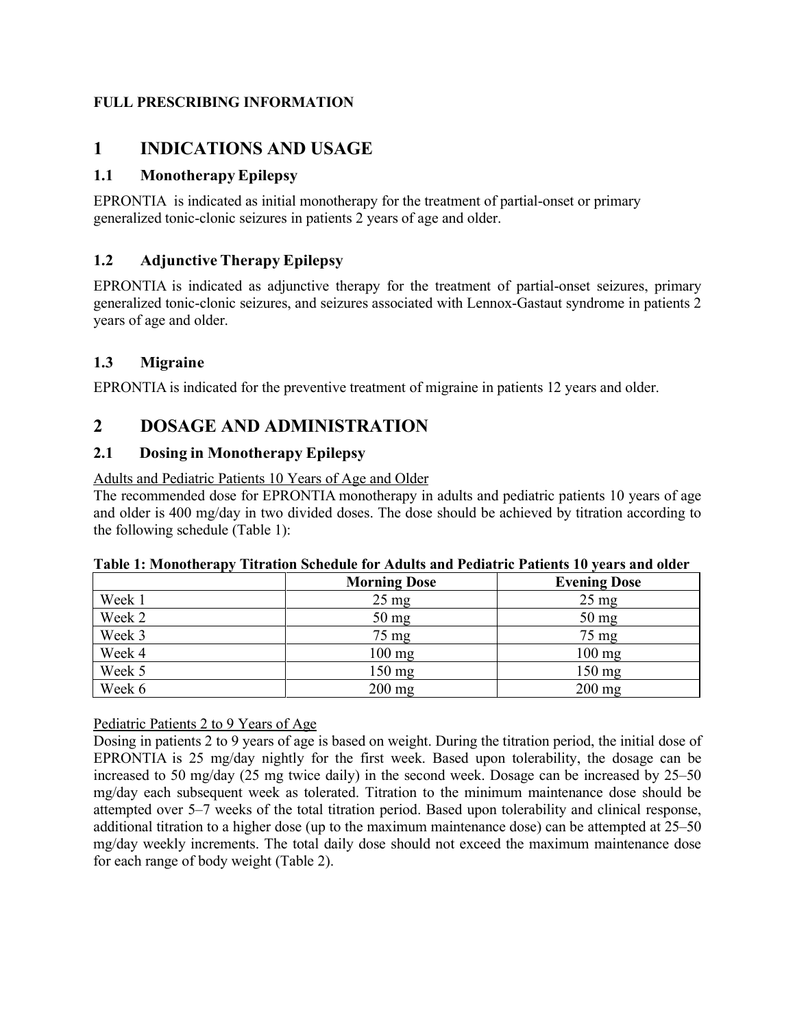**FULL PRESCRIBING INFORMATION**

# 1 INDICATIONS AND USAGE

## 1.1 Monotherapy Epilepsy

EPRONTIA is indicated as initial monotherapy for the treatment of partial-onset or primary generalized tonic-clonic seizures in patients 2 years of age and older.

## 1.2 Adjunctive Therapy Epilepsy

EPRONTIA is indicated as adjunctive therapy for the treatment of partial-onset seizures, primary generalized tonic-clonic seizures, and seizures associated with Lennox-Gastaut syndrome in patients 2 years of age and older.

## 1.3 Migraine

EPRONTIA is indicated for the preventive treatment of migraine in patients 12 years and older.

# 2 DOSAGE AND ADMINISTRATION

## 2.1 Dosing in Monotherapy Epilepsy

Adults and Pediatric Patients 10 Years of Age and Older

The recommended dose for EPRONTIA monotherapy in adults and pediatric patients 10 years of age and older is 400 mg/day in two divided doses. The dose should be achieved by titration according to the following schedule (Table 1):

**Table 1: Monotherapy Titration Schedule for Adults and Pediatric Patients 10 years and older**

| | Morning Dose | Evening Dose |
|---|---|---|
| Week 1 | 25 mg | 25 mg |
| Week 2 | 50 mg | 50 mg |
| Week 3 | 75 mg | 75 mg |
| Week 4 | 100 mg | 100 mg |
| Week 5 | 150 mg | 150 mg |
| Week 6 | 200 mg | 200 mg |

Pediatric Patients 2 to 9 Years of Age

Dosing in patients 2 to 9 years of age is based on weight. During the titration period, the initial dose of EPRONTIA is 25 mg/day nightly for the first week. Based upon tolerability, the dosage can be increased to 50 mg/day (25 mg twice daily) in the second week. Dosage can be increased by 25–50 mg/day each subsequent week as tolerated. Titration to the minimum maintenance dose should be attempted over 5–7 weeks of the total titration period. Based upon tolerability and clinical response, additional titration to a higher dose (up to the maximum maintenance dose) can be attempted at 25–50 mg/day weekly increments. The total daily dose should not exceed the maximum maintenance dose for each range of body weight (Table 2).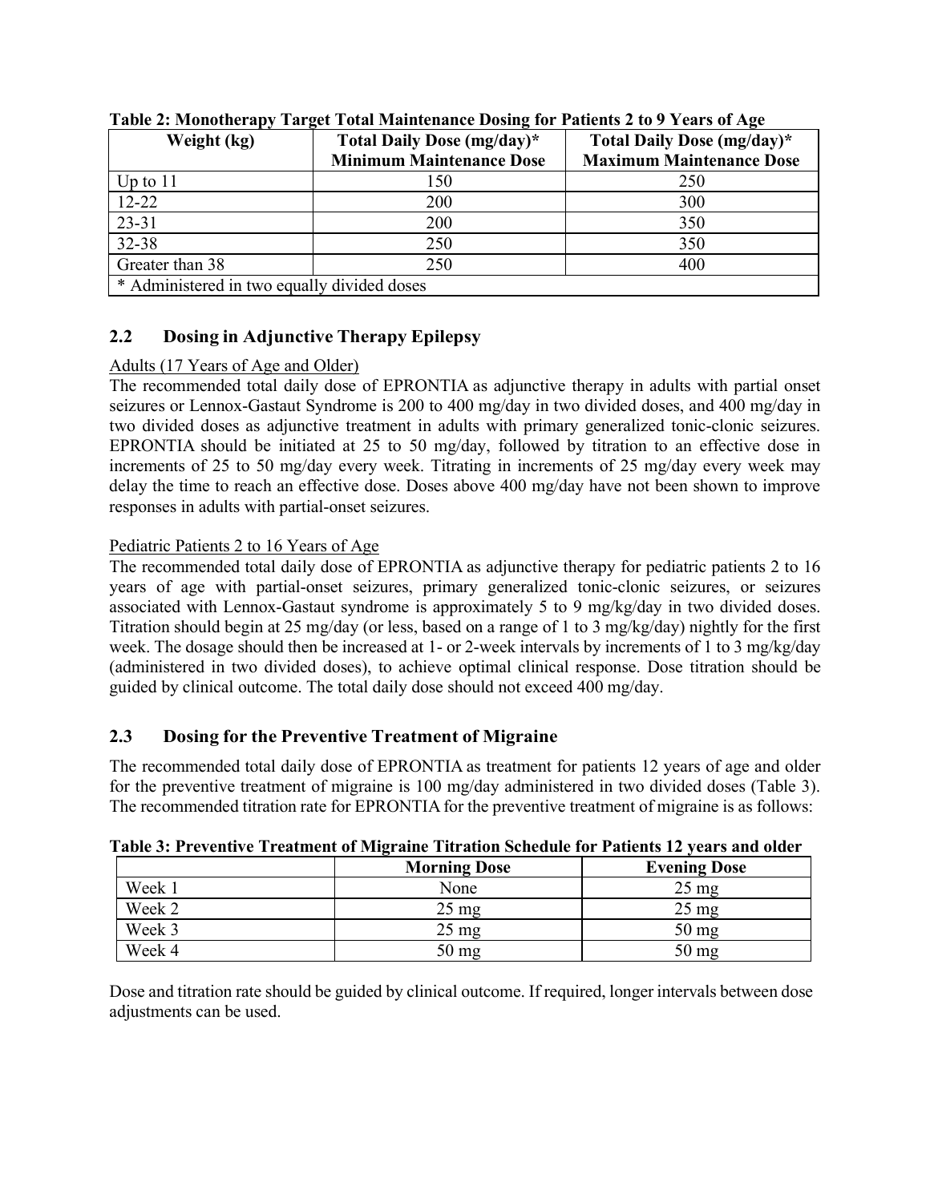**Table 2: Monotherapy Target Total Maintenance Dosing for Patients 2 to 9 Years of Age**

| Weight (kg) | Total Daily Dose (mg/day)* Minimum Maintenance Dose | Total Daily Dose (mg/day)* Maximum Maintenance Dose |
|---|---|---|
| Up to 11 | 150 | 250 |
| 12-22 | 200 | 300 |
| 23-31 | 200 | 350 |
| 32-38 | 250 | 350 |
| Greater than 38 | 250 | 400 |
| * Administered in two equally divided doses | | |

## 2.2 Dosing in Adjunctive Therapy Epilepsy

Adults (17 Years of Age and Older)

The recommended total daily dose of EPRONTIA as adjunctive therapy in adults with partial onset seizures or Lennox-Gastaut Syndrome is 200 to 400 mg/day in two divided doses, and 400 mg/day in two divided doses as adjunctive treatment in adults with primary generalized tonic-clonic seizures. EPRONTIA should be initiated at 25 to 50 mg/day, followed by titration to an effective dose in increments of 25 to 50 mg/day every week. Titrating in increments of 25 mg/day every week may delay the time to reach an effective dose. Doses above 400 mg/day have not been shown to improve responses in adults with partial-onset seizures.

Pediatric Patients 2 to 16 Years of Age

The recommended total daily dose of EPRONTIA as adjunctive therapy for pediatric patients 2 to 16 years of age with partial-onset seizures, primary generalized tonic-clonic seizures, or seizures associated with Lennox-Gastaut syndrome is approximately 5 to 9 mg/kg/day in two divided doses. Titration should begin at 25 mg/day (or less, based on a range of 1 to 3 mg/kg/day) nightly for the first week. The dosage should then be increased at 1- or 2-week intervals by increments of 1 to 3 mg/kg/day (administered in two divided doses), to achieve optimal clinical response. Dose titration should be guided by clinical outcome. The total daily dose should not exceed 400 mg/day.

## 2.3 Dosing for the Preventive Treatment of Migraine

The recommended total daily dose of EPRONTIA as treatment for patients 12 years of age and older for the preventive treatment of migraine is 100 mg/day administered in two divided doses (Table 3). The recommended titration rate for EPRONTIA for the preventive treatment of migraine is as follows:

**Table 3: Preventive Treatment of Migraine Titration Schedule for Patients 12 years and older**

| | Morning Dose | Evening Dose |
|---|---|---|
| Week 1 | None | 25 mg |
| Week 2 | 25 mg | 25 mg |
| Week 3 | 25 mg | 50 mg |
| Week 4 | 50 mg | 50 mg |

Dose and titration rate should be guided by clinical outcome. If required, longer intervals between dose adjustments can be used.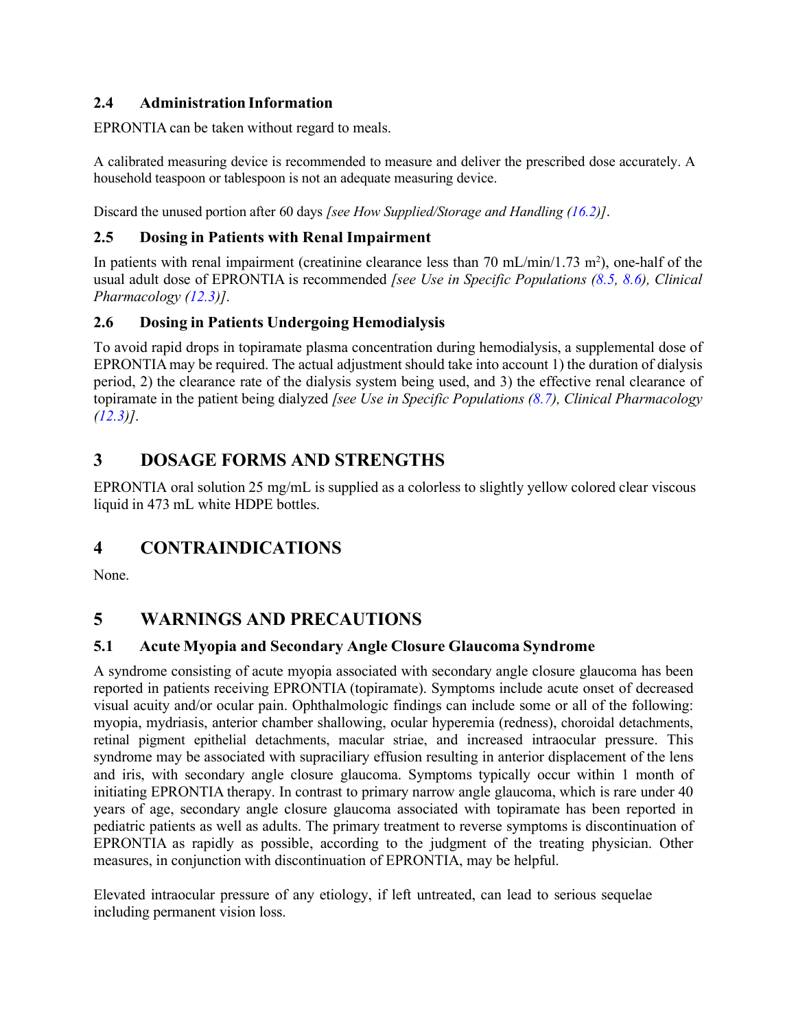### 2.4 Administration Information

EPRONTIA can be taken without regard to meals.

A calibrated measuring device is recommended to measure and deliver the prescribed dose accurately. A household teaspoon or tablespoon is not an adequate measuring device.

Discard the unused portion after 60 days *[see How Supplied/Storage and Handling (16.2)]*.

### 2.5 Dosing in Patients with Renal Impairment

In patients with renal impairment (creatinine clearance less than 70 mL/min/1.73 $m^2$), one-half of the usual adult dose of EPRONTIA is recommended *[see Use in Specific Populations (8.5, 8.6), Clinical Pharmacology (12.3)]*.

### 2.6 Dosing in Patients Undergoing Hemodialysis

To avoid rapid drops in topiramate plasma concentration during hemodialysis, a supplemental dose of EPRONTIA may be required. The actual adjustment should take into account 1) the duration of dialysis period, 2) the clearance rate of the dialysis system being used, and 3) the effective renal clearance of topiramate in the patient being dialyzed *[see Use in Specific Populations (8.7), Clinical Pharmacology (12.3)]*.

## 3 DOSAGE FORMS AND STRENGTHS

EPRONTIA oral solution 25 mg/mL is supplied as a colorless to slightly yellow colored clear viscous liquid in 473 mL white HDPE bottles.

## 4 CONTRAINDICATIONS

None.

## 5 WARNINGS AND PRECAUTIONS

### 5.1 Acute Myopia and Secondary Angle Closure Glaucoma Syndrome

A syndrome consisting of acute myopia associated with secondary angle closure glaucoma has been reported in patients receiving EPRONTIA (topiramate). Symptoms include acute onset of decreased visual acuity and/or ocular pain. Ophthalmologic findings can include some or all of the following: myopia, mydriasis, anterior chamber shallowing, ocular hyperemia (redness), choroidal detachments, retinal pigment epithelial detachments, macular striae, and increased intraocular pressure. This syndrome may be associated with supraciliary effusion resulting in anterior displacement of the lens and iris, with secondary angle closure glaucoma. Symptoms typically occur within 1 month of initiating EPRONTIA therapy. In contrast to primary narrow angle glaucoma, which is rare under 40 years of age, secondary angle closure glaucoma associated with topiramate has been reported in pediatric patients as well as adults. The primary treatment to reverse symptoms is discontinuation of EPRONTIA as rapidly as possible, according to the judgment of the treating physician. Other measures, in conjunction with discontinuation of EPRONTIA, may be helpful.

Elevated intraocular pressure of any etiology, if left untreated, can lead to serious sequelae including permanent vision loss.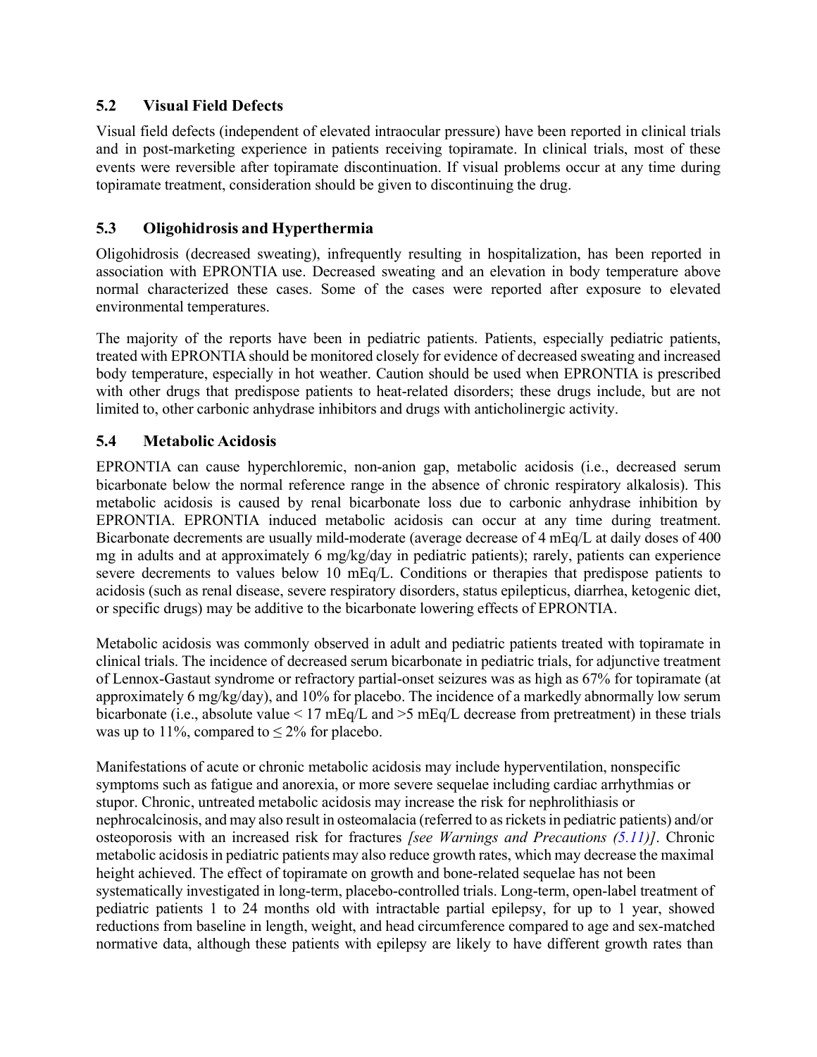## 5.2 Visual Field Defects

Visual field defects (independent of elevated intraocular pressure) have been reported in clinical trials and in post-marketing experience in patients receiving topiramate. In clinical trials, most of these events were reversible after topiramate discontinuation. If visual problems occur at any time during topiramate treatment, consideration should be given to discontinuing the drug.

## 5.3 Oligohidrosis and Hyperthermia

Oligohidrosis (decreased sweating), infrequently resulting in hospitalization, has been reported in association with EPRONTIA use. Decreased sweating and an elevation in body temperature above normal characterized these cases. Some of the cases were reported after exposure to elevated environmental temperatures.

The majority of the reports have been in pediatric patients. Patients, especially pediatric patients, treated with EPRONTIA should be monitored closely for evidence of decreased sweating and increased body temperature, especially in hot weather. Caution should be used when EPRONTIA is prescribed with other drugs that predispose patients to heat-related disorders; these drugs include, but are not limited to, other carbonic anhydrase inhibitors and drugs with anticholinergic activity.

## 5.4 Metabolic Acidosis

EPRONTIA can cause hyperchloremic, non-anion gap, metabolic acidosis (i.e., decreased serum bicarbonate below the normal reference range in the absence of chronic respiratory alkalosis). This metabolic acidosis is caused by renal bicarbonate loss due to carbonic anhydrase inhibition by EPRONTIA. EPRONTIA induced metabolic acidosis can occur at any time during treatment. Bicarbonate decrements are usually mild-moderate (average decrease of 4 mEq/L at daily doses of 400 mg in adults and at approximately 6 mg/kg/day in pediatric patients); rarely, patients can experience severe decrements to values below 10 mEq/L. Conditions or therapies that predispose patients to acidosis (such as renal disease, severe respiratory disorders, status epilepticus, diarrhea, ketogenic diet, or specific drugs) may be additive to the bicarbonate lowering effects of EPRONTIA.

Metabolic acidosis was commonly observed in adult and pediatric patients treated with topiramate in clinical trials. The incidence of decreased serum bicarbonate in pediatric trials, for adjunctive treatment of Lennox-Gastaut syndrome or refractory partial-onset seizures was as high as 67% for topiramate (at approximately 6 mg/kg/day), and 10% for placebo. The incidence of a markedly abnormally low serum bicarbonate (i.e., absolute value < 17 mEq/L and >5 mEq/L decrease from pretreatment) in these trials was up to 11%, compared to ≤ 2% for placebo.

Manifestations of acute or chronic metabolic acidosis may include hyperventilation, nonspecific symptoms such as fatigue and anorexia, or more severe sequelae including cardiac arrhythmias or stupor. Chronic, untreated metabolic acidosis may increase the risk for nephrolithiasis or nephrocalcinosis, and may also result in osteomalacia (referred to as rickets in pediatric patients) and/or osteoporosis with an increased risk for fractures *[see Warnings and Precautions (5.11)]*. Chronic metabolic acidosis in pediatric patients may also reduce growth rates, which may decrease the maximal height achieved. The effect of topiramate on growth and bone-related sequelae has not been systematically investigated in long-term, placebo-controlled trials. Long-term, open-label treatment of pediatric patients 1 to 24 months old with intractable partial epilepsy, for up to 1 year, showed reductions from baseline in length, weight, and head circumference compared to age and sex-matched normative data, although these patients with epilepsy are likely to have different growth rates than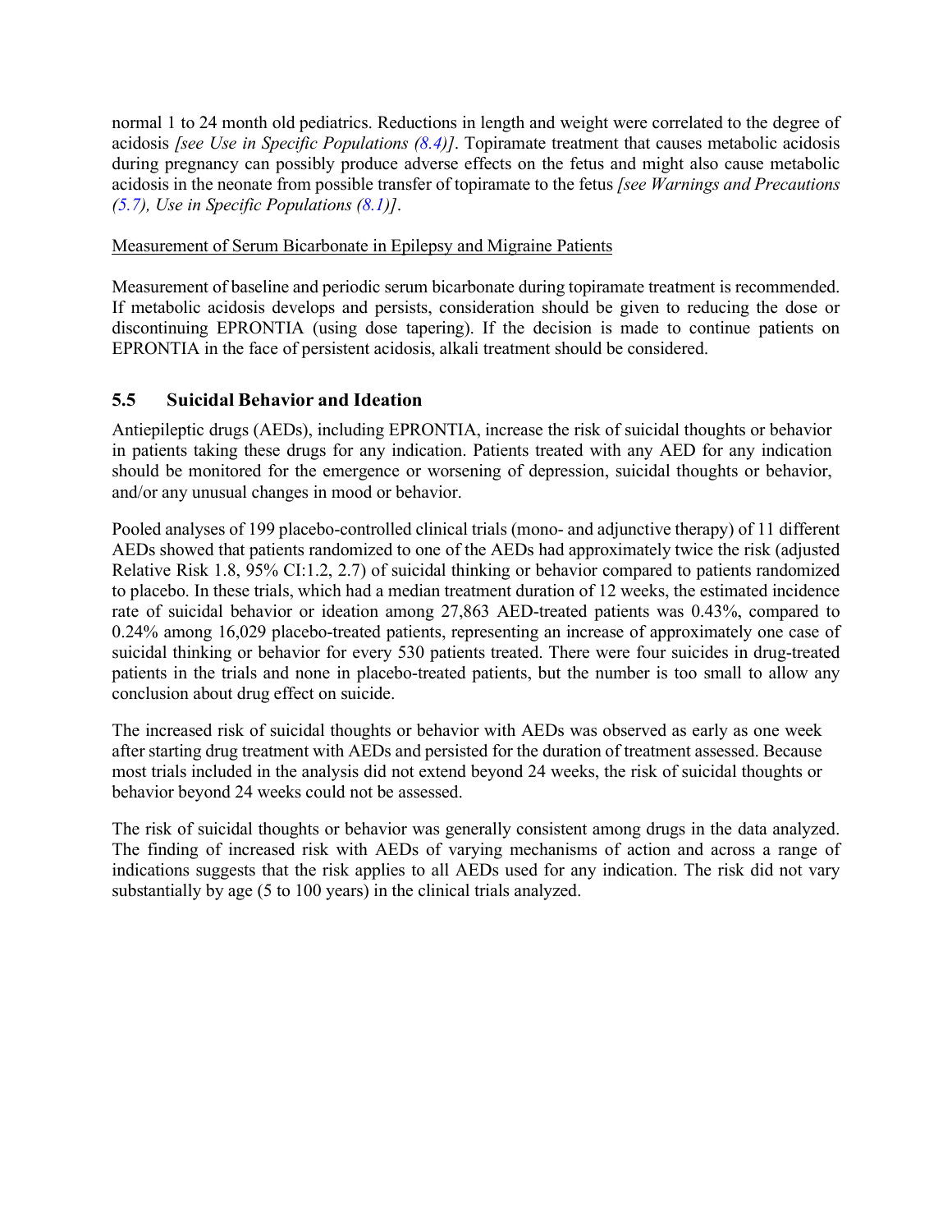normal 1 to 24 month old pediatrics. Reductions in length and weight were correlated to the degree of acidosis *[see Use in Specific Populations (8.4)]*. Topiramate treatment that causes metabolic acidosis during pregnancy can possibly produce adverse effects on the fetus and might also cause metabolic acidosis in the neonate from possible transfer of topiramate to the fetus *[see Warnings and Precautions (5.7), Use in Specific Populations (8.1)]*.

Measurement of Serum Bicarbonate in Epilepsy and Migraine Patients

Measurement of baseline and periodic serum bicarbonate during topiramate treatment is recommended. If metabolic acidosis develops and persists, consideration should be given to reducing the dose or discontinuing EPRONTIA (using dose tapering). If the decision is made to continue patients on EPRONTIA in the face of persistent acidosis, alkali treatment should be considered.

### 5.5 Suicidal Behavior and Ideation

Antiepileptic drugs (AEDs), including EPRONTIA, increase the risk of suicidal thoughts or behavior in patients taking these drugs for any indication. Patients treated with any AED for any indication should be monitored for the emergence or worsening of depression, suicidal thoughts or behavior, and/or any unusual changes in mood or behavior.

Pooled analyses of 199 placebo-controlled clinical trials (mono- and adjunctive therapy) of 11 different AEDs showed that patients randomized to one of the AEDs had approximately twice the risk (adjusted Relative Risk 1.8, 95% CI:1.2, 2.7) of suicidal thinking or behavior compared to patients randomized to placebo. In these trials, which had a median treatment duration of 12 weeks, the estimated incidence rate of suicidal behavior or ideation among 27,863 AED-treated patients was 0.43%, compared to 0.24% among 16,029 placebo-treated patients, representing an increase of approximately one case of suicidal thinking or behavior for every 530 patients treated. There were four suicides in drug-treated patients in the trials and none in placebo-treated patients, but the number is too small to allow any conclusion about drug effect on suicide.

The increased risk of suicidal thoughts or behavior with AEDs was observed as early as one week after starting drug treatment with AEDs and persisted for the duration of treatment assessed. Because most trials included in the analysis did not extend beyond 24 weeks, the risk of suicidal thoughts or behavior beyond 24 weeks could not be assessed.

The risk of suicidal thoughts or behavior was generally consistent among drugs in the data analyzed. The finding of increased risk with AEDs of varying mechanisms of action and across a range of indications suggests that the risk applies to all AEDs used for any indication. The risk did not vary substantially by age (5 to 100 years) in the clinical trials analyzed.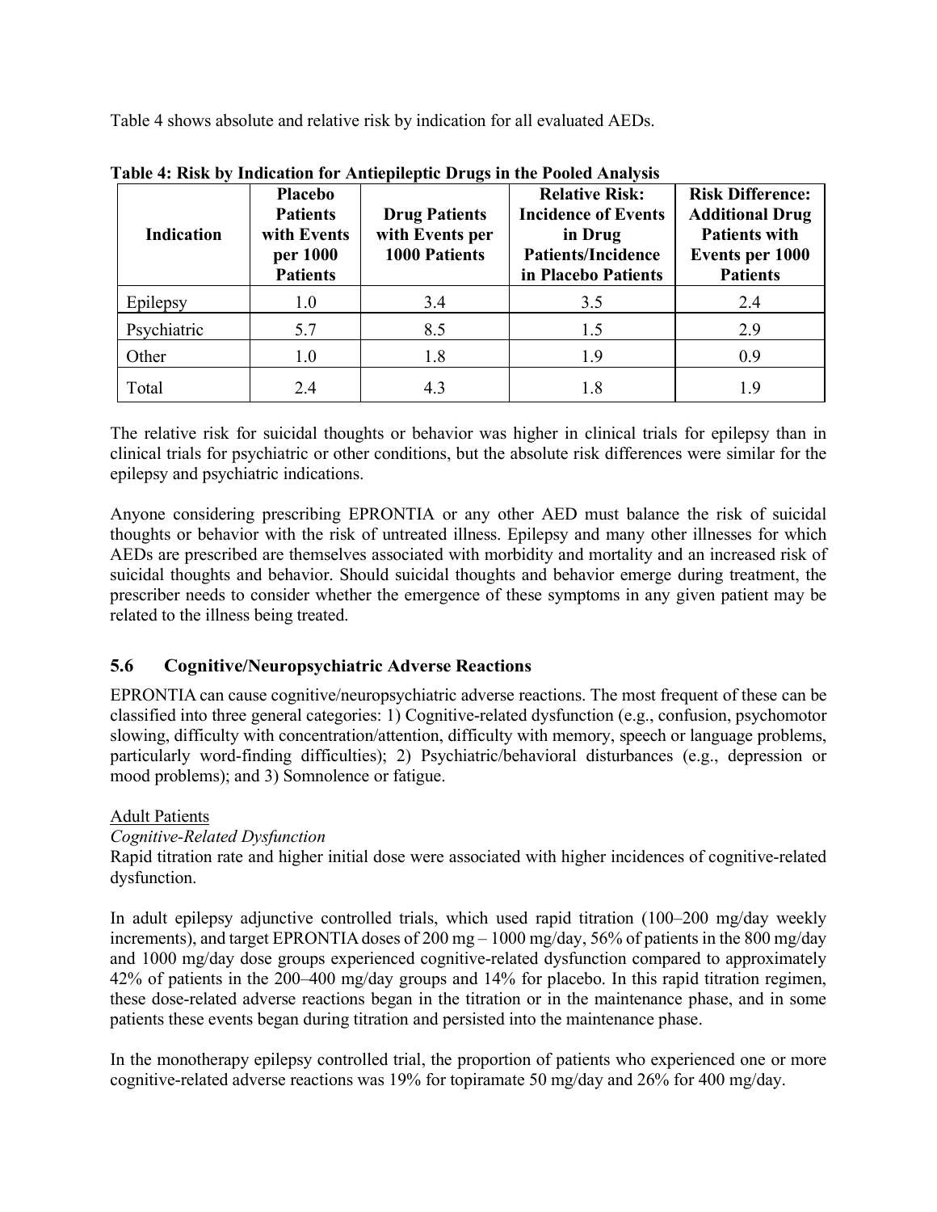Table 4 shows absolute and relative risk by indication for all evaluated AEDs.

**Table 4: Risk by Indication for Antiepileptic Drugs in the Pooled Analysis**

| Indication | Placebo Patients with Events per 1000 Patients | Drug Patients with Events per 1000 Patients | Relative Risk: Incidence of Events in Drug Patients/Incidence in Placebo Patients | Risk Difference: Additional Drug Patients with Events per 1000 Patients |
|---|---|---|---|---|
| Epilepsy | 1.0 | 3.4 | 3.5 | 2.4 |
| Psychiatric | 5.7 | 8.5 | 1.5 | 2.9 |
| Other | 1.0 | 1.8 | 1.9 | 0.9 |
| Total | 2.4 | 4.3 | 1.8 | 1.9 |

The relative risk for suicidal thoughts or behavior was higher in clinical trials for epilepsy than in clinical trials for psychiatric or other conditions, but the absolute risk differences were similar for the epilepsy and psychiatric indications.

Anyone considering prescribing EPRONTIA or any other AED must balance the risk of suicidal thoughts or behavior with the risk of untreated illness. Epilepsy and many other illnesses for which AEDs are prescribed are themselves associated with morbidity and mortality and an increased risk of suicidal thoughts and behavior. Should suicidal thoughts and behavior emerge during treatment, the prescriber needs to consider whether the emergence of these symptoms in any given patient may be related to the illness being treated.

## 5.6 Cognitive/Neuropsychiatric Adverse Reactions

EPRONTIA can cause cognitive/neuropsychiatric adverse reactions. The most frequent of these can be classified into three general categories: 1) Cognitive-related dysfunction (e.g., confusion, psychomotor slowing, difficulty with concentration/attention, difficulty with memory, speech or language problems, particularly word-finding difficulties); 2) Psychiatric/behavioral disturbances (e.g., depression or mood problems); and 3) Somnolence or fatigue.

Adult Patients

*Cognitive-Related Dysfunction*

Rapid titration rate and higher initial dose were associated with higher incidences of cognitive-related dysfunction.

In adult epilepsy adjunctive controlled trials, which used rapid titration (100–200 mg/day weekly increments), and target EPRONTIA doses of 200 mg – 1000 mg/day, 56% of patients in the 800 mg/day and 1000 mg/day dose groups experienced cognitive-related dysfunction compared to approximately 42% of patients in the 200–400 mg/day groups and 14% for placebo. In this rapid titration regimen, these dose-related adverse reactions began in the titration or in the maintenance phase, and in some patients these events began during titration and persisted into the maintenance phase.

In the monotherapy epilepsy controlled trial, the proportion of patients who experienced one or more cognitive-related adverse reactions was 19% for topiramate 50 mg/day and 26% for 400 mg/day.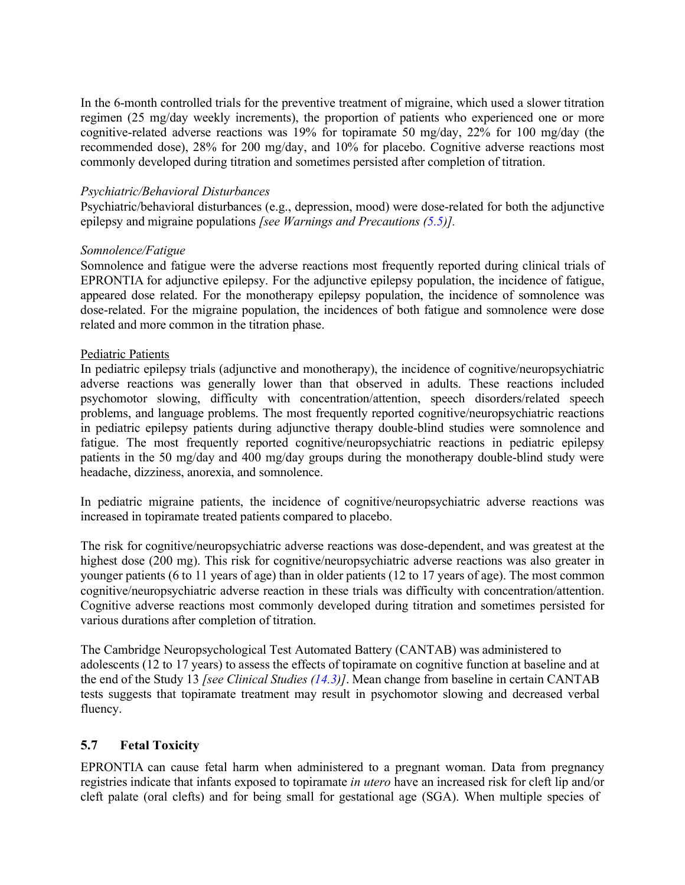In the 6-month controlled trials for the preventive treatment of migraine, which used a slower titration regimen (25 mg/day weekly increments), the proportion of patients who experienced one or more cognitive-related adverse reactions was 19% for topiramate 50 mg/day, 22% for 100 mg/day (the recommended dose), 28% for 200 mg/day, and 10% for placebo. Cognitive adverse reactions most commonly developed during titration and sometimes persisted after completion of titration.

*Psychiatric/Behavioral Disturbances*

Psychiatric/behavioral disturbances (e.g., depression, mood) were dose-related for both the adjunctive epilepsy and migraine populations *[see Warnings and Precautions (5.5)].*

*Somnolence/Fatigue*

Somnolence and fatigue were the adverse reactions most frequently reported during clinical trials of EPRONTIA for adjunctive epilepsy. For the adjunctive epilepsy population, the incidence of fatigue, appeared dose related. For the monotherapy epilepsy population, the incidence of somnolence was dose-related. For the migraine population, the incidences of both fatigue and somnolence were dose related and more common in the titration phase.

Pediatric Patients

In pediatric epilepsy trials (adjunctive and monotherapy), the incidence of cognitive/neuropsychiatric adverse reactions was generally lower than that observed in adults. These reactions included psychomotor slowing, difficulty with concentration/attention, speech disorders/related speech problems, and language problems. The most frequently reported cognitive/neuropsychiatric reactions in pediatric epilepsy patients during adjunctive therapy double-blind studies were somnolence and fatigue. The most frequently reported cognitive/neuropsychiatric reactions in pediatric epilepsy patients in the 50 mg/day and 400 mg/day groups during the monotherapy double-blind study were headache, dizziness, anorexia, and somnolence.

In pediatric migraine patients, the incidence of cognitive/neuropsychiatric adverse reactions was increased in topiramate treated patients compared to placebo.

The risk for cognitive/neuropsychiatric adverse reactions was dose-dependent, and was greatest at the highest dose (200 mg). This risk for cognitive/neuropsychiatric adverse reactions was also greater in younger patients (6 to 11 years of age) than in older patients (12 to 17 years of age). The most common cognitive/neuropsychiatric adverse reaction in these trials was difficulty with concentration/attention. Cognitive adverse reactions most commonly developed during titration and sometimes persisted for various durations after completion of titration.

The Cambridge Neuropsychological Test Automated Battery (CANTAB) was administered to adolescents (12 to 17 years) to assess the effects of topiramate on cognitive function at baseline and at the end of the Study 13 *[see Clinical Studies (14.3)]*. Mean change from baseline in certain CANTAB tests suggests that topiramate treatment may result in psychomotor slowing and decreased verbal fluency.

## 5.7 Fetal Toxicity

EPRONTIA can cause fetal harm when administered to a pregnant woman. Data from pregnancy registries indicate that infants exposed to topiramate *in utero* have an increased risk for cleft lip and/or cleft palate (oral clefts) and for being small for gestational age (SGA). When multiple species of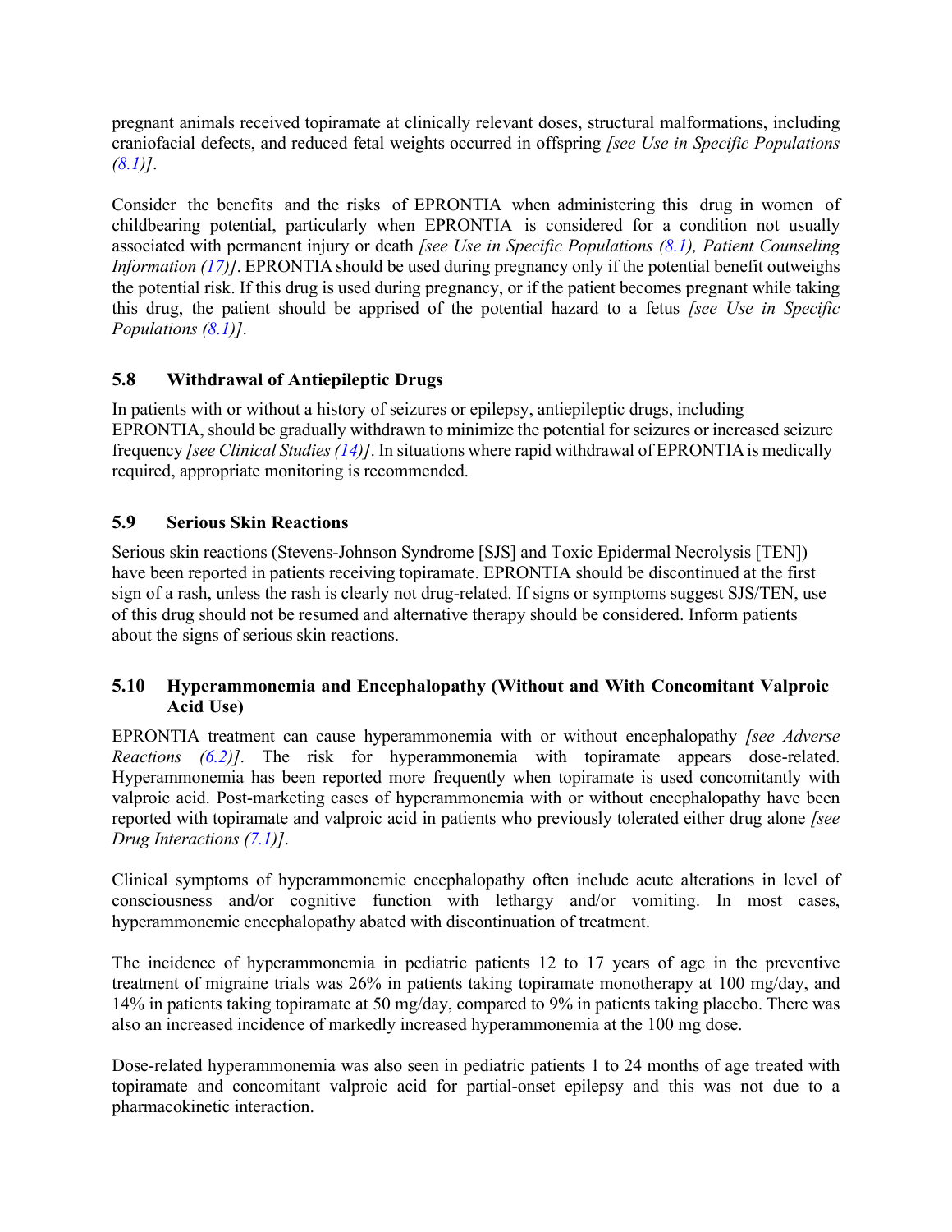pregnant animals received topiramate at clinically relevant doses, structural malformations, including craniofacial defects, and reduced fetal weights occurred in offspring *[see Use in Specific Populations (8.1)]*.

Consider the benefits and the risks of EPRONTIA when administering this drug in women of childbearing potential, particularly when EPRONTIA is considered for a condition not usually associated with permanent injury or death *[see Use in Specific Populations (8.1), Patient Counseling Information (17)]*. EPRONTIA should be used during pregnancy only if the potential benefit outweighs the potential risk. If this drug is used during pregnancy, or if the patient becomes pregnant while taking this drug, the patient should be apprised of the potential hazard to a fetus *[see Use in Specific Populations (8.1)]*.

### 5.8 Withdrawal of Antiepileptic Drugs

In patients with or without a history of seizures or epilepsy, antiepileptic drugs, including EPRONTIA, should be gradually withdrawn to minimize the potential for seizures or increased seizure frequency *[see Clinical Studies (14)]*. In situations where rapid withdrawal of EPRONTIA is medically required, appropriate monitoring is recommended.

### 5.9 Serious Skin Reactions

Serious skin reactions (Stevens-Johnson Syndrome [SJS] and Toxic Epidermal Necrolysis [TEN]) have been reported in patients receiving topiramate. EPRONTIA should be discontinued at the first sign of a rash, unless the rash is clearly not drug-related. If signs or symptoms suggest SJS/TEN, use of this drug should not be resumed and alternative therapy should be considered. Inform patients about the signs of serious skin reactions.

### 5.10 Hyperammonemia and Encephalopathy (Without and With Concomitant Valproic Acid Use)

EPRONTIA treatment can cause hyperammonemia with or without encephalopathy *[see Adverse Reactions (6.2)]*. The risk for hyperammonemia with topiramate appears dose-related. Hyperammonemia has been reported more frequently when topiramate is used concomitantly with valproic acid. Post-marketing cases of hyperammonemia with or without encephalopathy have been reported with topiramate and valproic acid in patients who previously tolerated either drug alone *[see Drug Interactions (7.1)]*.

Clinical symptoms of hyperammonemic encephalopathy often include acute alterations in level of consciousness and/or cognitive function with lethargy and/or vomiting. In most cases, hyperammonemic encephalopathy abated with discontinuation of treatment.

The incidence of hyperammonemia in pediatric patients 12 to 17 years of age in the preventive treatment of migraine trials was 26% in patients taking topiramate monotherapy at 100 mg/day, and 14% in patients taking topiramate at 50 mg/day, compared to 9% in patients taking placebo. There was also an increased incidence of markedly increased hyperammonemia at the 100 mg dose.

Dose-related hyperammonemia was also seen in pediatric patients 1 to 24 months of age treated with topiramate and concomitant valproic acid for partial-onset epilepsy and this was not due to a pharmacokinetic interaction.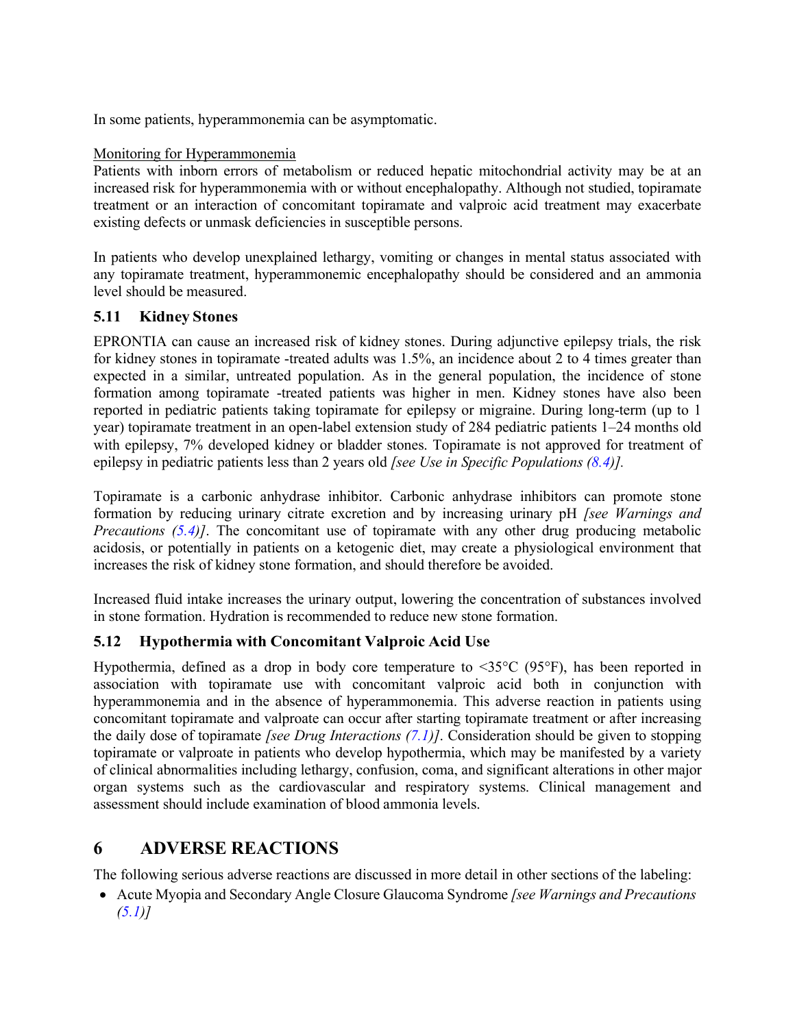In some patients, hyperammonemia can be asymptomatic.

Monitoring for Hyperammonemia

Patients with inborn errors of metabolism or reduced hepatic mitochondrial activity may be at an increased risk for hyperammonemia with or without encephalopathy. Although not studied, topiramate treatment or an interaction of concomitant topiramate and valproic acid treatment may exacerbate existing defects or unmask deficiencies in susceptible persons.

In patients who develop unexplained lethargy, vomiting or changes in mental status associated with any topiramate treatment, hyperammonemic encephalopathy should be considered and an ammonia level should be measured.

### 5.11 Kidney Stones

EPRONTIA can cause an increased risk of kidney stones. During adjunctive epilepsy trials, the risk for kidney stones in topiramate -treated adults was 1.5%, an incidence about 2 to 4 times greater than expected in a similar, untreated population. As in the general population, the incidence of stone formation among topiramate -treated patients was higher in men. Kidney stones have also been reported in pediatric patients taking topiramate for epilepsy or migraine. During long-term (up to 1 year) topiramate treatment in an open-label extension study of 284 pediatric patients 1–24 months old with epilepsy, 7% developed kidney or bladder stones. Topiramate is not approved for treatment of epilepsy in pediatric patients less than 2 years old *[see Use in Specific Populations (8.4)].*

Topiramate is a carbonic anhydrase inhibitor. Carbonic anhydrase inhibitors can promote stone formation by reducing urinary citrate excretion and by increasing urinary pH *[see Warnings and Precautions (5.4)]*. The concomitant use of topiramate with any other drug producing metabolic acidosis, or potentially in patients on a ketogenic diet, may create a physiological environment that increases the risk of kidney stone formation, and should therefore be avoided.

Increased fluid intake increases the urinary output, lowering the concentration of substances involved in stone formation. Hydration is recommended to reduce new stone formation.

### 5.12 Hypothermia with Concomitant Valproic Acid Use

Hypothermia, defined as a drop in body core temperature to <35°C (95°F), has been reported in association with topiramate use with concomitant valproic acid both in conjunction with hyperammonemia and in the absence of hyperammonemia. This adverse reaction in patients using concomitant topiramate and valproate can occur after starting topiramate treatment or after increasing the daily dose of topiramate *[see Drug Interactions (7.1)]*. Consideration should be given to stopping topiramate or valproate in patients who develop hypothermia, which may be manifested by a variety of clinical abnormalities including lethargy, confusion, coma, and significant alterations in other major organ systems such as the cardiovascular and respiratory systems. Clinical management and assessment should include examination of blood ammonia levels.

## 6 ADVERSE REACTIONS

The following serious adverse reactions are discussed in more detail in other sections of the labeling:

- Acute Myopia and Secondary Angle Closure Glaucoma Syndrome *[see Warnings and Precautions (5.1)]*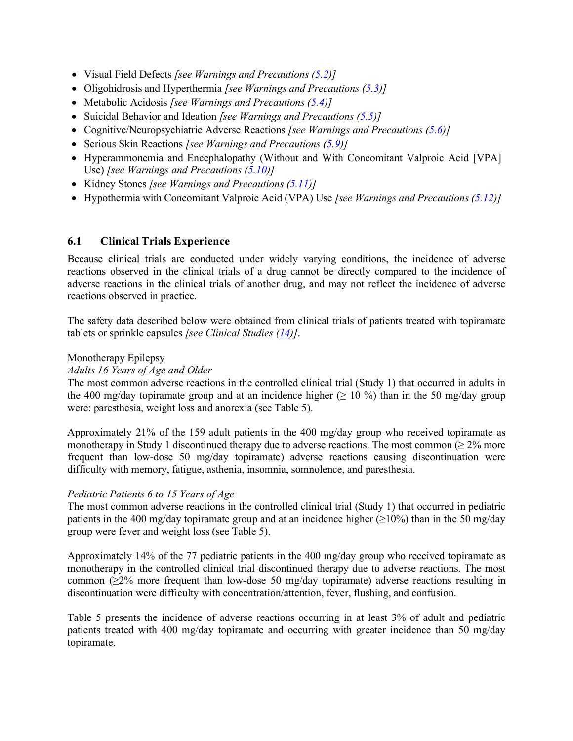- Visual Field Defects *[see Warnings and Precautions (5.2)]*
- Oligohidrosis and Hyperthermia *[see Warnings and Precautions (5.3)]*
- Metabolic Acidosis *[see Warnings and Precautions (5.4)]*
- Suicidal Behavior and Ideation *[see Warnings and Precautions (5.5)]*
- Cognitive/Neuropsychiatric Adverse Reactions *[see Warnings and Precautions (5.6)]*
- Serious Skin Reactions *[see Warnings and Precautions (5.9)]*
- Hyperammonemia and Encephalopathy (Without and With Concomitant Valproic Acid [VPA] Use) *[see Warnings and Precautions (5.10)]*
- Kidney Stones *[see Warnings and Precautions (5.11)]*
- Hypothermia with Concomitant Valproic Acid (VPA) Use *[see Warnings and Precautions (5.12)]*

## 6.1 Clinical Trials Experience

Because clinical trials are conducted under widely varying conditions, the incidence of adverse reactions observed in the clinical trials of a drug cannot be directly compared to the incidence of adverse reactions in the clinical trials of another drug, and may not reflect the incidence of adverse reactions observed in practice.

The safety data described below were obtained from clinical trials of patients treated with topiramate tablets or sprinkle capsules *[see Clinical Studies (14)]*.

Monotherapy Epilepsy

*Adults 16 Years of Age and Older*

The most common adverse reactions in the controlled clinical trial (Study 1) that occurred in adults in the 400 mg/day topiramate group and at an incidence higher (≥ 10 %) than in the 50 mg/day group were: paresthesia, weight loss and anorexia (see Table 5).

Approximately 21% of the 159 adult patients in the 400 mg/day group who received topiramate as monotherapy in Study 1 discontinued therapy due to adverse reactions. The most common (≥ 2% more frequent than low-dose 50 mg/day topiramate) adverse reactions causing discontinuation were difficulty with memory, fatigue, asthenia, insomnia, somnolence, and paresthesia.

*Pediatric Patients 6 to 15 Years of Age*

The most common adverse reactions in the controlled clinical trial (Study 1) that occurred in pediatric patients in the 400 mg/day topiramate group and at an incidence higher (≥10%) than in the 50 mg/day group were fever and weight loss (see Table 5).

Approximately 14% of the 77 pediatric patients in the 400 mg/day group who received topiramate as monotherapy in the controlled clinical trial discontinued therapy due to adverse reactions. The most common (≥2% more frequent than low-dose 50 mg/day topiramate) adverse reactions resulting in discontinuation were difficulty with concentration/attention, fever, flushing, and confusion.

Table 5 presents the incidence of adverse reactions occurring in at least 3% of adult and pediatric patients treated with 400 mg/day topiramate and occurring with greater incidence than 50 mg/day topiramate.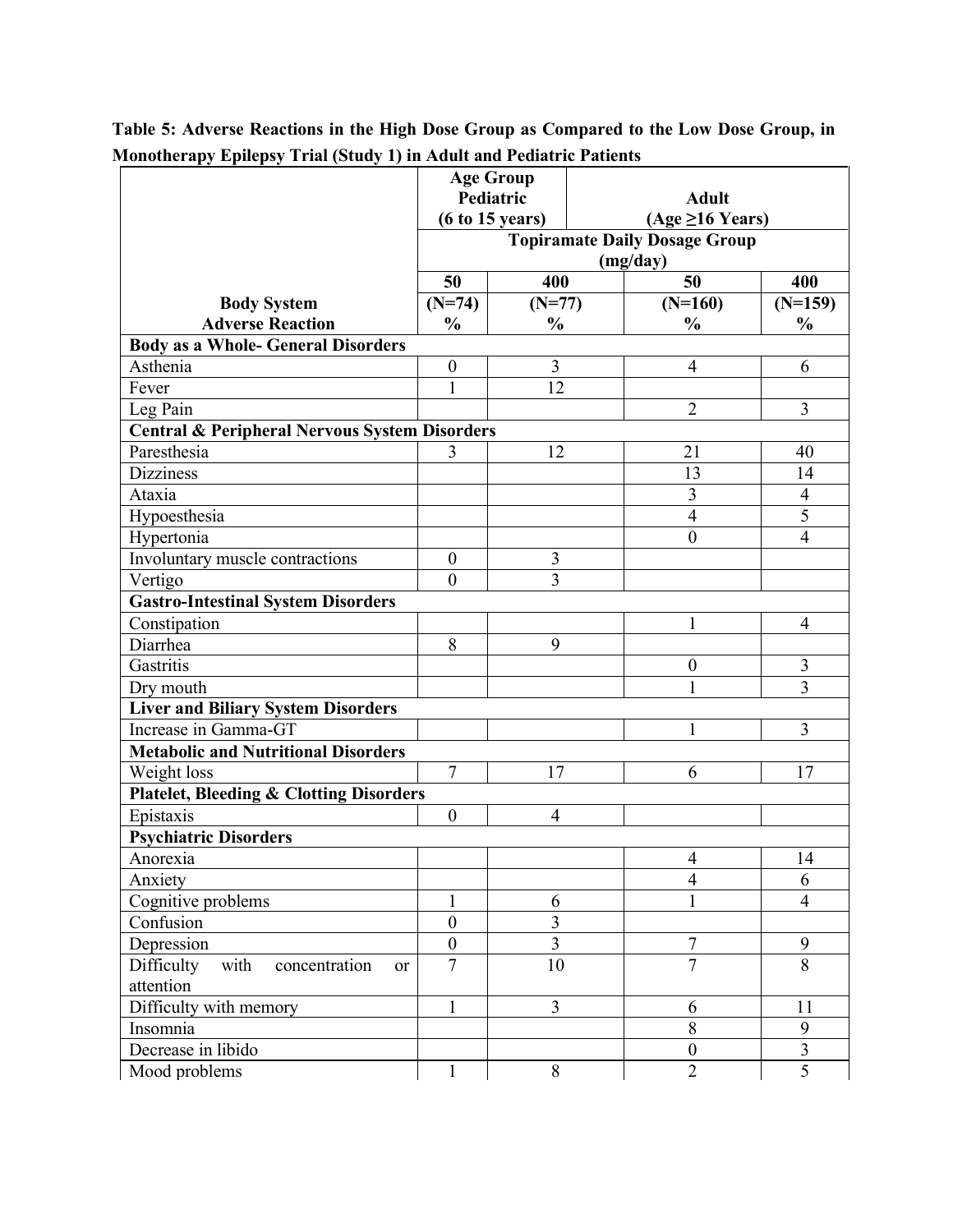**Table 5: Adverse Reactions in the High Dose Group as Compared to the Low Dose Group, in Monotherapy Epilepsy Trial (Study 1) in Adult and Pediatric Patients**

| | Age Group Pediatric (6 to 15 years) | | Adult (Age ≥16 Years) | |
|---|---|---|---|---|
| | Topiramate Daily Dosage Group (mg/day) | | | |
| | 50 | 400 | 50 | 400 |
| **Body System Adverse Reaction** | **(N=74) %** | **(N=77) %** | **(N=160) %** | **(N=159) %** |
| **Body as a Whole- General Disorders** | | | | |
| Asthenia | 0 | 3 | 4 | 6 |
| Fever | 1 | 12 | | |
| Leg Pain | | | 2 | 3 |
| **Central & Peripheral Nervous System Disorders** | | | | |
| Paresthesia | 3 | 12 | 21 | 40 |
| Dizziness | | | 13 | 14 |
| Ataxia | | | 3 | 4 |
| Hypoesthesia | | | 4 | 5 |
| Hypertonia | | | 0 | 4 |
| Involuntary muscle contractions | 0 | 3 | | |
| Vertigo | 0 | 3 | | |
| **Gastro-Intestinal System Disorders** | | | | |
| Constipation | | | 1 | 4 |
| Diarrhea | 8 | 9 | | |
| Gastritis | | | 0 | 3 |
| Dry mouth | | | 1 | 3 |
| **Liver and Biliary System Disorders** | | | | |
| Increase in Gamma-GT | | | 1 | 3 |
| **Metabolic and Nutritional Disorders** | | | | |
| Weight loss | 7 | 17 | 6 | 17 |
| **Platelet, Bleeding & Clotting Disorders** | | | | |
| Epistaxis | 0 | 4 | | |
| **Psychiatric Disorders** | | | | |
| Anorexia | | | 4 | 14 |
| Anxiety | | | 4 | 6 |
| Cognitive problems | 1 | 6 | 1 | 4 |
| Confusion | 0 | 3 | | |
| Depression | 0 | 3 | 7 | 9 |
| Difficulty with concentration or attention | 7 | 10 | 7 | 8 |
| Difficulty with memory | 1 | 3 | 6 | 11 |
| Insomnia | | | 8 | 9 |
| Decrease in libido | | | 0 | 3 |
| Mood problems | 1 | 8 | 2 | 5 |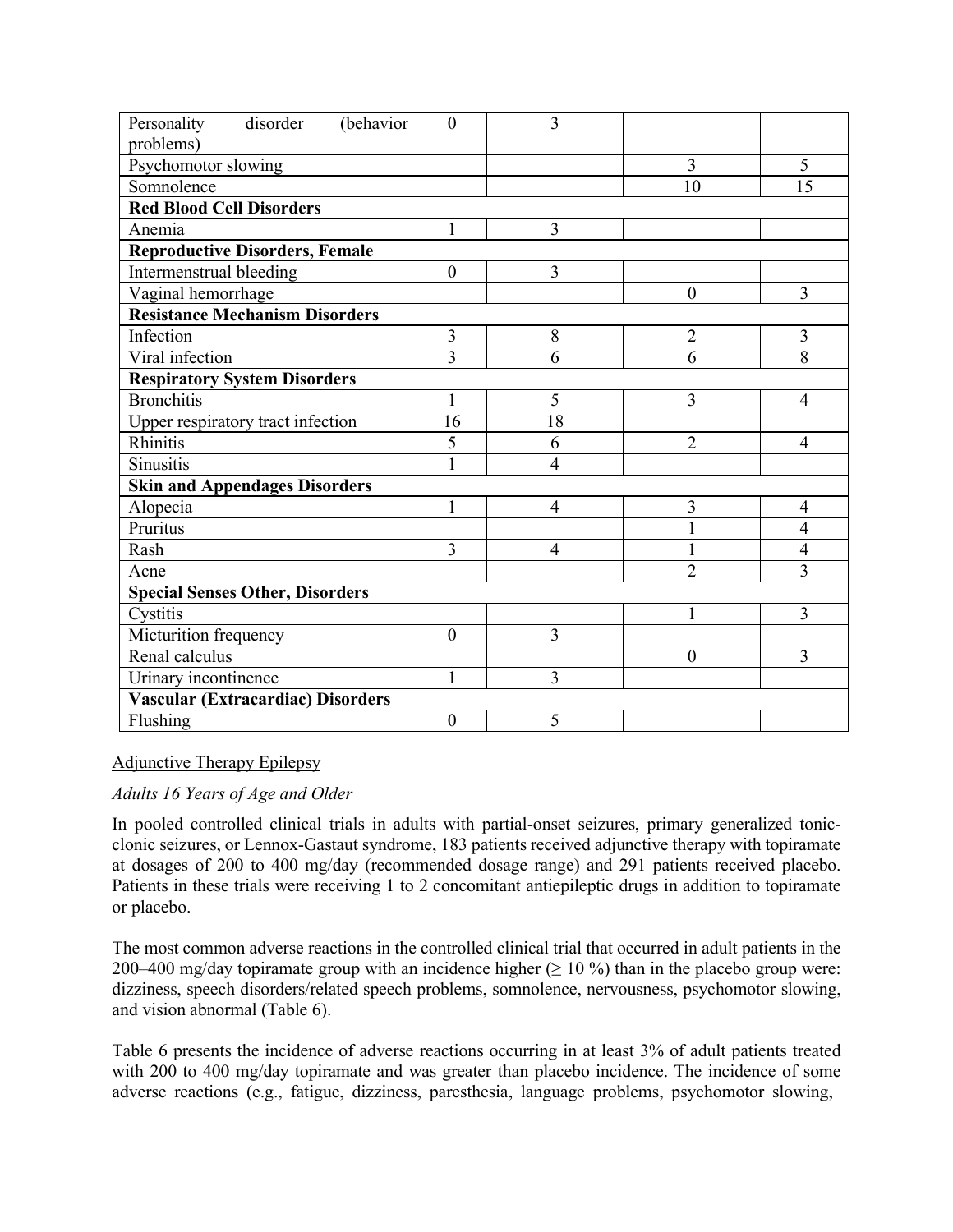| | | | | |
|---|---|---|---|---|
| Personality disorder (behavior problems) | 0 | 3 | | |
| Psychomotor slowing | | | 3 | 5 |
| Somnolence | | | 10 | 15 |
| **Red Blood Cell Disorders** | | | | |
| Anemia | 1 | 3 | | |
| **Reproductive Disorders, Female** | | | | |
| Intermenstrual bleeding | 0 | 3 | | |
| Vaginal hemorrhage | | | 0 | 3 |
| **Resistance Mechanism Disorders** | | | | |
| Infection | 3 | 8 | 2 | 3 |
| Viral infection | 3 | 6 | 6 | 8 |
| **Respiratory System Disorders** | | | | |
| Bronchitis | 1 | 5 | 3 | 4 |
| Upper respiratory tract infection | 16 | 18 | | |
| Rhinitis | 5 | 6 | 2 | 4 |
| Sinusitis | 1 | 4 | | |
| **Skin and Appendages Disorders** | | | | |
| Alopecia | 1 | 4 | 3 | 4 |
| Pruritus | | | 1 | 4 |
| Rash | 3 | 4 | 1 | 4 |
| Acne | | | 2 | 3 |
| **Special Senses Other, Disorders** | | | | |
| Cystitis | | | 1 | 3 |
| Micturition frequency | 0 | 3 | | |
| Renal calculus | | | 0 | 3 |
| Urinary incontinence | 1 | 3 | | |
| **Vascular (Extracardiac) Disorders** | | | | |
| Flushing | 0 | 5 | | |

Adjunctive Therapy Epilepsy

*Adults 16 Years of Age and Older*

In pooled controlled clinical trials in adults with partial-onset seizures, primary generalized tonic-clonic seizures, or Lennox-Gastaut syndrome, 183 patients received adjunctive therapy with topiramate at dosages of 200 to 400 mg/day (recommended dosage range) and 291 patients received placebo. Patients in these trials were receiving 1 to 2 concomitant antiepileptic drugs in addition to topiramate or placebo.

The most common adverse reactions in the controlled clinical trial that occurred in adult patients in the 200–400 mg/day topiramate group with an incidence higher (≥ 10 %) than in the placebo group were: dizziness, speech disorders/related speech problems, somnolence, nervousness, psychomotor slowing, and vision abnormal (Table 6).

Table 6 presents the incidence of adverse reactions occurring in at least 3% of adult patients treated with 200 to 400 mg/day topiramate and was greater than placebo incidence. The incidence of some adverse reactions (e.g., fatigue, dizziness, paresthesia, language problems, psychomotor slowing,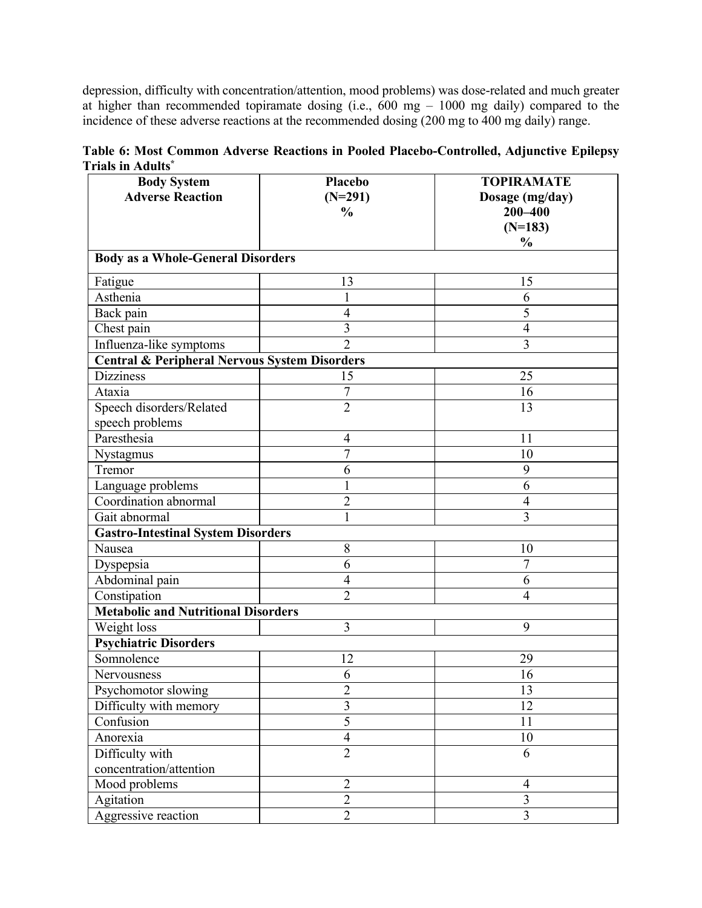depression, difficulty with concentration/attention, mood problems) was dose-related and much greater at higher than recommended topiramate dosing (i.e., 600 mg – 1000 mg daily) compared to the incidence of these adverse reactions at the recommended dosing (200 mg to 400 mg daily) range.

**Table 6: Most Common Adverse Reactions in Pooled Placebo-Controlled, Adjunctive Epilepsy Trials in Adults***

| Body System<br>Adverse Reaction | Placebo<br>(N=291)<br>% | TOPIRAMATE<br>Dosage (mg/day)<br>200–400<br>(N=183)<br>% |
|---|---|---|
| **Body as a Whole-General Disorders** | | |
| Fatigue | 13 | 15 |
| Asthenia | 1 | 6 |
| Back pain | 4 | 5 |
| Chest pain | 3 | 4 |
| Influenza-like symptoms | 2 | 3 |
| **Central & Peripheral Nervous System Disorders** | | |
| Dizziness | 15 | 25 |
| Ataxia | 7 | 16 |
| Speech disorders/Related speech problems | 2 | 13 |
| Paresthesia | 4 | 11 |
| Nystagmus | 7 | 10 |
| Tremor | 6 | 9 |
| Language problems | 1 | 6 |
| Coordination abnormal | 2 | 4 |
| Gait abnormal | 1 | 3 |
| **Gastro-Intestinal System Disorders** | | |
| Nausea | 8 | 10 |
| Dyspepsia | 6 | 7 |
| Abdominal pain | 4 | 6 |
| Constipation | 2 | 4 |
| **Metabolic and Nutritional Disorders** | | |
| Weight loss | 3 | 9 |
| **Psychiatric Disorders** | | |
| Somnolence | 12 | 29 |
| Nervousness | 6 | 16 |
| Psychomotor slowing | 2 | 13 |
| Difficulty with memory | 3 | 12 |
| Confusion | 5 | 11 |
| Anorexia | 4 | 10 |
| Difficulty with concentration/attention | 2 | 6 |
| Mood problems | 2 | 4 |
| Agitation | 2 | 3 |
| Aggressive reaction | 2 | 3 |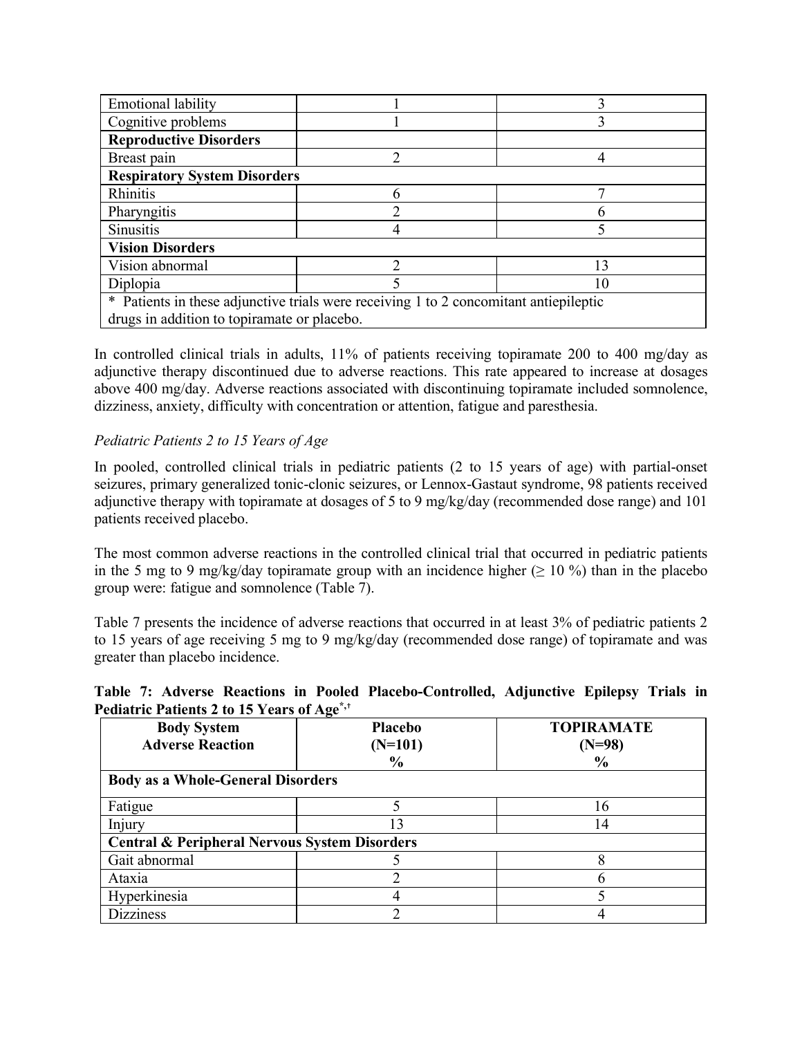| | | |
|---|---|---|
| Emotional lability | 1 | 3 |
| Cognitive problems | 1 | 3 |
| **Reproductive Disorders** | | |
| Breast pain | 2 | 4 |
| **Respiratory System Disorders** | | |
| Rhinitis | 6 | 7 |
| Pharyngitis | 2 | 6 |
| Sinusitis | 4 | 5 |
| **Vision Disorders** | | |
| Vision abnormal | 2 | 13 |
| Diplopia | 5 | 10 |
| * Patients in these adjunctive trials were receiving 1 to 2 concomitant antiepileptic drugs in addition to topiramate or placebo. | | |

In controlled clinical trials in adults, 11% of patients receiving topiramate 200 to 400 mg/day as adjunctive therapy discontinued due to adverse reactions. This rate appeared to increase at dosages above 400 mg/day. Adverse reactions associated with discontinuing topiramate included somnolence, dizziness, anxiety, difficulty with concentration or attention, fatigue and paresthesia.

*Pediatric Patients 2 to 15 Years of Age*

In pooled, controlled clinical trials in pediatric patients (2 to 15 years of age) with partial-onset seizures, primary generalized tonic-clonic seizures, or Lennox-Gastaut syndrome, 98 patients received adjunctive therapy with topiramate at dosages of 5 to 9 mg/kg/day (recommended dose range) and 101 patients received placebo.

The most common adverse reactions in the controlled clinical trial that occurred in pediatric patients in the 5 mg to 9 mg/kg/day topiramate group with an incidence higher (≥ 10 %) than in the placebo group were: fatigue and somnolence (Table 7).

Table 7 presents the incidence of adverse reactions that occurred in at least 3% of pediatric patients 2 to 15 years of age receiving 5 mg to 9 mg/kg/day (recommended dose range) of topiramate and was greater than placebo incidence.

**Table 7: Adverse Reactions in Pooled Placebo-Controlled, Adjunctive Epilepsy Trials in Pediatric Patients 2 to 15 Years of Age[*,†]**

| Body System<br>Adverse Reaction | Placebo<br>(N=101)<br>% | TOPIRAMATE<br>(N=98)<br>% |
|---|---|---|
| **Body as a Whole-General Disorders** | | |
| Fatigue | 5 | 16 |
| Injury | 13 | 14 |
| **Central & Peripheral Nervous System Disorders** | | |
| Gait abnormal | 5 | 8 |
| Ataxia | 2 | 6 |
| Hyperkinesia | 4 | 5 |
| Dizziness | 2 | 4 |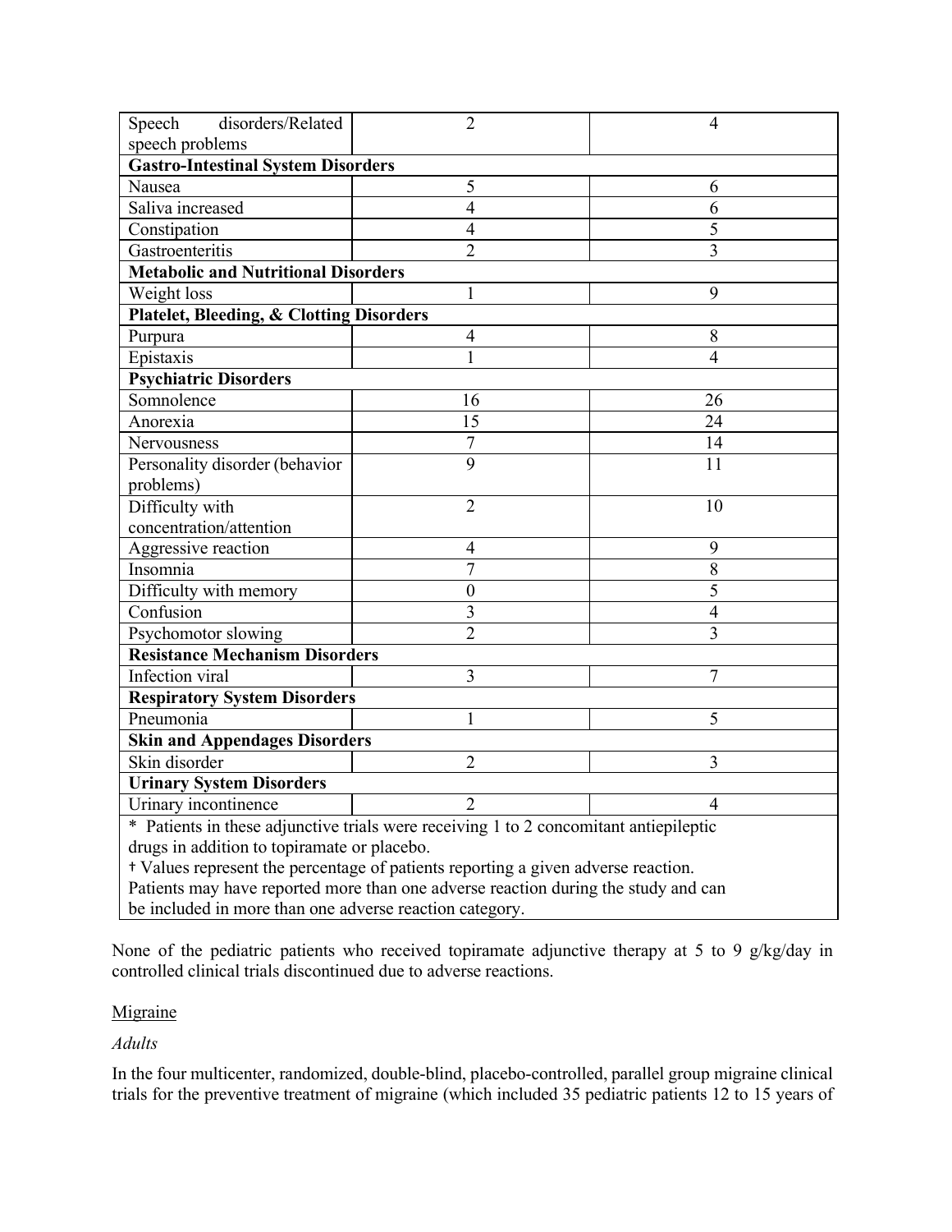| | | |
|---|---|---|
| Speech disorders/Related speech problems | 2 | 4 |
| **Gastro-Intestinal System Disorders** | | |
| Nausea | 5 | 6 |
| Saliva increased | 4 | 6 |
| Constipation | 4 | 5 |
| Gastroenteritis | 2 | 3 |
| **Metabolic and Nutritional Disorders** | | |
| Weight loss | 1 | 9 |
| **Platelet, Bleeding, & Clotting Disorders** | | |
| Purpura | 4 | 8 |
| Epistaxis | 1 | 4 |
| **Psychiatric Disorders** | | |
| Somnolence | 16 | 26 |
| Anorexia | 15 | 24 |
| Nervousness | 7 | 14 |
| Personality disorder (behavior problems) | 9 | 11 |
| Difficulty with concentration/attention | 2 | 10 |
| Aggressive reaction | 4 | 9 |
| Insomnia | 7 | 8 |
| Difficulty with memory | 0 | 5 |
| Confusion | 3 | 4 |
| Psychomotor slowing | 2 | 3 |
| **Resistance Mechanism Disorders** | | |
| Infection viral | 3 | 7 |
| **Respiratory System Disorders** | | |
| Pneumonia | 1 | 5 |
| **Skin and Appendages Disorders** | | |
| Skin disorder | 2 | 3 |
| **Urinary System Disorders** | | |
| Urinary incontinence | 2 | 4 |

\* Patients in these adjunctive trials were receiving 1 to 2 concomitant antiepileptic drugs in addition to topiramate or placebo.
† Values represent the percentage of patients reporting a given adverse reaction. Patients may have reported more than one adverse reaction during the study and can be included in more than one adverse reaction category.

None of the pediatric patients who received topiramate adjunctive therapy at 5 to 9 g/kg/day in controlled clinical trials discontinued due to adverse reactions.

Migraine

*Adults*

In the four multicenter, randomized, double-blind, placebo-controlled, parallel group migraine clinical trials for the preventive treatment of migraine (which included 35 pediatric patients 12 to 15 years of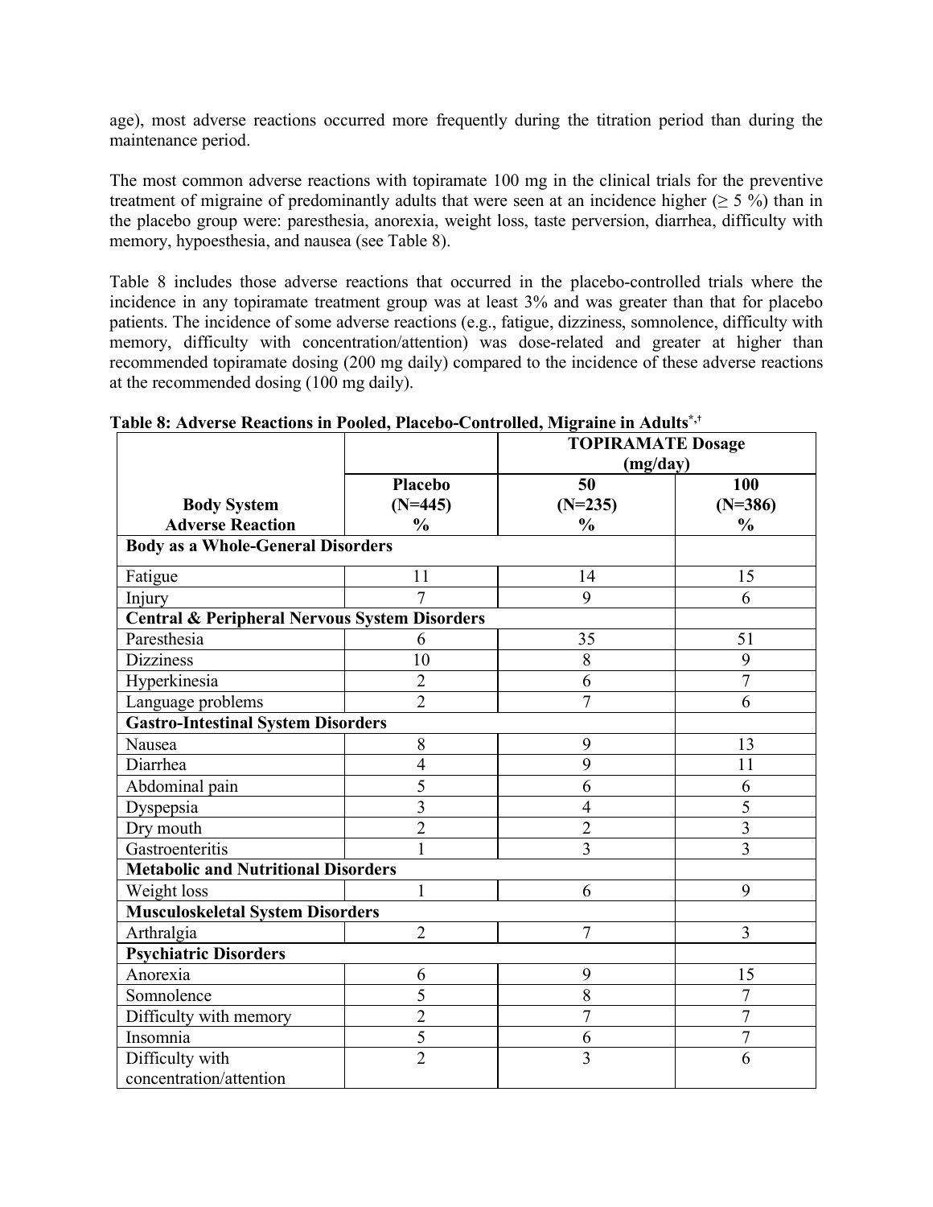age), most adverse reactions occurred more frequently during the titration period than during the maintenance period.

The most common adverse reactions with topiramate 100 mg in the clinical trials for the preventive treatment of migraine of predominantly adults that were seen at an incidence higher (≥ 5 %) than in the placebo group were: paresthesia, anorexia, weight loss, taste perversion, diarrhea, difficulty with memory, hypoesthesia, and nausea (see Table 8).

Table 8 includes those adverse reactions that occurred in the placebo-controlled trials where the incidence in any topiramate treatment group was at least 3% and was greater than that for placebo patients. The incidence of some adverse reactions (e.g., fatigue, dizziness, somnolence, difficulty with memory, difficulty with concentration/attention) was dose-related and greater at higher than recommended topiramate dosing (200 mg daily) compared to the incidence of these adverse reactions at the recommended dosing (100 mg daily).

**Table 8: Adverse Reactions in Pooled, Placebo-Controlled, Migraine in Adults[*,†]**

| | | TOPIRAMATE Dosage (mg/day) | |
|---|---|---|---|
| **Body System Adverse Reaction** | **Placebo (N=445) %** | **50 (N=235) %** | **100 (N=386) %** |
| **Body as a Whole-General Disorders** | | | |
| Fatigue | 11 | 14 | 15 |
| Injury | 7 | 9 | 6 |
| **Central & Peripheral Nervous System Disorders** | | | |
| Paresthesia | 6 | 35 | 51 |
| Dizziness | 10 | 8 | 9 |
| Hyperkinesia | 2 | 6 | 7 |
| Language problems | 2 | 7 | 6 |
| **Gastro-Intestinal System Disorders** | | | |
| Nausea | 8 | 9 | 13 |
| Diarrhea | 4 | 9 | 11 |
| Abdominal pain | 5 | 6 | 6 |
| Dyspepsia | 3 | 4 | 5 |
| Dry mouth | 2 | 2 | 3 |
| Gastroenteritis | 1 | 3 | 3 |
| **Metabolic and Nutritional Disorders** | | | |
| Weight loss | 1 | 6 | 9 |
| **Musculoskeletal System Disorders** | | | |
| Arthralgia | 2 | 7 | 3 |
| **Psychiatric Disorders** | | | |
| Anorexia | 6 | 9 | 15 |
| Somnolence | 5 | 8 | 7 |
| Difficulty with memory | 2 | 7 | 7 |
| Insomnia | 5 | 6 | 7 |
| Difficulty with concentration/attention | 2 | 3 | 6 |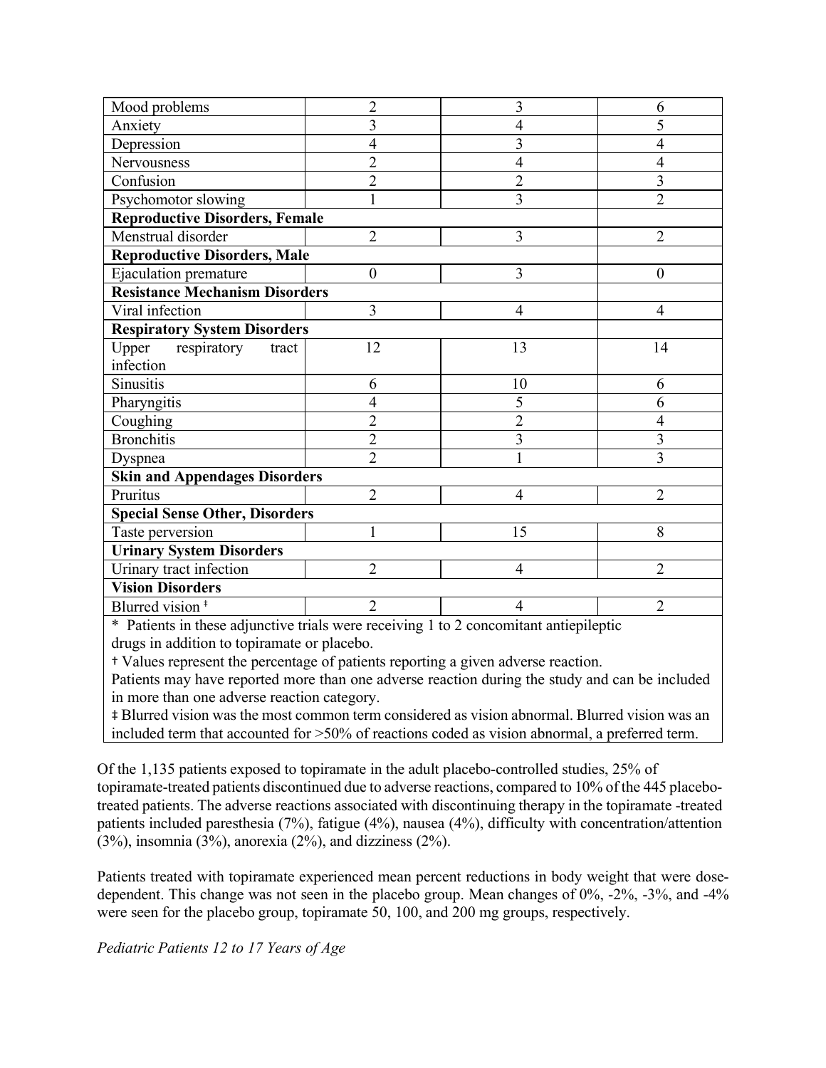| | | | |
|---|---|---|---|
| Mood problems | 2 | 3 | 6 |
| Anxiety | 3 | 4 | 5 |
| Depression | 4 | 3 | 4 |
| Nervousness | 2 | 4 | 4 |
| Confusion | 2 | 2 | 3 |
| Psychomotor slowing | 1 | 3 | 2 |
| **Reproductive Disorders, Female** | | | |
| Menstrual disorder | 2 | 3 | 2 |
| **Reproductive Disorders, Male** | | | |
| Ejaculation premature | 0 | 3 | 0 |
| **Resistance Mechanism Disorders** | | | |
| Viral infection | 3 | 4 | 4 |
| **Respiratory System Disorders** | | | |
| Upper respiratory tract infection | 12 | 13 | 14 |
| Sinusitis | 6 | 10 | 6 |
| Pharyngitis | 4 | 5 | 6 |
| Coughing | 2 | 2 | 4 |
| Bronchitis | 2 | 3 | 3 |
| Dyspnea | 2 | 1 | 3 |
| **Skin and Appendages Disorders** | | | |
| Pruritus | 2 | 4 | 2 |
| **Special Sense Other, Disorders** | | | |
| Taste perversion | 1 | 15 | 8 |
| **Urinary System Disorders** | | | |
| Urinary tract infection | 2 | 4 | 2 |
| **Vision Disorders** | | | |
| Blurred vision ‡ | 2 | 4 | 2 |

\* Patients in these adjunctive trials were receiving 1 to 2 concomitant antiepileptic drugs in addition to topiramate or placebo.
† Values represent the percentage of patients reporting a given adverse reaction. Patients may have reported more than one adverse reaction during the study and can be included in more than one adverse reaction category.
‡ Blurred vision was the most common term considered as vision abnormal. Blurred vision was an included term that accounted for >50% of reactions coded as vision abnormal, a preferred term.

Of the 1,135 patients exposed to topiramate in the adult placebo-controlled studies, 25% of topiramate-treated patients discontinued due to adverse reactions, compared to 10% of the 445 placebo-treated patients. The adverse reactions associated with discontinuing therapy in the topiramate -treated patients included paresthesia (7%), fatigue (4%), nausea (4%), difficulty with concentration/attention (3%), insomnia (3%), anorexia (2%), and dizziness (2%).

Patients treated with topiramate experienced mean percent reductions in body weight that were dose-dependent. This change was not seen in the placebo group. Mean changes of 0%, -2%, -3%, and -4% were seen for the placebo group, topiramate 50, 100, and 200 mg groups, respectively.

*Pediatric Patients 12 to 17 Years of Age*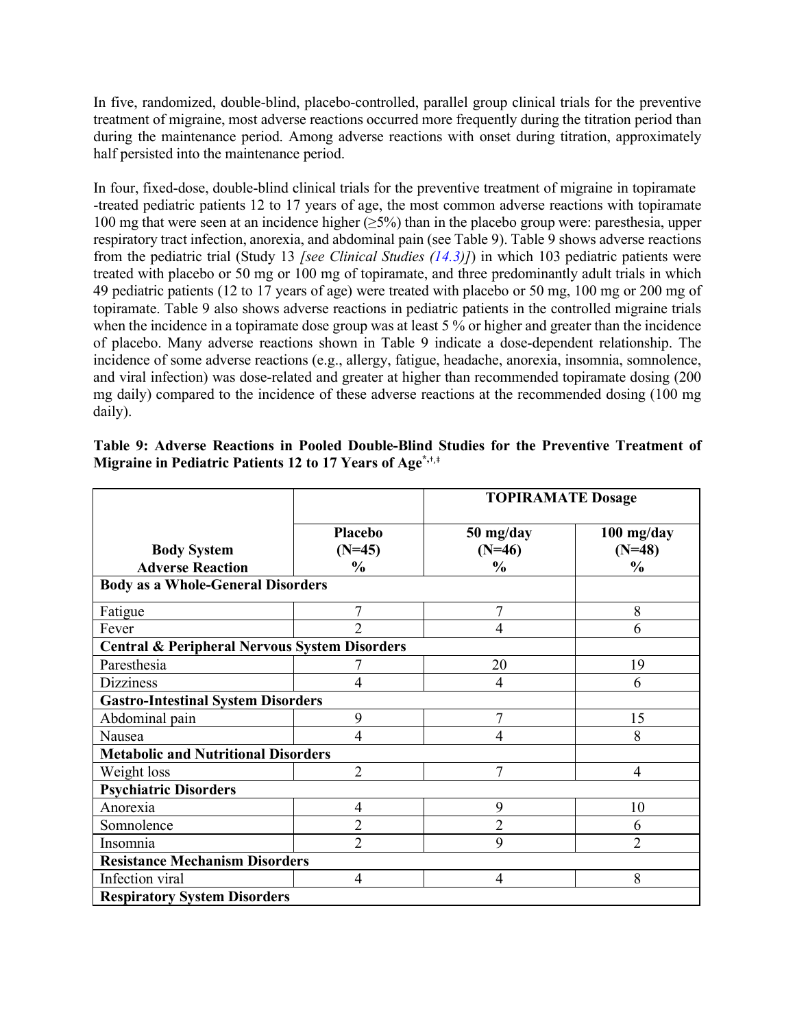In five, randomized, double-blind, placebo-controlled, parallel group clinical trials for the preventive treatment of migraine, most adverse reactions occurred more frequently during the titration period than during the maintenance period. Among adverse reactions with onset during titration, approximately half persisted into the maintenance period.

In four, fixed-dose, double-blind clinical trials for the preventive treatment of migraine in topiramate -treated pediatric patients 12 to 17 years of age, the most common adverse reactions with topiramate 100 mg that were seen at an incidence higher (≥5%) than in the placebo group were: paresthesia, upper respiratory tract infection, anorexia, and abdominal pain (see Table 9). Table 9 shows adverse reactions from the pediatric trial (Study 13 *[see Clinical Studies (14.3)]*) in which 103 pediatric patients were treated with placebo or 50 mg or 100 mg of topiramate, and three predominantly adult trials in which 49 pediatric patients (12 to 17 years of age) were treated with placebo or 50 mg, 100 mg or 200 mg of topiramate. Table 9 also shows adverse reactions in pediatric patients in the controlled migraine trials when the incidence in a topiramate dose group was at least 5 % or higher and greater than the incidence of placebo. Many adverse reactions shown in Table 9 indicate a dose-dependent relationship. The incidence of some adverse reactions (e.g., allergy, fatigue, headache, anorexia, insomnia, somnolence, and viral infection) was dose-related and greater at higher than recommended topiramate dosing (200 mg daily) compared to the incidence of these adverse reactions at the recommended dosing (100 mg daily).

**Table 9: Adverse Reactions in Pooled Double-Blind Studies for the Preventive Treatment of Migraine in Pediatric Patients 12 to 17 Years of Age*,†,‡**

| | | TOPIRAMATE Dosage | |
|---|---|---|---|
| **Body System**<br>**Adverse Reaction** | **Placebo (N=45) %** | **50 mg/day (N=46) %** | **100 mg/day (N=48) %** |
| **Body as a Whole-General Disorders** | | | |
| Fatigue | 7 | 7 | 8 |
| Fever | 2 | 4 | 6 |
| **Central & Peripheral Nervous System Disorders** | | | |
| Paresthesia | 7 | 20 | 19 |
| Dizziness | 4 | 4 | 6 |
| **Gastro-Intestinal System Disorders** | | | |
| Abdominal pain | 9 | 7 | 15 |
| Nausea | 4 | 4 | 8 |
| **Metabolic and Nutritional Disorders** | | | |
| Weight loss | 2 | 7 | 4 |
| **Psychiatric Disorders** | | | |
| Anorexia | 4 | 9 | 10 |
| Somnolence | 2 | 2 | 6 |
| Insomnia | 2 | 9 | 2 |
| **Resistance Mechanism Disorders** | | | |
| Infection viral | 4 | 4 | 8 |
| **Respiratory System Disorders** | | | |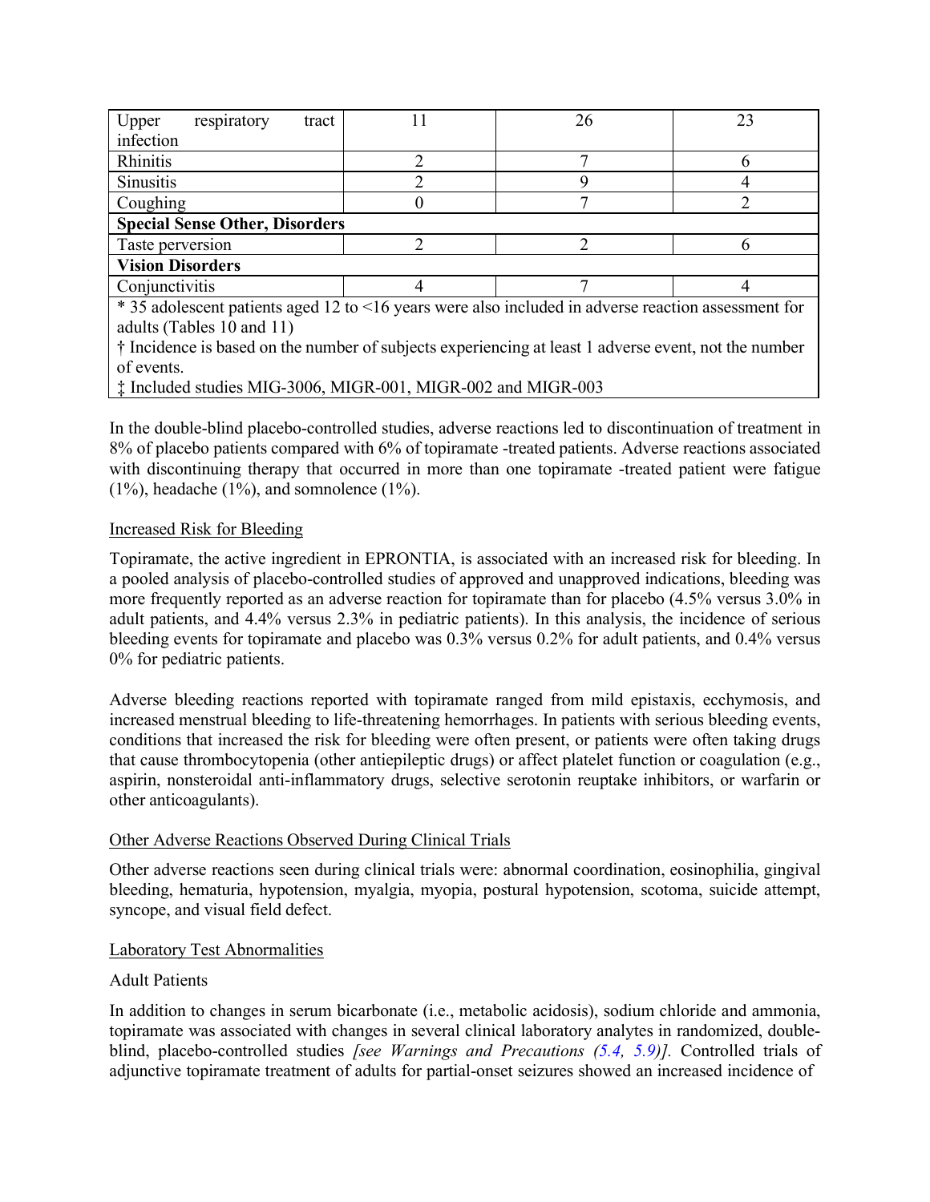| | | | |
|---|---|---|---|
| Upper respiratory tract infection | 11 | 26 | 23 |
| Rhinitis | 2 | 7 | 6 |
| Sinusitis | 2 | 9 | 4 |
| Coughing | 0 | 7 | 2 |
| **Special Sense Other, Disorders** | | | |
| Taste perversion | 2 | 2 | 6 |
| **Vision Disorders** | | | |
| Conjunctivitis | 4 | 7 | 4 |

\* 35 adolescent patients aged 12 to <16 years were also included in adverse reaction assessment for adults (Tables 10 and 11)

† Incidence is based on the number of subjects experiencing at least 1 adverse event, not the number of events.

‡ Included studies MIG-3006, MIGR-001, MIGR-002 and MIGR-003

In the double-blind placebo-controlled studies, adverse reactions led to discontinuation of treatment in 8% of placebo patients compared with 6% of topiramate -treated patients. Adverse reactions associated with discontinuing therapy that occurred in more than one topiramate -treated patient were fatigue (1%), headache (1%), and somnolence (1%).

Increased Risk for Bleeding

Topiramate, the active ingredient in EPRONTIA, is associated with an increased risk for bleeding. In a pooled analysis of placebo-controlled studies of approved and unapproved indications, bleeding was more frequently reported as an adverse reaction for topiramate than for placebo (4.5% versus 3.0% in adult patients, and 4.4% versus 2.3% in pediatric patients). In this analysis, the incidence of serious bleeding events for topiramate and placebo was 0.3% versus 0.2% for adult patients, and 0.4% versus 0% for pediatric patients.

Adverse bleeding reactions reported with topiramate ranged from mild epistaxis, ecchymosis, and increased menstrual bleeding to life-threatening hemorrhages. In patients with serious bleeding events, conditions that increased the risk for bleeding were often present, or patients were often taking drugs that cause thrombocytopenia (other antiepileptic drugs) or affect platelet function or coagulation (e.g., aspirin, nonsteroidal anti-inflammatory drugs, selective serotonin reuptake inhibitors, or warfarin or other anticoagulants).

Other Adverse Reactions Observed During Clinical Trials

Other adverse reactions seen during clinical trials were: abnormal coordination, eosinophilia, gingival bleeding, hematuria, hypotension, myalgia, myopia, postural hypotension, scotoma, suicide attempt, syncope, and visual field defect.

Laboratory Test Abnormalities

Adult Patients

In addition to changes in serum bicarbonate (i.e., metabolic acidosis), sodium chloride and ammonia, topiramate was associated with changes in several clinical laboratory analytes in randomized, double-blind, placebo-controlled studies *[see Warnings and Precautions (5.4, 5.9)].* Controlled trials of adjunctive topiramate treatment of adults for partial-onset seizures showed an increased incidence of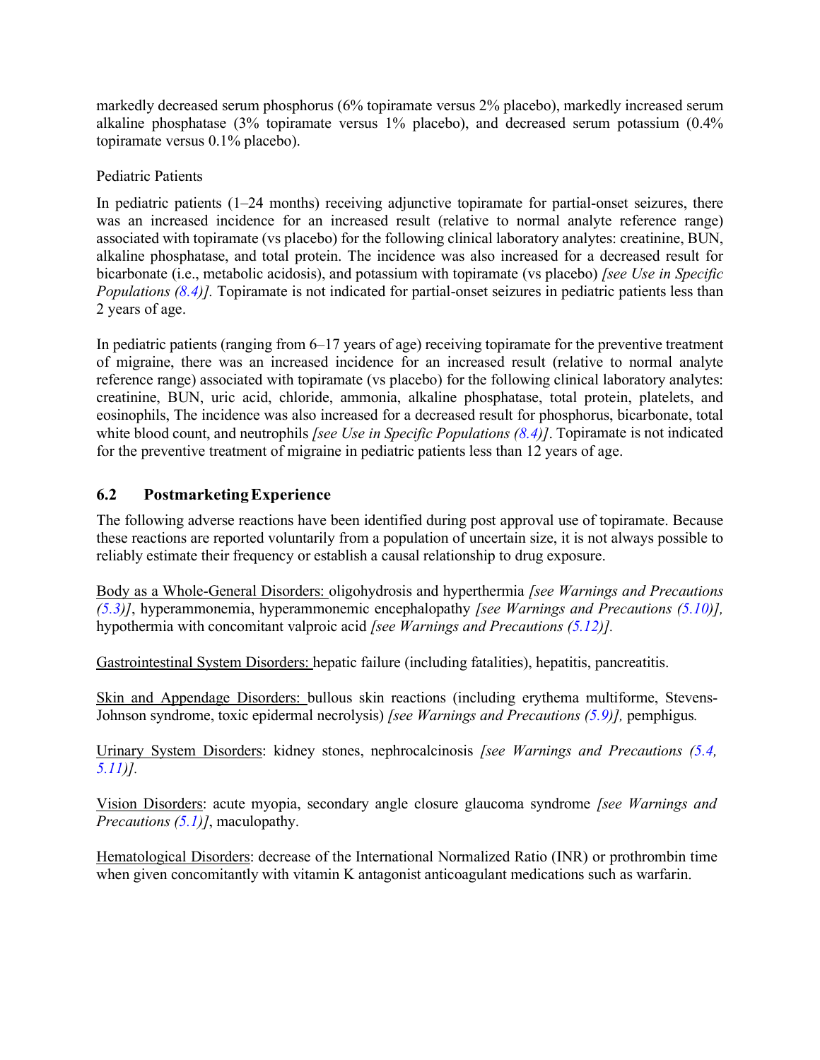markedly decreased serum phosphorus (6% topiramate versus 2% placebo), markedly increased serum alkaline phosphatase (3% topiramate versus 1% placebo), and decreased serum potassium (0.4% topiramate versus 0.1% placebo).

Pediatric Patients

In pediatric patients (1–24 months) receiving adjunctive topiramate for partial-onset seizures, there was an increased incidence for an increased result (relative to normal analyte reference range) associated with topiramate (vs placebo) for the following clinical laboratory analytes: creatinine, BUN, alkaline phosphatase, and total protein. The incidence was also increased for a decreased result for bicarbonate (i.e., metabolic acidosis), and potassium with topiramate (vs placebo) *[see Use in Specific Populations (8.4)].* Topiramate is not indicated for partial-onset seizures in pediatric patients less than 2 years of age.

In pediatric patients (ranging from 6–17 years of age) receiving topiramate for the preventive treatment of migraine, there was an increased incidence for an increased result (relative to normal analyte reference range) associated with topiramate (vs placebo) for the following clinical laboratory analytes: creatinine, BUN, uric acid, chloride, ammonia, alkaline phosphatase, total protein, platelets, and eosinophils, The incidence was also increased for a decreased result for phosphorus, bicarbonate, total white blood count, and neutrophils *[see Use in Specific Populations (8.4)]*. Topiramate is not indicated for the preventive treatment of migraine in pediatric patients less than 12 years of age.

## 6.2 Postmarketing Experience

The following adverse reactions have been identified during post approval use of topiramate. Because these reactions are reported voluntarily from a population of uncertain size, it is not always possible to reliably estimate their frequency or establish a causal relationship to drug exposure.

<u>Body as a Whole-General Disorders:</u> oligohydrosis and hyperthermia *[see Warnings and Precautions (5.3)]*, hyperammonemia, hyperammonemic encephalopathy *[see Warnings and Precautions (5.10)],* hypothermia with concomitant valproic acid *[see Warnings and Precautions (5.12)].*

<u>Gastrointestinal System Disorders:</u> hepatic failure (including fatalities), hepatitis, pancreatitis.

<u>Skin and Appendage Disorders:</u> bullous skin reactions (including erythema multiforme, Stevens-Johnson syndrome, toxic epidermal necrolysis) *[see Warnings and Precautions (5.9)],* pemphigus.

<u>Urinary System Disorders</u>: kidney stones, nephrocalcinosis *[see Warnings and Precautions (5.4, 5.11)].*

<u>Vision Disorders</u>: acute myopia, secondary angle closure glaucoma syndrome *[see Warnings and Precautions (5.1)]*, maculopathy.

<u>Hematological Disorders</u>: decrease of the International Normalized Ratio (INR) or prothrombin time when given concomitantly with vitamin K antagonist anticoagulant medications such as warfarin.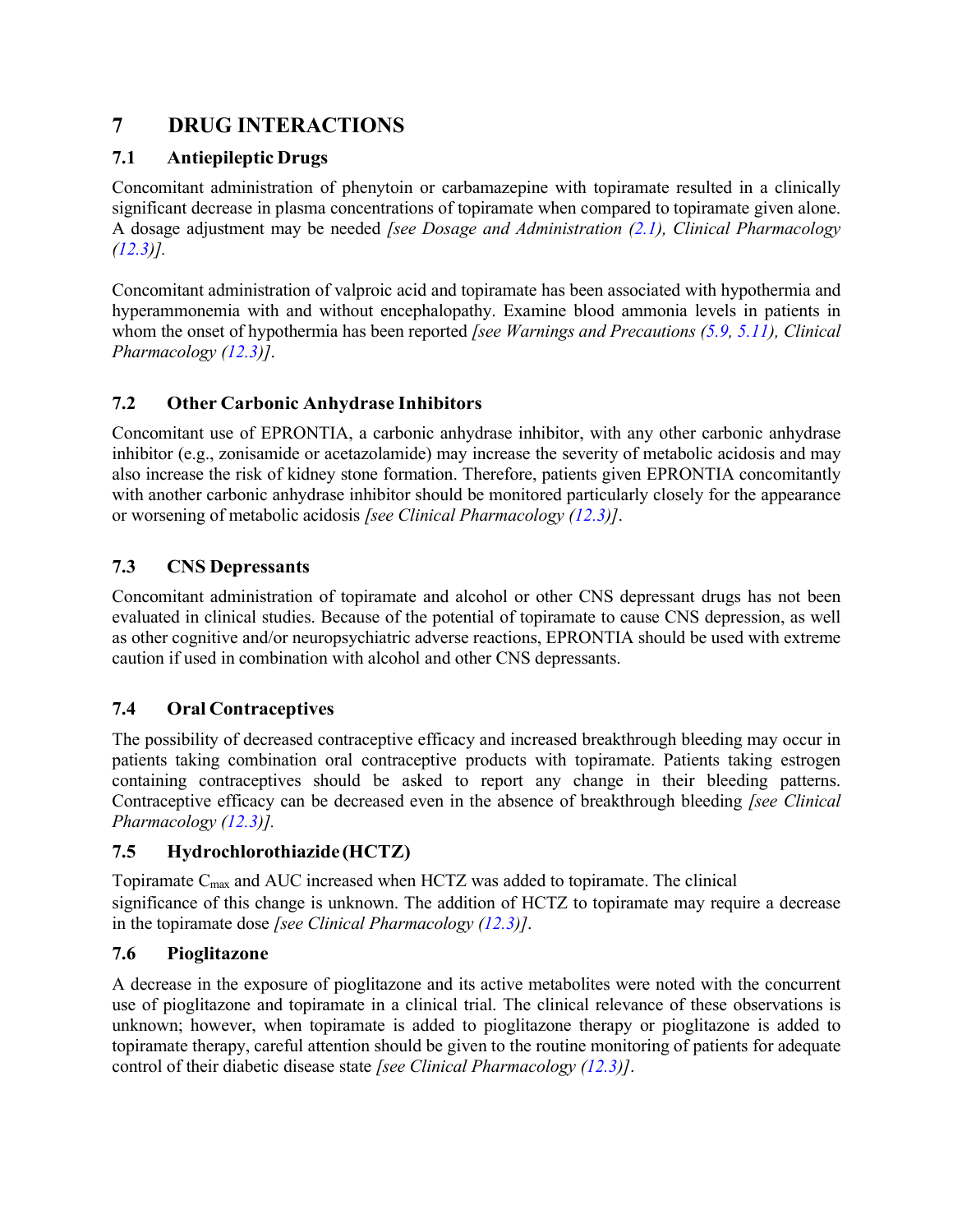# 7 DRUG INTERACTIONS

## 7.1 Antiepileptic Drugs

Concomitant administration of phenytoin or carbamazepine with topiramate resulted in a clinically significant decrease in plasma concentrations of topiramate when compared to topiramate given alone. A dosage adjustment may be needed *[see Dosage and Administration (2.1), Clinical Pharmacology (12.3)].*

Concomitant administration of valproic acid and topiramate has been associated with hypothermia and hyperammonemia with and without encephalopathy. Examine blood ammonia levels in patients in whom the onset of hypothermia has been reported *[see Warnings and Precautions (5.9, 5.11), Clinical Pharmacology (12.3)]*.

## 7.2 Other Carbonic Anhydrase Inhibitors

Concomitant use of EPRONTIA, a carbonic anhydrase inhibitor, with any other carbonic anhydrase inhibitor (e.g., zonisamide or acetazolamide) may increase the severity of metabolic acidosis and may also increase the risk of kidney stone formation. Therefore, patients given EPRONTIA concomitantly with another carbonic anhydrase inhibitor should be monitored particularly closely for the appearance or worsening of metabolic acidosis *[see Clinical Pharmacology (12.3)]*.

## 7.3 CNS Depressants

Concomitant administration of topiramate and alcohol or other CNS depressant drugs has not been evaluated in clinical studies. Because of the potential of topiramate to cause CNS depression, as well as other cognitive and/or neuropsychiatric adverse reactions, EPRONTIA should be used with extreme caution if used in combination with alcohol and other CNS depressants.

## 7.4 Oral Contraceptives

The possibility of decreased contraceptive efficacy and increased breakthrough bleeding may occur in patients taking combination oral contraceptive products with topiramate. Patients taking estrogen containing contraceptives should be asked to report any change in their bleeding patterns. Contraceptive efficacy can be decreased even in the absence of breakthrough bleeding *[see Clinical Pharmacology (12.3)].*

## 7.5 Hydrochlorothiazide (HCTZ)

Topiramate $C_{max}$ and AUC increased when HCTZ was added to topiramate. The clinical significance of this change is unknown. The addition of HCTZ to topiramate may require a decrease in the topiramate dose *[see Clinical Pharmacology (12.3)]*.

## 7.6 Pioglitazone

A decrease in the exposure of pioglitazone and its active metabolites were noted with the concurrent use of pioglitazone and topiramate in a clinical trial. The clinical relevance of these observations is unknown; however, when topiramate is added to pioglitazone therapy or pioglitazone is added to topiramate therapy, careful attention should be given to the routine monitoring of patients for adequate control of their diabetic disease state *[see Clinical Pharmacology (12.3)]*.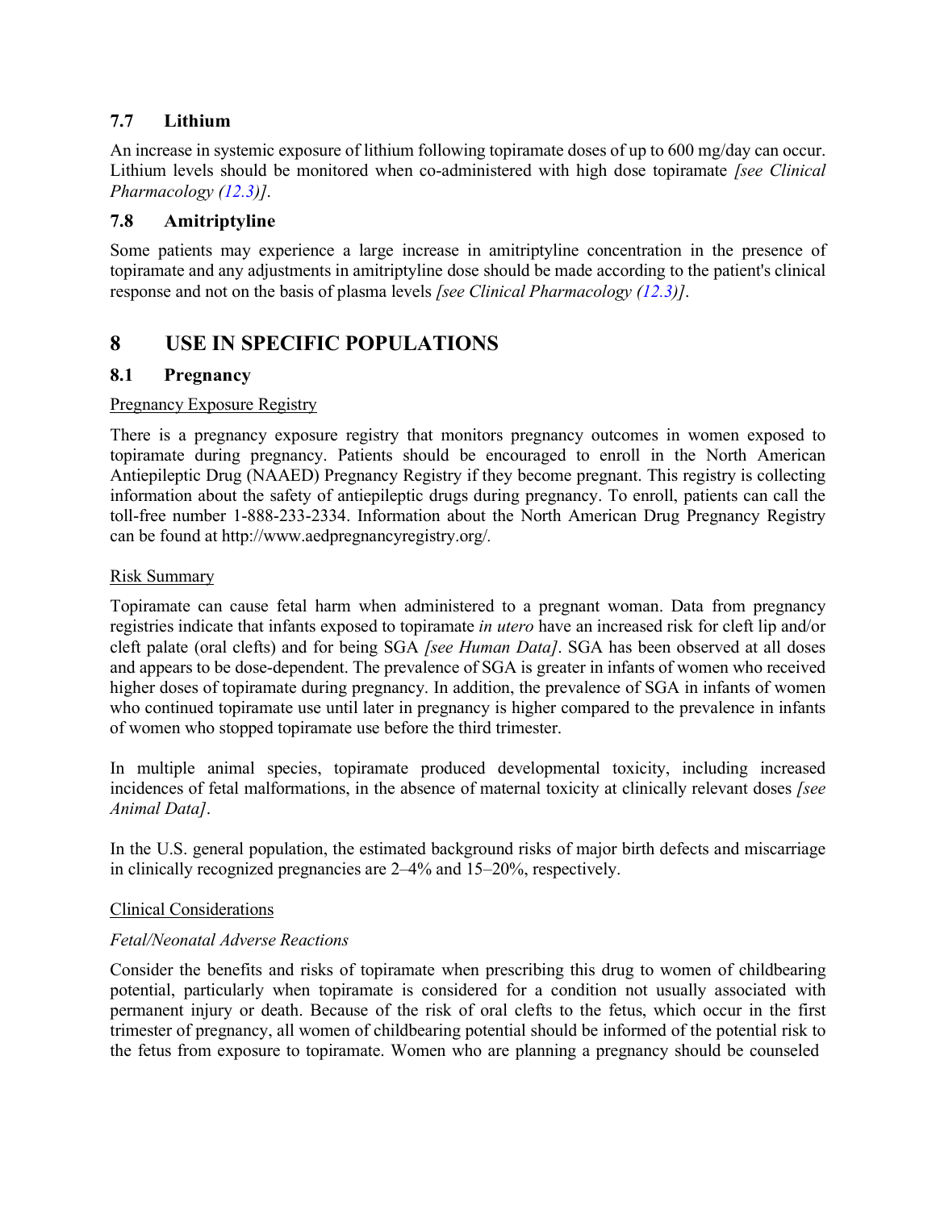### 7.7 Lithium

An increase in systemic exposure of lithium following topiramate doses of up to 600 mg/day can occur. Lithium levels should be monitored when co-administered with high dose topiramate *[see Clinical Pharmacology (12.3)]*.

### 7.8 Amitriptyline

Some patients may experience a large increase in amitriptyline concentration in the presence of topiramate and any adjustments in amitriptyline dose should be made according to the patient's clinical response and not on the basis of plasma levels *[see Clinical Pharmacology (12.3)]*.

## 8 USE IN SPECIFIC POPULATIONS

### 8.1 Pregnancy

Pregnancy Exposure Registry

There is a pregnancy exposure registry that monitors pregnancy outcomes in women exposed to topiramate during pregnancy. Patients should be encouraged to enroll in the North American Antiepileptic Drug (NAAED) Pregnancy Registry if they become pregnant. This registry is collecting information about the safety of antiepileptic drugs during pregnancy. To enroll, patients can call the toll-free number 1-888-233-2334. Information about the North American Drug Pregnancy Registry can be found at http://www.aedpregnancyregistry.org/.

Risk Summary

Topiramate can cause fetal harm when administered to a pregnant woman. Data from pregnancy registries indicate that infants exposed to topiramate *in utero* have an increased risk for cleft lip and/or cleft palate (oral clefts) and for being SGA *[see Human Data]*. SGA has been observed at all doses and appears to be dose-dependent. The prevalence of SGA is greater in infants of women who received higher doses of topiramate during pregnancy. In addition, the prevalence of SGA in infants of women who continued topiramate use until later in pregnancy is higher compared to the prevalence in infants of women who stopped topiramate use before the third trimester.

In multiple animal species, topiramate produced developmental toxicity, including increased incidences of fetal malformations, in the absence of maternal toxicity at clinically relevant doses *[see Animal Data]*.

In the U.S. general population, the estimated background risks of major birth defects and miscarriage in clinically recognized pregnancies are 2–4% and 15–20%, respectively.

Clinical Considerations

*Fetal/Neonatal Adverse Reactions*

Consider the benefits and risks of topiramate when prescribing this drug to women of childbearing potential, particularly when topiramate is considered for a condition not usually associated with permanent injury or death. Because of the risk of oral clefts to the fetus, which occur in the first trimester of pregnancy, all women of childbearing potential should be informed of the potential risk to the fetus from exposure to topiramate. Women who are planning a pregnancy should be counseled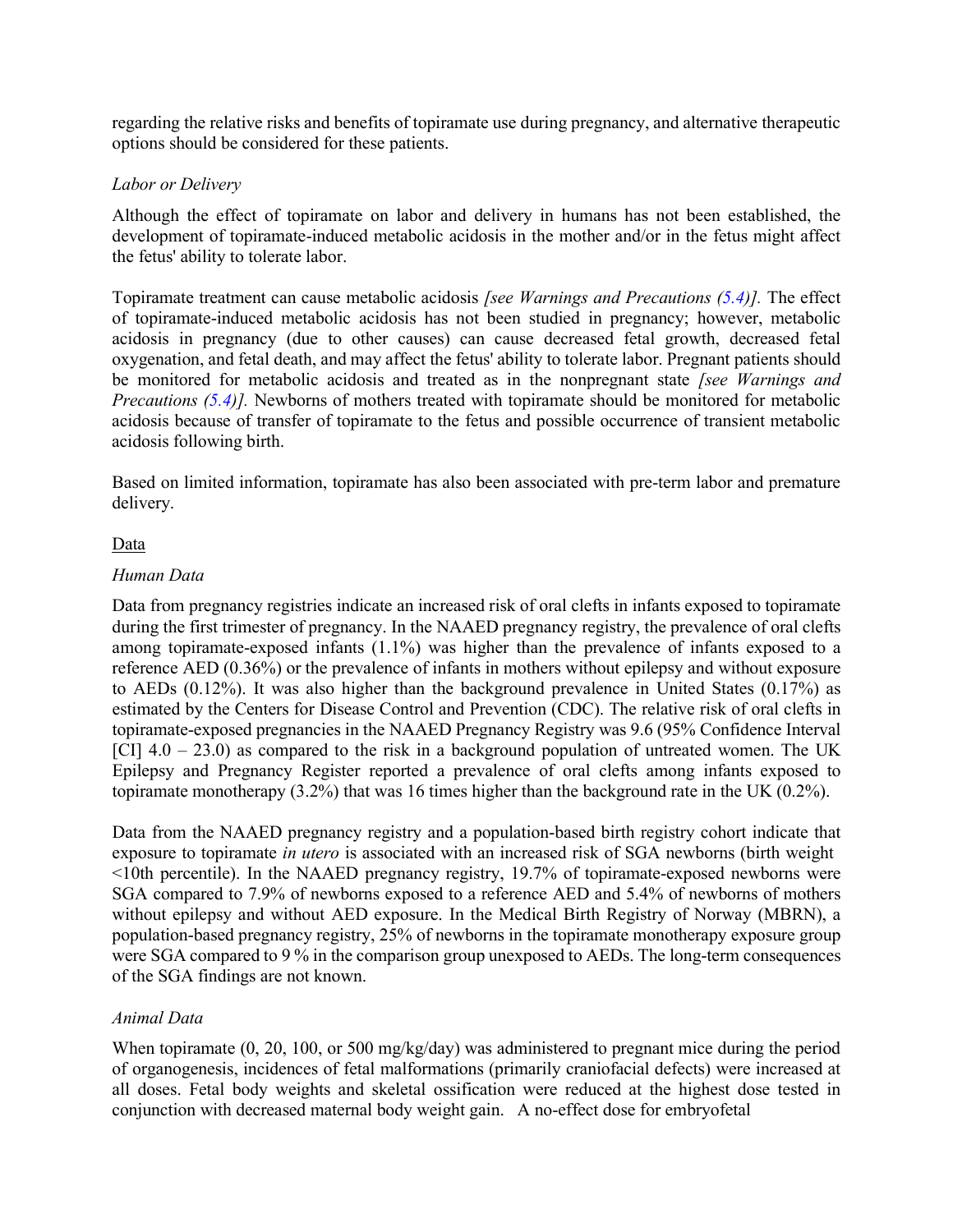regarding the relative risks and benefits of topiramate use during pregnancy, and alternative therapeutic options should be considered for these patients.

*Labor or Delivery*

Although the effect of topiramate on labor and delivery in humans has not been established, the development of topiramate-induced metabolic acidosis in the mother and/or in the fetus might affect the fetus' ability to tolerate labor.

Topiramate treatment can cause metabolic acidosis *[see Warnings and Precautions (5.4)].* The effect of topiramate-induced metabolic acidosis has not been studied in pregnancy; however, metabolic acidosis in pregnancy (due to other causes) can cause decreased fetal growth, decreased fetal oxygenation, and fetal death, and may affect the fetus' ability to tolerate labor. Pregnant patients should be monitored for metabolic acidosis and treated as in the nonpregnant state *[see Warnings and Precautions (5.4)].* Newborns of mothers treated with topiramate should be monitored for metabolic acidosis because of transfer of topiramate to the fetus and possible occurrence of transient metabolic acidosis following birth.

Based on limited information, topiramate has also been associated with pre-term labor and premature delivery.

Data

*Human Data*

Data from pregnancy registries indicate an increased risk of oral clefts in infants exposed to topiramate during the first trimester of pregnancy. In the NAAED pregnancy registry, the prevalence of oral clefts among topiramate-exposed infants (1.1%) was higher than the prevalence of infants exposed to a reference AED (0.36%) or the prevalence of infants in mothers without epilepsy and without exposure to AEDs (0.12%). It was also higher than the background prevalence in United States (0.17%) as estimated by the Centers for Disease Control and Prevention (CDC). The relative risk of oral clefts in topiramate-exposed pregnancies in the NAAED Pregnancy Registry was 9.6 (95% Confidence Interval [CI] 4.0 – 23.0) as compared to the risk in a background population of untreated women. The UK Epilepsy and Pregnancy Register reported a prevalence of oral clefts among infants exposed to topiramate monotherapy (3.2%) that was 16 times higher than the background rate in the UK (0.2%).

Data from the NAAED pregnancy registry and a population-based birth registry cohort indicate that exposure to topiramate *in utero* is associated with an increased risk of SGA newborns (birth weight <10th percentile). In the NAAED pregnancy registry, 19.7% of topiramate-exposed newborns were SGA compared to 7.9% of newborns exposed to a reference AED and 5.4% of newborns of mothers without epilepsy and without AED exposure. In the Medical Birth Registry of Norway (MBRN), a population-based pregnancy registry, 25% of newborns in the topiramate monotherapy exposure group were SGA compared to 9 % in the comparison group unexposed to AEDs. The long-term consequences of the SGA findings are not known.

*Animal Data*

When topiramate (0, 20, 100, or 500 mg/kg/day) was administered to pregnant mice during the period of organogenesis, incidences of fetal malformations (primarily craniofacial defects) were increased at all doses. Fetal body weights and skeletal ossification were reduced at the highest dose tested in conjunction with decreased maternal body weight gain. A no-effect dose for embryofetal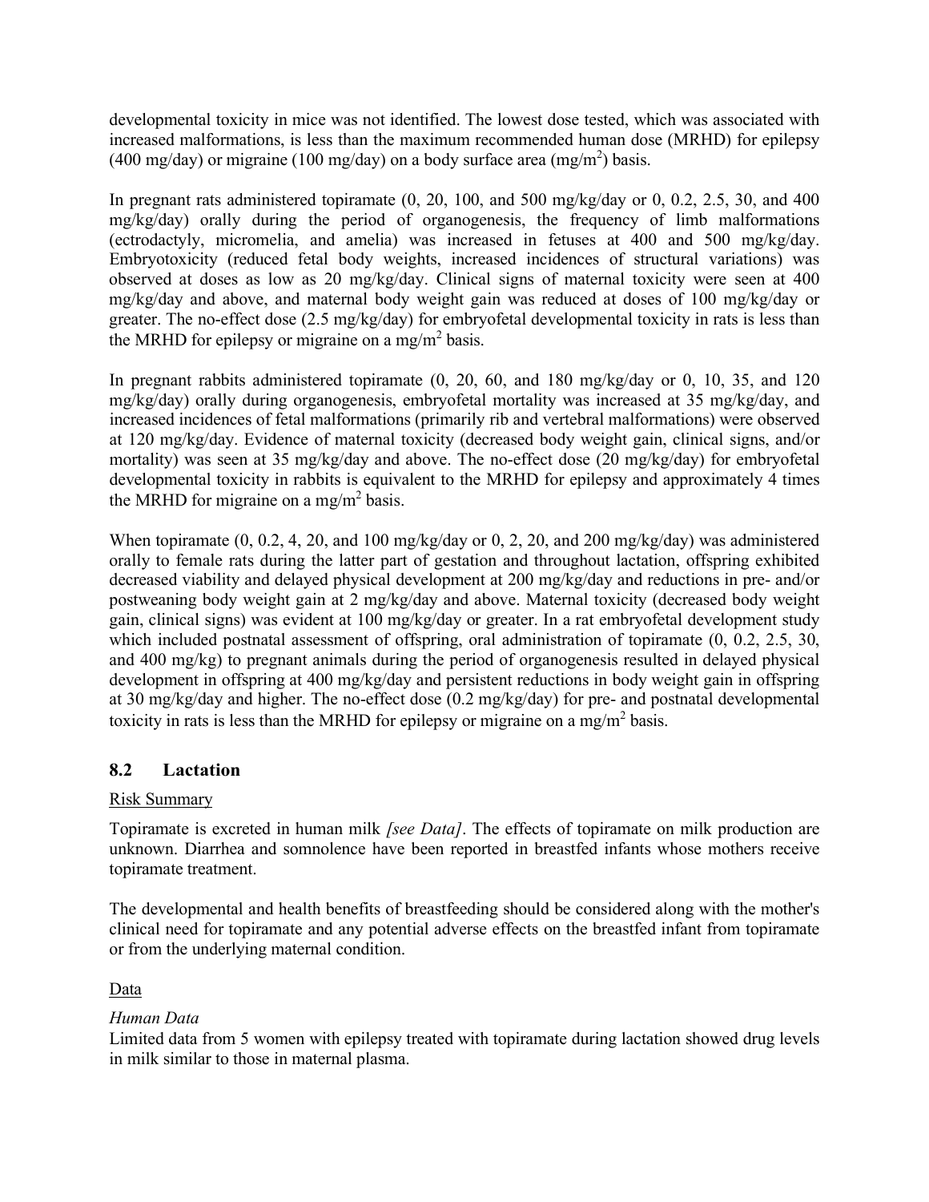developmental toxicity in mice was not identified. The lowest dose tested, which was associated with increased malformations, is less than the maximum recommended human dose (MRHD) for epilepsy (400 mg/day) or migraine (100 mg/day) on a body surface area ($mg/m^2$) basis.

In pregnant rats administered topiramate (0, 20, 100, and 500 mg/kg/day or 0, 0.2, 2.5, 30, and 400 mg/kg/day) orally during the period of organogenesis, the frequency of limb malformations (ectrodactyly, micromelia, and amelia) was increased in fetuses at 400 and 500 mg/kg/day. Embryotoxicity (reduced fetal body weights, increased incidences of structural variations) was observed at doses as low as 20 mg/kg/day. Clinical signs of maternal toxicity were seen at 400 mg/kg/day and above, and maternal body weight gain was reduced at doses of 100 mg/kg/day or greater. The no-effect dose (2.5 mg/kg/day) for embryofetal developmental toxicity in rats is less than the MRHD for epilepsy or migraine on a $mg/m^2$ basis.

In pregnant rabbits administered topiramate (0, 20, 60, and 180 mg/kg/day or 0, 10, 35, and 120 mg/kg/day) orally during organogenesis, embryofetal mortality was increased at 35 mg/kg/day, and increased incidences of fetal malformations (primarily rib and vertebral malformations) were observed at 120 mg/kg/day. Evidence of maternal toxicity (decreased body weight gain, clinical signs, and/or mortality) was seen at 35 mg/kg/day and above. The no-effect dose (20 mg/kg/day) for embryofetal developmental toxicity in rabbits is equivalent to the MRHD for epilepsy and approximately 4 times the MRHD for migraine on a $mg/m^2$ basis.

When topiramate (0, 0.2, 4, 20, and 100 mg/kg/day or 0, 2, 20, and 200 mg/kg/day) was administered orally to female rats during the latter part of gestation and throughout lactation, offspring exhibited decreased viability and delayed physical development at 200 mg/kg/day and reductions in pre- and/or postweaning body weight gain at 2 mg/kg/day and above. Maternal toxicity (decreased body weight gain, clinical signs) was evident at 100 mg/kg/day or greater. In a rat embryofetal development study which included postnatal assessment of offspring, oral administration of topiramate (0, 0.2, 2.5, 30, and 400 mg/kg) to pregnant animals during the period of organogenesis resulted in delayed physical development in offspring at 400 mg/kg/day and persistent reductions in body weight gain in offspring at 30 mg/kg/day and higher. The no-effect dose (0.2 mg/kg/day) for pre- and postnatal developmental toxicity in rats is less than the MRHD for epilepsy or migraine on a $mg/m^2$ basis.

## 8.2 Lactation

Risk Summary

Topiramate is excreted in human milk *[see Data]*. The effects of topiramate on milk production are unknown. Diarrhea and somnolence have been reported in breastfed infants whose mothers receive topiramate treatment.

The developmental and health benefits of breastfeeding should be considered along with the mother's clinical need for topiramate and any potential adverse effects on the breastfed infant from topiramate or from the underlying maternal condition.

Data

*Human Data*

Limited data from 5 women with epilepsy treated with topiramate during lactation showed drug levels in milk similar to those in maternal plasma.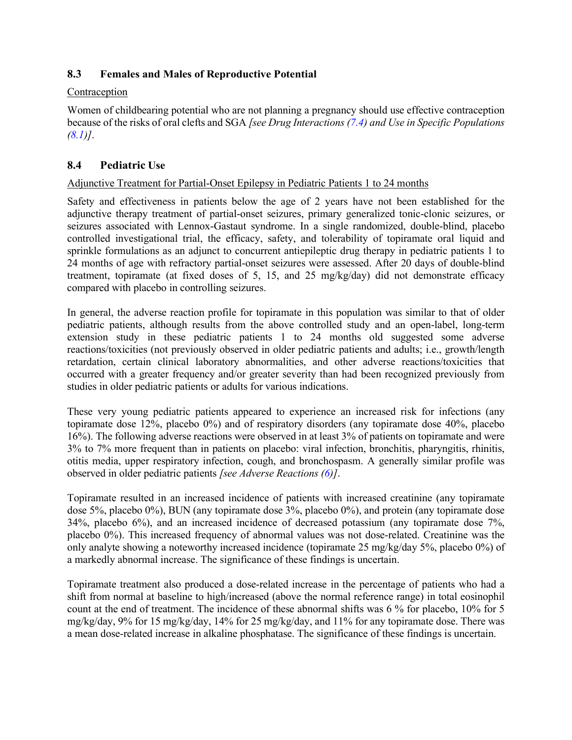### 8.3 Females and Males of Reproductive Potential

Contraception

Women of childbearing potential who are not planning a pregnancy should use effective contraception because of the risks of oral clefts and SGA *[see Drug Interactions (7.4) and Use in Specific Populations (8.1)]*.

### 8.4 Pediatric Use

Adjunctive Treatment for Partial-Onset Epilepsy in Pediatric Patients 1 to 24 months

Safety and effectiveness in patients below the age of 2 years have not been established for the adjunctive therapy treatment of partial-onset seizures, primary generalized tonic-clonic seizures, or seizures associated with Lennox-Gastaut syndrome. In a single randomized, double-blind, placebo controlled investigational trial, the efficacy, safety, and tolerability of topiramate oral liquid and sprinkle formulations as an adjunct to concurrent antiepileptic drug therapy in pediatric patients 1 to 24 months of age with refractory partial-onset seizures were assessed. After 20 days of double-blind treatment, topiramate (at fixed doses of 5, 15, and 25 mg/kg/day) did not demonstrate efficacy compared with placebo in controlling seizures.

In general, the adverse reaction profile for topiramate in this population was similar to that of older pediatric patients, although results from the above controlled study and an open-label, long-term extension study in these pediatric patients 1 to 24 months old suggested some adverse reactions/toxicities (not previously observed in older pediatric patients and adults; i.e., growth/length retardation, certain clinical laboratory abnormalities, and other adverse reactions/toxicities that occurred with a greater frequency and/or greater severity than had been recognized previously from studies in older pediatric patients or adults for various indications.

These very young pediatric patients appeared to experience an increased risk for infections (any topiramate dose 12%, placebo 0%) and of respiratory disorders (any topiramate dose 40%, placebo 16%). The following adverse reactions were observed in at least 3% of patients on topiramate and were 3% to 7% more frequent than in patients on placebo: viral infection, bronchitis, pharyngitis, rhinitis, otitis media, upper respiratory infection, cough, and bronchospasm. A generally similar profile was observed in older pediatric patients *[see Adverse Reactions (6)]*.

Topiramate resulted in an increased incidence of patients with increased creatinine (any topiramate dose 5%, placebo 0%), BUN (any topiramate dose 3%, placebo 0%), and protein (any topiramate dose 34%, placebo 6%), and an increased incidence of decreased potassium (any topiramate dose 7%, placebo 0%). This increased frequency of abnormal values was not dose-related. Creatinine was the only analyte showing a noteworthy increased incidence (topiramate 25 mg/kg/day 5%, placebo 0%) of a markedly abnormal increase. The significance of these findings is uncertain.

Topiramate treatment also produced a dose-related increase in the percentage of patients who had a shift from normal at baseline to high/increased (above the normal reference range) in total eosinophil count at the end of treatment. The incidence of these abnormal shifts was 6 % for placebo, 10% for 5 mg/kg/day, 9% for 15 mg/kg/day, 14% for 25 mg/kg/day, and 11% for any topiramate dose. There was a mean dose-related increase in alkaline phosphatase. The significance of these findings is uncertain.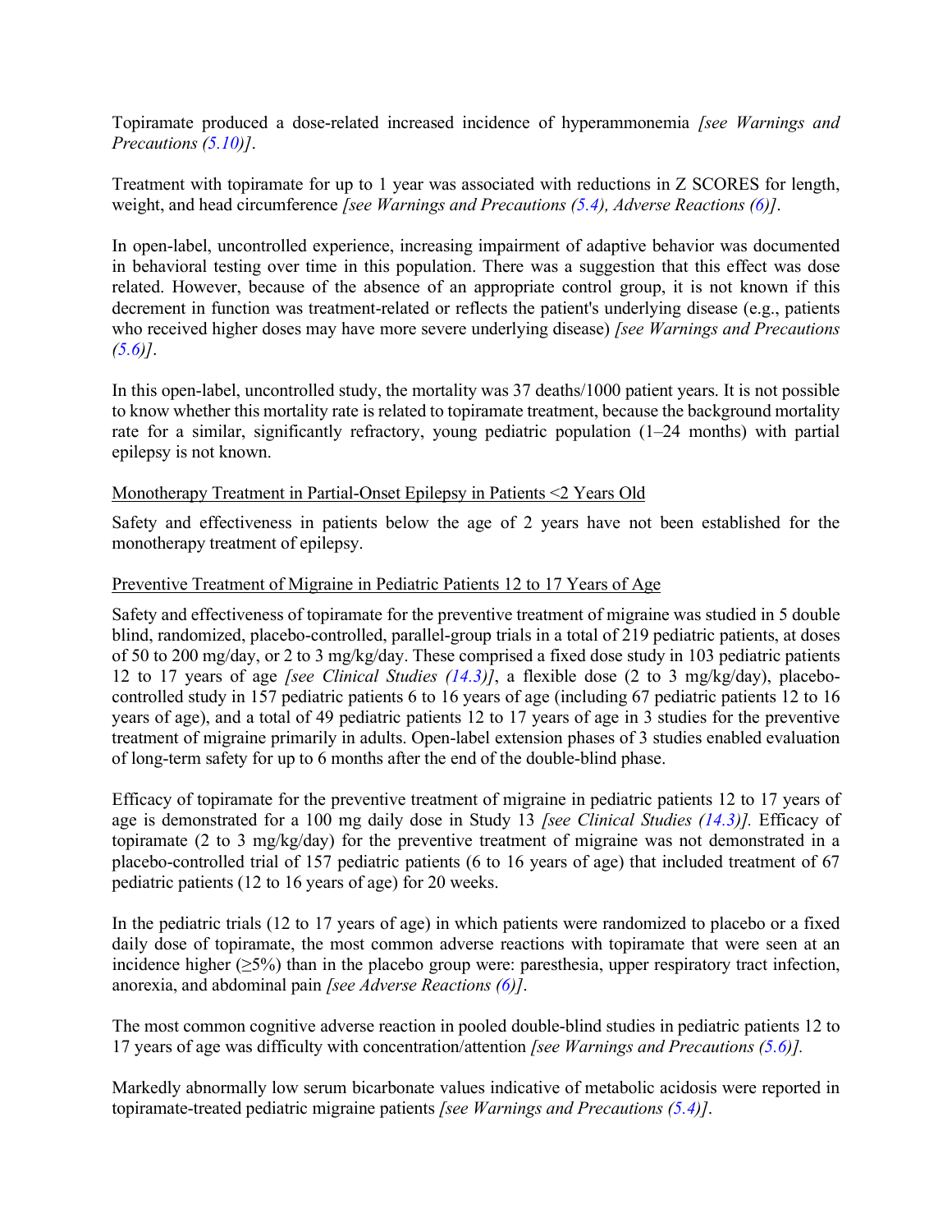Topiramate produced a dose-related increased incidence of hyperammonemia *[see Warnings and Precautions (5.10)]*.

Treatment with topiramate for up to 1 year was associated with reductions in Z SCORES for length, weight, and head circumference *[see Warnings and Precautions (5.4), Adverse Reactions (6)]*.

In open-label, uncontrolled experience, increasing impairment of adaptive behavior was documented in behavioral testing over time in this population. There was a suggestion that this effect was dose related. However, because of the absence of an appropriate control group, it is not known if this decrement in function was treatment-related or reflects the patient's underlying disease (e.g., patients who received higher doses may have more severe underlying disease) *[see Warnings and Precautions (5.6)]*.

In this open-label, uncontrolled study, the mortality was 37 deaths/1000 patient years. It is not possible to know whether this mortality rate is related to topiramate treatment, because the background mortality rate for a similar, significantly refractory, young pediatric population (1–24 months) with partial epilepsy is not known.

<u>Monotherapy Treatment in Partial-Onset Epilepsy in Patients <2 Years Old</u>

Safety and effectiveness in patients below the age of 2 years have not been established for the monotherapy treatment of epilepsy.

<u>Preventive Treatment of Migraine in Pediatric Patients 12 to 17 Years of Age</u>

Safety and effectiveness of topiramate for the preventive treatment of migraine was studied in 5 double blind, randomized, placebo-controlled, parallel-group trials in a total of 219 pediatric patients, at doses of 50 to 200 mg/day, or 2 to 3 mg/kg/day. These comprised a fixed dose study in 103 pediatric patients 12 to 17 years of age *[see Clinical Studies (14.3)]*, a flexible dose (2 to 3 mg/kg/day), placebo-controlled study in 157 pediatric patients 6 to 16 years of age (including 67 pediatric patients 12 to 16 years of age), and a total of 49 pediatric patients 12 to 17 years of age in 3 studies for the preventive treatment of migraine primarily in adults. Open-label extension phases of 3 studies enabled evaluation of long-term safety for up to 6 months after the end of the double-blind phase.

Efficacy of topiramate for the preventive treatment of migraine in pediatric patients 12 to 17 years of age is demonstrated for a 100 mg daily dose in Study 13 *[see Clinical Studies (14.3)].* Efficacy of topiramate (2 to 3 mg/kg/day) for the preventive treatment of migraine was not demonstrated in a placebo-controlled trial of 157 pediatric patients (6 to 16 years of age) that included treatment of 67 pediatric patients (12 to 16 years of age) for 20 weeks.

In the pediatric trials (12 to 17 years of age) in which patients were randomized to placebo or a fixed daily dose of topiramate, the most common adverse reactions with topiramate that were seen at an incidence higher (≥5%) than in the placebo group were: paresthesia, upper respiratory tract infection, anorexia, and abdominal pain *[see Adverse Reactions (6)]*.

The most common cognitive adverse reaction in pooled double-blind studies in pediatric patients 12 to 17 years of age was difficulty with concentration/attention *[see Warnings and Precautions (5.6)].*

Markedly abnormally low serum bicarbonate values indicative of metabolic acidosis were reported in topiramate-treated pediatric migraine patients *[see Warnings and Precautions (5.4)]*.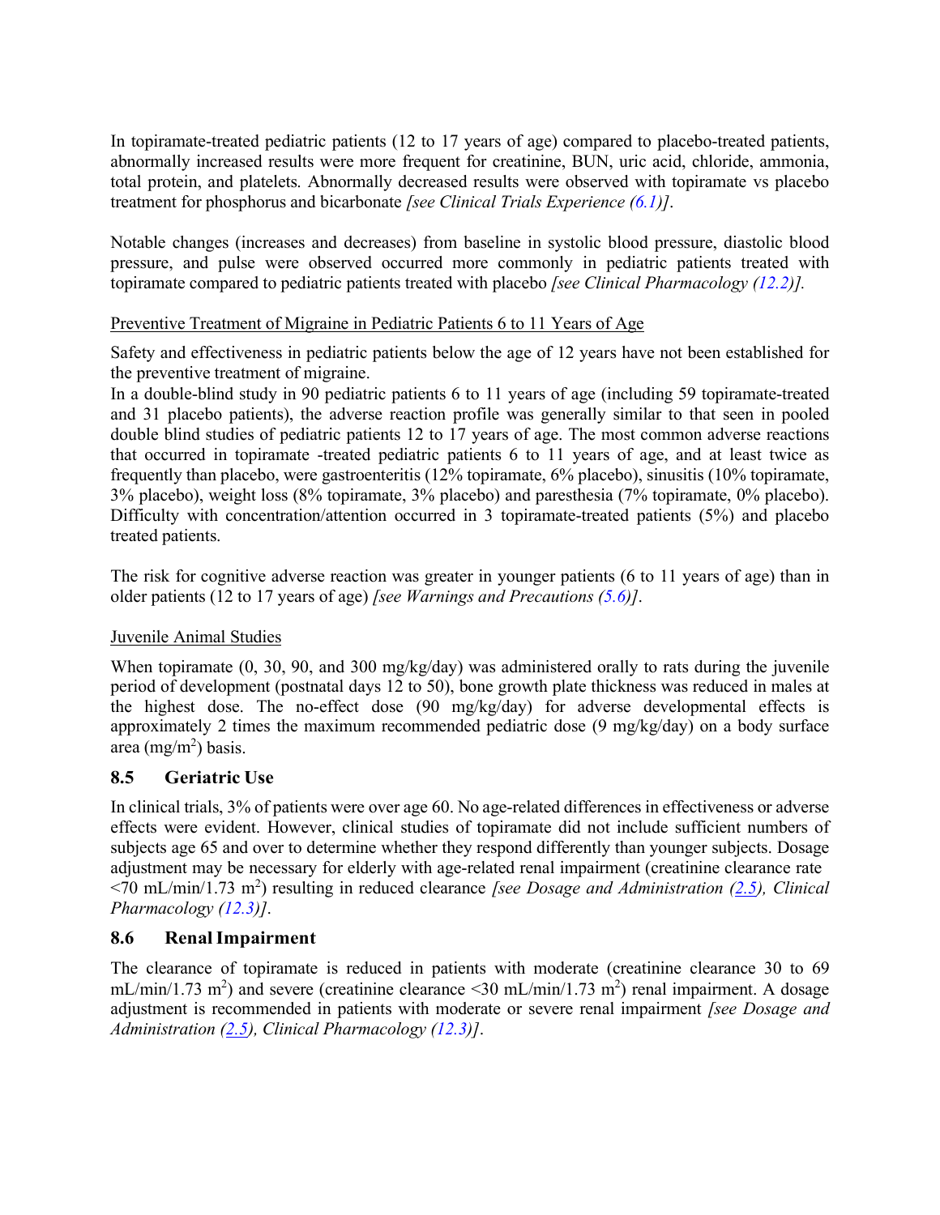In topiramate-treated pediatric patients (12 to 17 years of age) compared to placebo-treated patients, abnormally increased results were more frequent for creatinine, BUN, uric acid, chloride, ammonia, total protein, and platelets. Abnormally decreased results were observed with topiramate vs placebo treatment for phosphorus and bicarbonate *[see Clinical Trials Experience (6.1)]*.

Notable changes (increases and decreases) from baseline in systolic blood pressure, diastolic blood pressure, and pulse were observed occurred more commonly in pediatric patients treated with topiramate compared to pediatric patients treated with placebo *[see Clinical Pharmacology (12.2)].*

Preventive Treatment of Migraine in Pediatric Patients 6 to 11 Years of Age

Safety and effectiveness in pediatric patients below the age of 12 years have not been established for the preventive treatment of migraine.

In a double-blind study in 90 pediatric patients 6 to 11 years of age (including 59 topiramate-treated and 31 placebo patients), the adverse reaction profile was generally similar to that seen in pooled double blind studies of pediatric patients 12 to 17 years of age. The most common adverse reactions that occurred in topiramate -treated pediatric patients 6 to 11 years of age, and at least twice as frequently than placebo, were gastroenteritis (12% topiramate, 6% placebo), sinusitis (10% topiramate, 3% placebo), weight loss (8% topiramate, 3% placebo) and paresthesia (7% topiramate, 0% placebo). Difficulty with concentration/attention occurred in 3 topiramate-treated patients (5%) and placebo treated patients.

The risk for cognitive adverse reaction was greater in younger patients (6 to 11 years of age) than in older patients (12 to 17 years of age) *[see Warnings and Precautions (5.6)]*.

Juvenile Animal Studies

When topiramate (0, 30, 90, and 300 mg/kg/day) was administered orally to rats during the juvenile period of development (postnatal days 12 to 50), bone growth plate thickness was reduced in males at the highest dose. The no-effect dose (90 mg/kg/day) for adverse developmental effects is approximately 2 times the maximum recommended pediatric dose (9 mg/kg/day) on a body surface area ($mg/m^2$) basis.

## 8.5 Geriatric Use

In clinical trials, 3% of patients were over age 60. No age-related differences in effectiveness or adverse effects were evident. However, clinical studies of topiramate did not include sufficient numbers of subjects age 65 and over to determine whether they respond differently than younger subjects. Dosage adjustment may be necessary for elderly with age-related renal impairment (creatinine clearance rate <70 $mL/min/1.73\ m^2$) resulting in reduced clearance *[see Dosage and Administration (2.5), Clinical Pharmacology (12.3)]*.

## 8.6 Renal Impairment

The clearance of topiramate is reduced in patients with moderate (creatinine clearance 30 to 69 $mL/min/1.73\ m^2$) and severe (creatinine clearance <30 $mL/min/1.73\ m^2$) renal impairment. A dosage adjustment is recommended in patients with moderate or severe renal impairment *[see Dosage and Administration (2.5), Clinical Pharmacology (12.3)]*.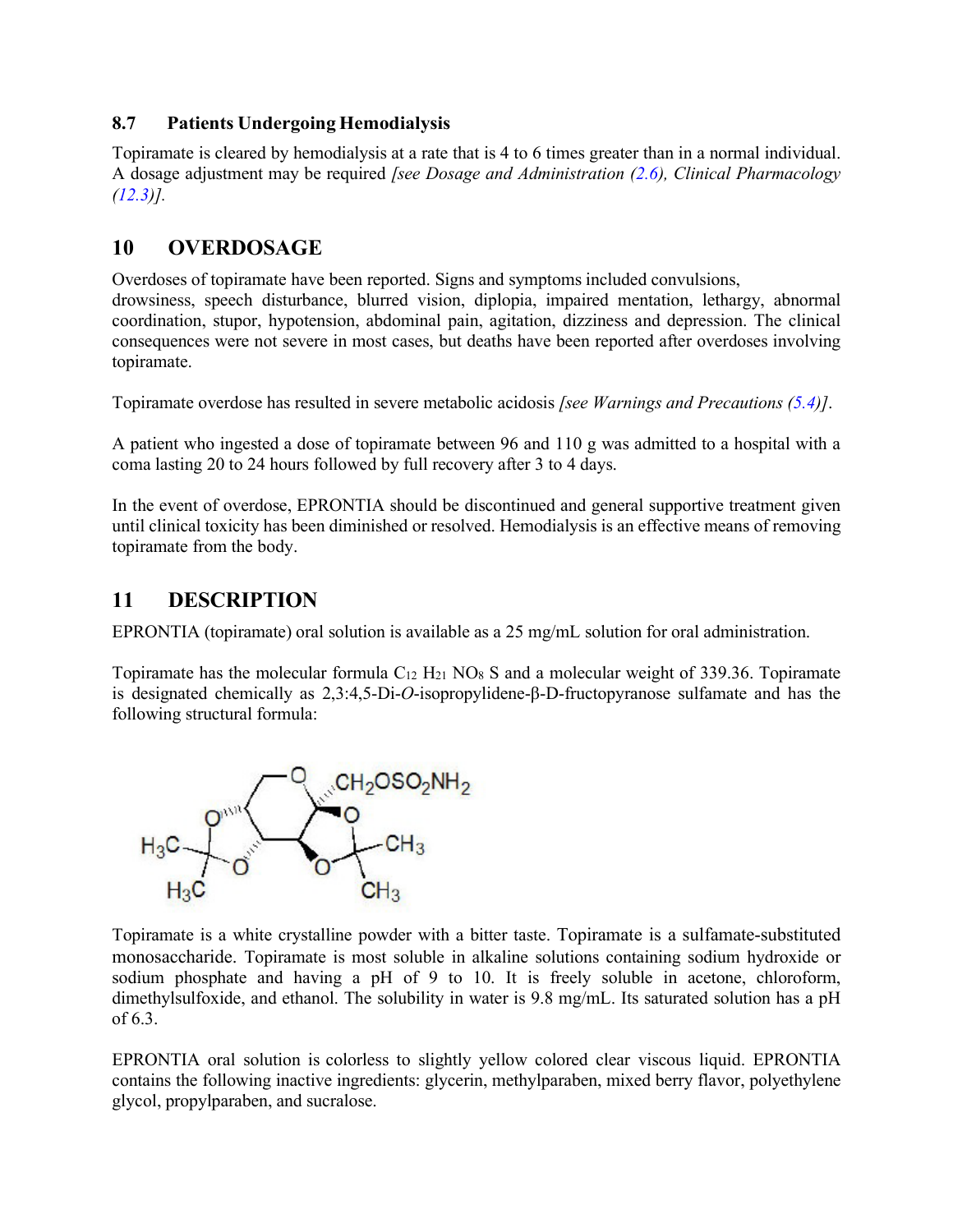### 8.7 Patients Undergoing Hemodialysis

Topiramate is cleared by hemodialysis at a rate that is 4 to 6 times greater than in a normal individual. A dosage adjustment may be required *[see Dosage and Administration (2.6), Clinical Pharmacology (12.3)].*

## 10 OVERDOSAGE

Overdoses of topiramate have been reported. Signs and symptoms included convulsions, drowsiness, speech disturbance, blurred vision, diplopia, impaired mentation, lethargy, abnormal coordination, stupor, hypotension, abdominal pain, agitation, dizziness and depression. The clinical consequences were not severe in most cases, but deaths have been reported after overdoses involving topiramate.

Topiramate overdose has resulted in severe metabolic acidosis *[see Warnings and Precautions (5.4)]*.

A patient who ingested a dose of topiramate between 96 and 110 g was admitted to a hospital with a coma lasting 20 to 24 hours followed by full recovery after 3 to 4 days.

In the event of overdose, EPRONTIA should be discontinued and general supportive treatment given until clinical toxicity has been diminished or resolved. Hemodialysis is an effective means of removing topiramate from the body.

## 11 DESCRIPTION

EPRONTIA (topiramate) oral solution is available as a 25 mg/mL solution for oral administration.

Topiramate has the molecular formula $C_{12}H_{21}NO_8S$ and a molecular weight of 339.36. Topiramate is designated chemically as 2,3:4,5-Di-*O*-isopropylidene-β-D-fructopyranose sulfamate and has the following structural formula:

Topiramate is a white crystalline powder with a bitter taste. Topiramate is a sulfamate-substituted monosaccharide. Topiramate is most soluble in alkaline solutions containing sodium hydroxide or sodium phosphate and having a pH of 9 to 10. It is freely soluble in acetone, chloroform, dimethylsulfoxide, and ethanol. The solubility in water is 9.8 mg/mL. Its saturated solution has a pH of 6.3.

EPRONTIA oral solution is colorless to slightly yellow colored clear viscous liquid. EPRONTIA contains the following inactive ingredients: glycerin, methylparaben, mixed berry flavor, polyethylene glycol, propylparaben, and sucralose.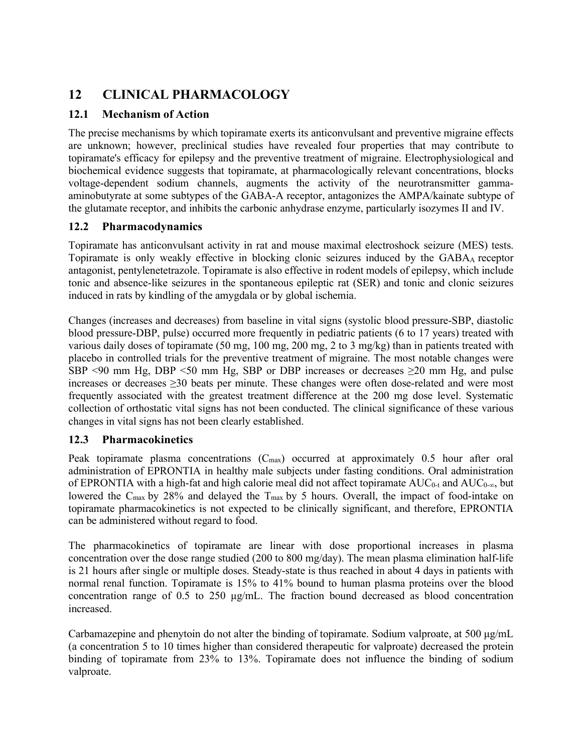# 12 CLINICAL PHARMACOLOGY

## 12.1 Mechanism of Action

The precise mechanisms by which topiramate exerts its anticonvulsant and preventive migraine effects are unknown; however, preclinical studies have revealed four properties that may contribute to topiramate's efficacy for epilepsy and the preventive treatment of migraine. Electrophysiological and biochemical evidence suggests that topiramate, at pharmacologically relevant concentrations, blocks voltage-dependent sodium channels, augments the activity of the neurotransmitter gamma-aminobutyrate at some subtypes of the GABA-A receptor, antagonizes the AMPA/kainate subtype of the glutamate receptor, and inhibits the carbonic anhydrase enzyme, particularly isozymes II and IV.

## 12.2 Pharmacodynamics

Topiramate has anticonvulsant activity in rat and mouse maximal electroshock seizure (MES) tests. Topiramate is only weakly effective in blocking clonic seizures induced by the $GABA_A$ receptor antagonist, pentylenetetrazole. Topiramate is also effective in rodent models of epilepsy, which include tonic and absence-like seizures in the spontaneous epileptic rat (SER) and tonic and clonic seizures induced in rats by kindling of the amygdala or by global ischemia.

Changes (increases and decreases) from baseline in vital signs (systolic blood pressure-SBP, diastolic blood pressure-DBP, pulse) occurred more frequently in pediatric patients (6 to 17 years) treated with various daily doses of topiramate (50 mg, 100 mg, 200 mg, 2 to 3 mg/kg) than in patients treated with placebo in controlled trials for the preventive treatment of migraine. The most notable changes were SBP <90 mm Hg, DBP <50 mm Hg, SBP or DBP increases or decreases ≥20 mm Hg, and pulse increases or decreases ≥30 beats per minute. These changes were often dose-related and were most frequently associated with the greatest treatment difference at the 200 mg dose level. Systematic collection of orthostatic vital signs has not been conducted. The clinical significance of these various changes in vital signs has not been clearly established.

## 12.3 Pharmacokinetics

Peak topiramate plasma concentrations ($C_{max}$) occurred at approximately 0.5 hour after oral administration of EPRONTIA in healthy male subjects under fasting conditions. Oral administration of EPRONTIA with a high-fat and high calorie meal did not affect topiramate $AUC_{0\text{-}t}$ and $AUC_{0\text{-}\infty}$, but lowered the $C_{max}$ by 28% and delayed the $T_{max}$ by 5 hours. Overall, the impact of food-intake on topiramate pharmacokinetics is not expected to be clinically significant, and therefore, EPRONTIA can be administered without regard to food.

The pharmacokinetics of topiramate are linear with dose proportional increases in plasma concentration over the dose range studied (200 to 800 mg/day). The mean plasma elimination half-life is 21 hours after single or multiple doses. Steady-state is thus reached in about 4 days in patients with normal renal function. Topiramate is 15% to 41% bound to human plasma proteins over the blood concentration range of 0.5 to 250 µg/mL. The fraction bound decreased as blood concentration increased.

Carbamazepine and phenytoin do not alter the binding of topiramate. Sodium valproate, at 500 µg/mL (a concentration 5 to 10 times higher than considered therapeutic for valproate) decreased the protein binding of topiramate from 23% to 13%. Topiramate does not influence the binding of sodium valproate.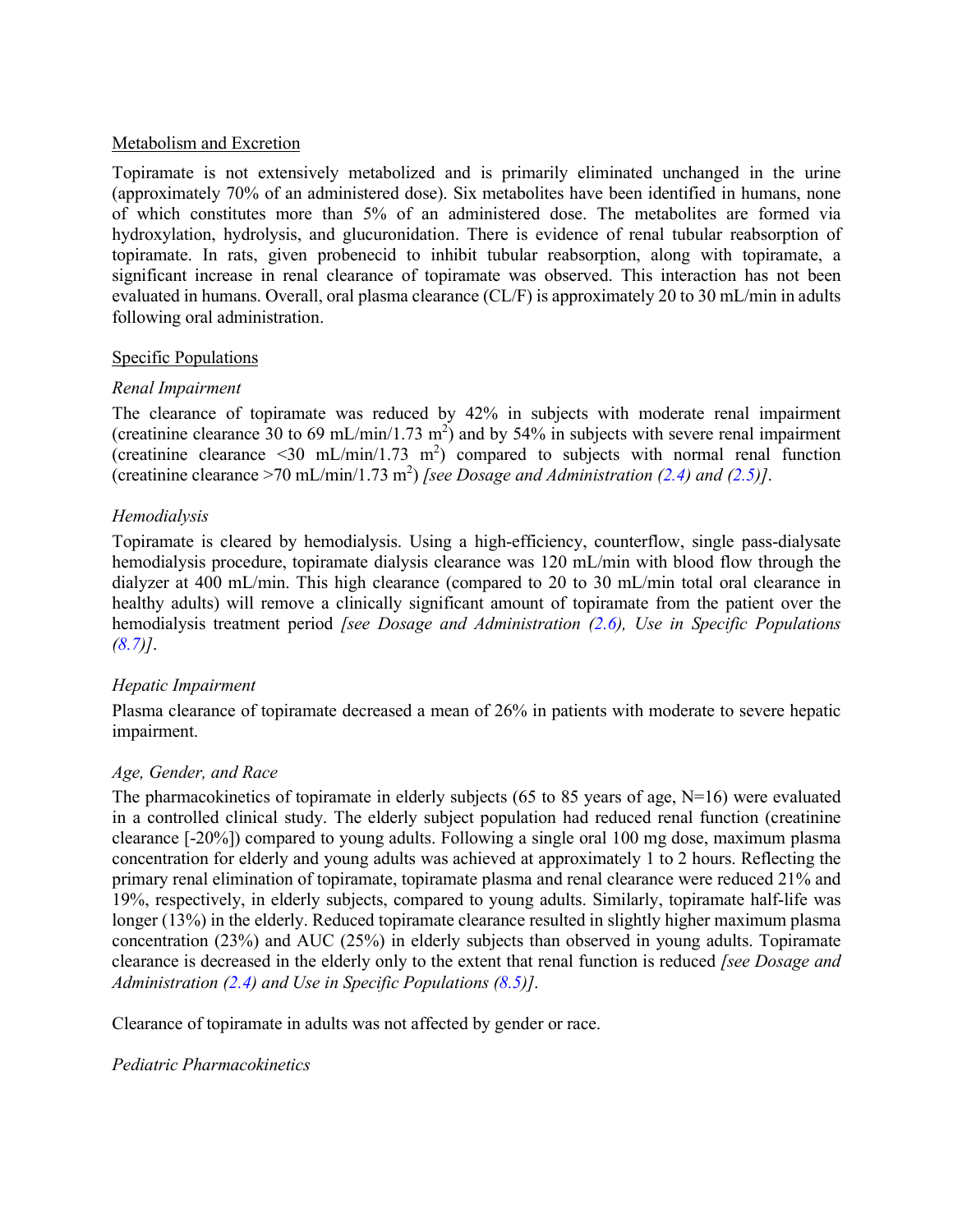Metabolism and Excretion

Topiramate is not extensively metabolized and is primarily eliminated unchanged in the urine (approximately 70% of an administered dose). Six metabolites have been identified in humans, none of which constitutes more than 5% of an administered dose. The metabolites are formed via hydroxylation, hydrolysis, and glucuronidation. There is evidence of renal tubular reabsorption of topiramate. In rats, given probenecid to inhibit tubular reabsorption, along with topiramate, a significant increase in renal clearance of topiramate was observed. This interaction has not been evaluated in humans. Overall, oral plasma clearance (CL/F) is approximately 20 to 30 mL/min in adults following oral administration.

Specific Populations

*Renal Impairment*

The clearance of topiramate was reduced by 42% in subjects with moderate renal impairment (creatinine clearance 30 to 69 mL/min/1.73 $m^2$) and by 54% in subjects with severe renal impairment (creatinine clearance <30 mL/min/1.73 $m^2$) compared to subjects with normal renal function (creatinine clearance >70 mL/min/1.73 $m^2$) *[see Dosage and Administration (2.4) and (2.5)]*.

*Hemodialysis*

Topiramate is cleared by hemodialysis. Using a high-efficiency, counterflow, single pass-dialysate hemodialysis procedure, topiramate dialysis clearance was 120 mL/min with blood flow through the dialyzer at 400 mL/min. This high clearance (compared to 20 to 30 mL/min total oral clearance in healthy adults) will remove a clinically significant amount of topiramate from the patient over the hemodialysis treatment period *[see Dosage and Administration (2.6), Use in Specific Populations (8.7)]*.

*Hepatic Impairment*

Plasma clearance of topiramate decreased a mean of 26% in patients with moderate to severe hepatic impairment.

*Age, Gender, and Race*

The pharmacokinetics of topiramate in elderly subjects (65 to 85 years of age, N=16) were evaluated in a controlled clinical study. The elderly subject population had reduced renal function (creatinine clearance [-20%]) compared to young adults. Following a single oral 100 mg dose, maximum plasma concentration for elderly and young adults was achieved at approximately 1 to 2 hours. Reflecting the primary renal elimination of topiramate, topiramate plasma and renal clearance were reduced 21% and 19%, respectively, in elderly subjects, compared to young adults. Similarly, topiramate half-life was longer (13%) in the elderly. Reduced topiramate clearance resulted in slightly higher maximum plasma concentration (23%) and AUC (25%) in elderly subjects than observed in young adults. Topiramate clearance is decreased in the elderly only to the extent that renal function is reduced *[see Dosage and Administration (2.4) and Use in Specific Populations (8.5)]*.

Clearance of topiramate in adults was not affected by gender or race.

*Pediatric Pharmacokinetics*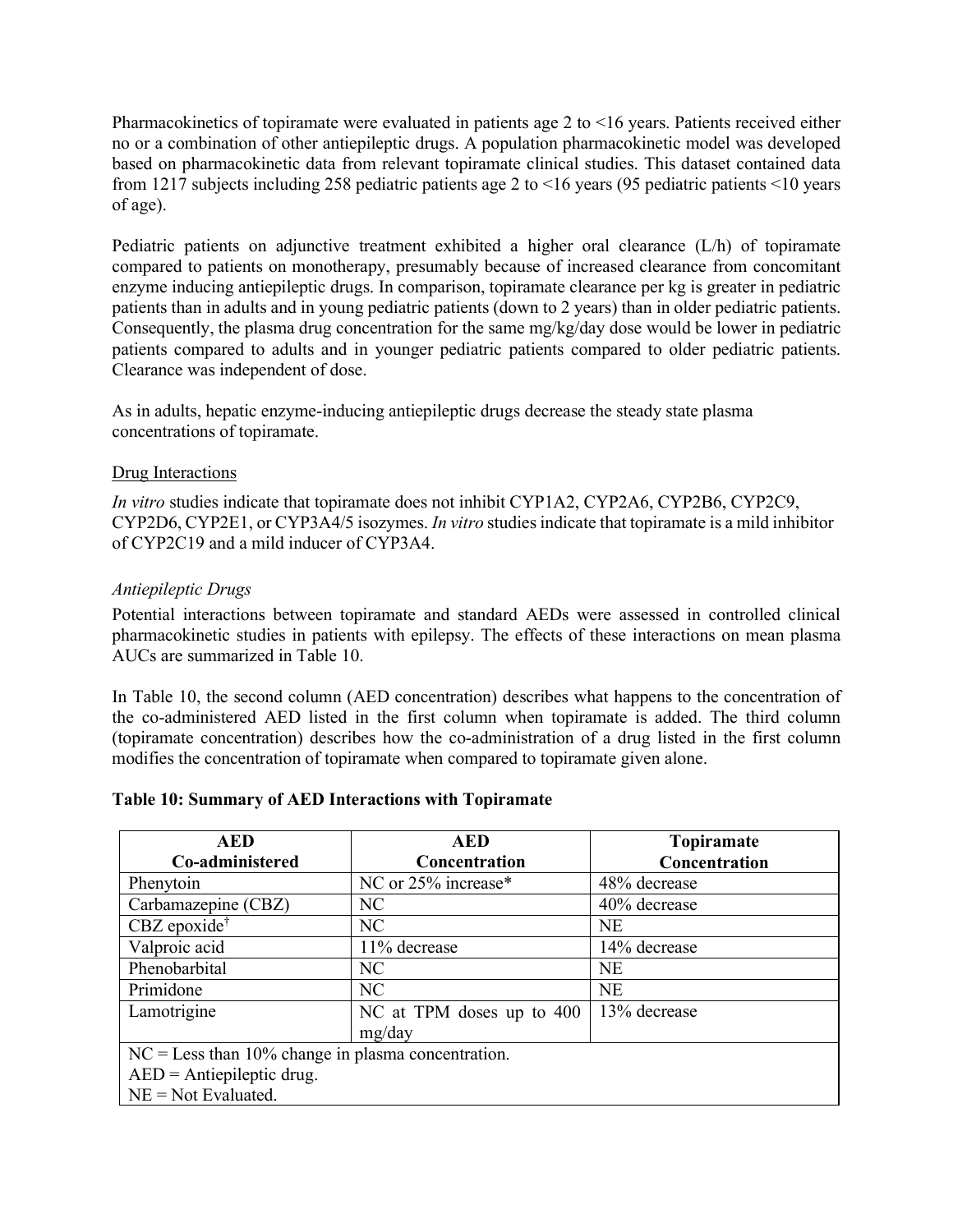Pharmacokinetics of topiramate were evaluated in patients age 2 to <16 years. Patients received either no or a combination of other antiepileptic drugs. A population pharmacokinetic model was developed based on pharmacokinetic data from relevant topiramate clinical studies. This dataset contained data from 1217 subjects including 258 pediatric patients age 2 to <16 years (95 pediatric patients <10 years of age).

Pediatric patients on adjunctive treatment exhibited a higher oral clearance (L/h) of topiramate compared to patients on monotherapy, presumably because of increased clearance from concomitant enzyme inducing antiepileptic drugs. In comparison, topiramate clearance per kg is greater in pediatric patients than in adults and in young pediatric patients (down to 2 years) than in older pediatric patients. Consequently, the plasma drug concentration for the same mg/kg/day dose would be lower in pediatric patients compared to adults and in younger pediatric patients compared to older pediatric patients. Clearance was independent of dose.

As in adults, hepatic enzyme-inducing antiepileptic drugs decrease the steady state plasma concentrations of topiramate.

Drug Interactions

*In vitro* studies indicate that topiramate does not inhibit CYP1A2, CYP2A6, CYP2B6, CYP2C9, CYP2D6, CYP2E1, or CYP3A4/5 isozymes. *In vitro* studies indicate that topiramate is a mild inhibitor of CYP2C19 and a mild inducer of CYP3A4.

*Antiepileptic Drugs*

Potential interactions between topiramate and standard AEDs were assessed in controlled clinical pharmacokinetic studies in patients with epilepsy. The effects of these interactions on mean plasma AUCs are summarized in Table 10.

In Table 10, the second column (AED concentration) describes what happens to the concentration of the co-administered AED listed in the first column when topiramate is added. The third column (topiramate concentration) describes how the co-administration of a drug listed in the first column modifies the concentration of topiramate when compared to topiramate given alone.

**Table 10: Summary of AED Interactions with Topiramate**

| AED Co-administered | AED Concentration | Topiramate Concentration |
|---|---|---|
| Phenytoin | NC or 25% increase* | 48% decrease |
| Carbamazepine (CBZ) | NC | 40% decrease |
| CBZ epoxide[†] | NC | NE |
| Valproic acid | 11% decrease | 14% decrease |
| Phenobarbital | NC | NE |
| Primidone | NC | NE |
| Lamotrigine | NC at TPM doses up to 400 mg/day | 13% decrease |

NC = Less than 10% change in plasma concentration.
AED = Antiepileptic drug.
NE = Not Evaluated.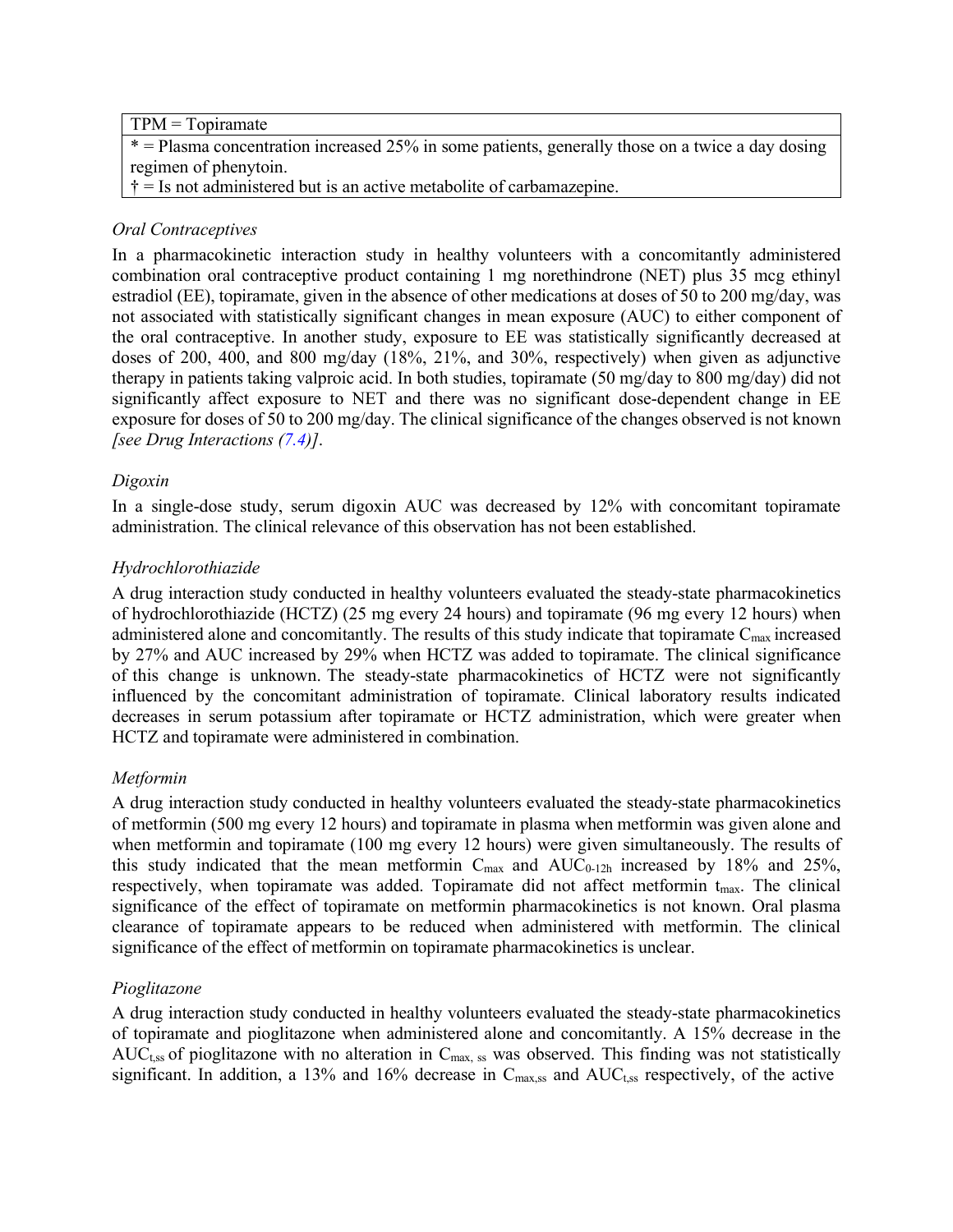| TPM = Topiramate |
| --- |
| * = Plasma concentration increased 25% in some patients, generally those on a twice a day dosing regimen of phenytoin. |
| † = Is not administered but is an active metabolite of carbamazepine. |

*Oral Contraceptives*

In a pharmacokinetic interaction study in healthy volunteers with a concomitantly administered combination oral contraceptive product containing 1 mg norethindrone (NET) plus 35 mcg ethinyl estradiol (EE), topiramate, given in the absence of other medications at doses of 50 to 200 mg/day, was not associated with statistically significant changes in mean exposure (AUC) to either component of the oral contraceptive. In another study, exposure to EE was statistically significantly decreased at doses of 200, 400, and 800 mg/day (18%, 21%, and 30%, respectively) when given as adjunctive therapy in patients taking valproic acid. In both studies, topiramate (50 mg/day to 800 mg/day) did not significantly affect exposure to NET and there was no significant dose-dependent change in EE exposure for doses of 50 to 200 mg/day. The clinical significance of the changes observed is not known *[see Drug Interactions (7.4)]*.

*Digoxin*

In a single-dose study, serum digoxin AUC was decreased by 12% with concomitant topiramate administration. The clinical relevance of this observation has not been established.

*Hydrochlorothiazide*

A drug interaction study conducted in healthy volunteers evaluated the steady-state pharmacokinetics of hydrochlorothiazide (HCTZ) (25 mg every 24 hours) and topiramate (96 mg every 12 hours) when administered alone and concomitantly. The results of this study indicate that topiramate $C_{max}$ increased by 27% and AUC increased by 29% when HCTZ was added to topiramate. The clinical significance of this change is unknown. The steady-state pharmacokinetics of HCTZ were not significantly influenced by the concomitant administration of topiramate. Clinical laboratory results indicated decreases in serum potassium after topiramate or HCTZ administration, which were greater when HCTZ and topiramate were administered in combination.

*Metformin*

A drug interaction study conducted in healthy volunteers evaluated the steady-state pharmacokinetics of metformin (500 mg every 12 hours) and topiramate in plasma when metformin was given alone and when metformin and topiramate (100 mg every 12 hours) were given simultaneously. The results of this study indicated that the mean metformin $C_{max}$ and $AUC_{0\text{-}12h}$ increased by 18% and 25%, respectively, when topiramate was added. Topiramate did not affect metformin $t_{max}$. The clinical significance of the effect of topiramate on metformin pharmacokinetics is not known. Oral plasma clearance of topiramate appears to be reduced when administered with metformin. The clinical significance of the effect of metformin on topiramate pharmacokinetics is unclear.

*Pioglitazone*

A drug interaction study conducted in healthy volunteers evaluated the steady-state pharmacokinetics of topiramate and pioglitazone when administered alone and concomitantly. A 15% decrease in the $AUC_{t,ss}$ of pioglitazone with no alteration in $C_{max,\,ss}$ was observed. This finding was not statistically significant. In addition, a 13% and 16% decrease in $C_{max,ss}$ and $AUC_{t,ss}$ respectively, of the active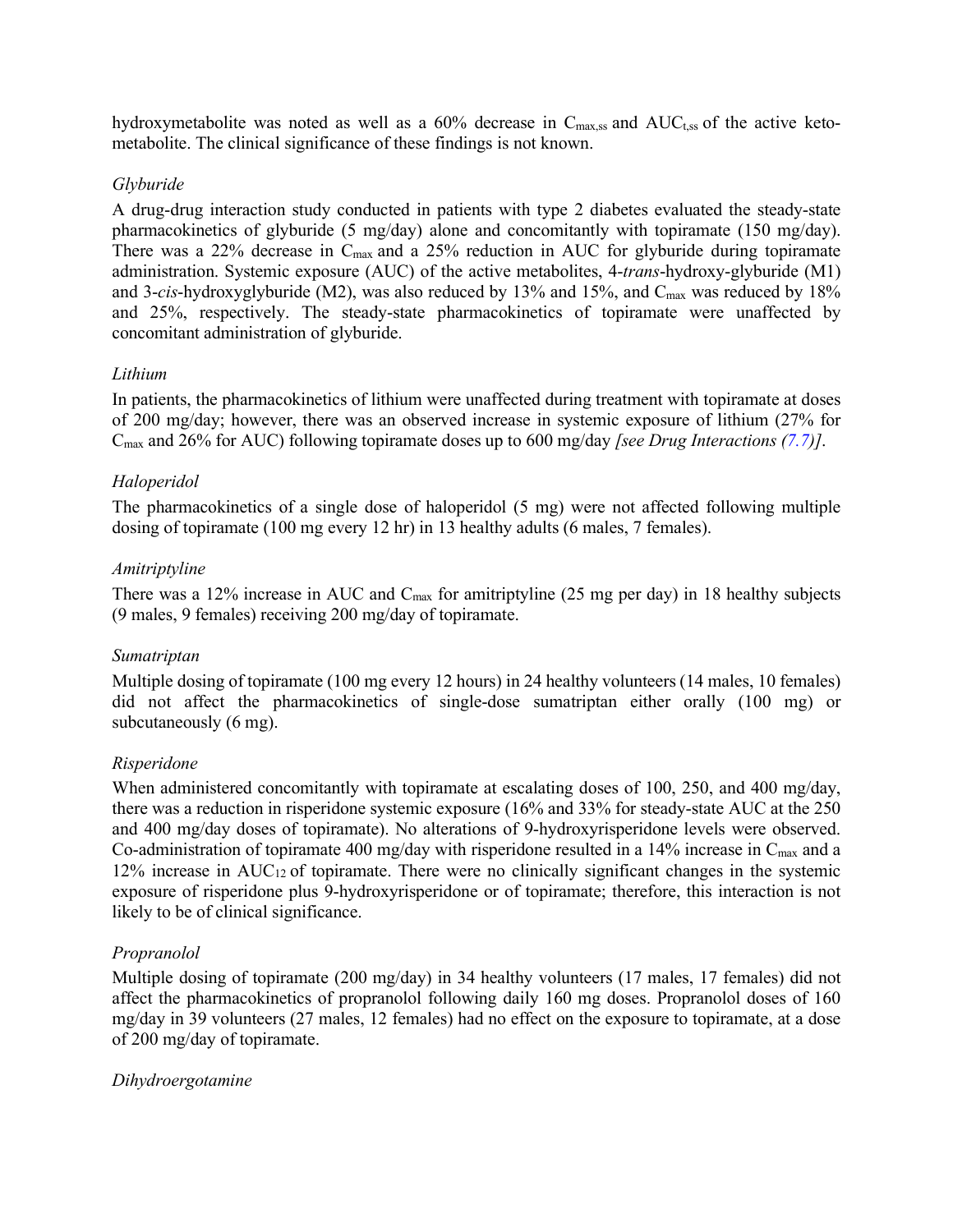hydroxymetabolite was noted as well as a 60% decrease in $C_{max,ss}$ and $AUC_{t,ss}$ of the active keto-metabolite. The clinical significance of these findings is not known.

*Glyburide*

A drug-drug interaction study conducted in patients with type 2 diabetes evaluated the steady-state pharmacokinetics of glyburide (5 mg/day) alone and concomitantly with topiramate (150 mg/day). There was a 22% decrease in $C_{max}$ and a 25% reduction in AUC for glyburide during topiramate administration. Systemic exposure (AUC) of the active metabolites, 4-*trans*-hydroxy-glyburide (M1) and 3-*cis*-hydroxyglyburide (M2), was also reduced by 13% and 15%, and $C_{max}$ was reduced by 18% and 25%, respectively. The steady-state pharmacokinetics of topiramate were unaffected by concomitant administration of glyburide.

*Lithium*

In patients, the pharmacokinetics of lithium were unaffected during treatment with topiramate at doses of 200 mg/day; however, there was an observed increase in systemic exposure of lithium (27% for $C_{max}$ and 26% for AUC) following topiramate doses up to 600 mg/day *[see Drug Interactions (7.7)]*.

*Haloperidol*

The pharmacokinetics of a single dose of haloperidol (5 mg) were not affected following multiple dosing of topiramate (100 mg every 12 hr) in 13 healthy adults (6 males, 7 females).

*Amitriptyline*

There was a 12% increase in AUC and $C_{max}$ for amitriptyline (25 mg per day) in 18 healthy subjects (9 males, 9 females) receiving 200 mg/day of topiramate.

*Sumatriptan*

Multiple dosing of topiramate (100 mg every 12 hours) in 24 healthy volunteers (14 males, 10 females) did not affect the pharmacokinetics of single-dose sumatriptan either orally (100 mg) or subcutaneously (6 mg).

*Risperidone*

When administered concomitantly with topiramate at escalating doses of 100, 250, and 400 mg/day, there was a reduction in risperidone systemic exposure (16% and 33% for steady-state AUC at the 250 and 400 mg/day doses of topiramate). No alterations of 9-hydroxyrisperidone levels were observed. Co-administration of topiramate 400 mg/day with risperidone resulted in a 14% increase in $C_{max}$ and a 12% increase in $AUC_{12}$ of topiramate. There were no clinically significant changes in the systemic exposure of risperidone plus 9-hydroxyrisperidone or of topiramate; therefore, this interaction is not likely to be of clinical significance.

*Propranolol*

Multiple dosing of topiramate (200 mg/day) in 34 healthy volunteers (17 males, 17 females) did not affect the pharmacokinetics of propranolol following daily 160 mg doses. Propranolol doses of 160 mg/day in 39 volunteers (27 males, 12 females) had no effect on the exposure to topiramate, at a dose of 200 mg/day of topiramate.

*Dihydroergotamine*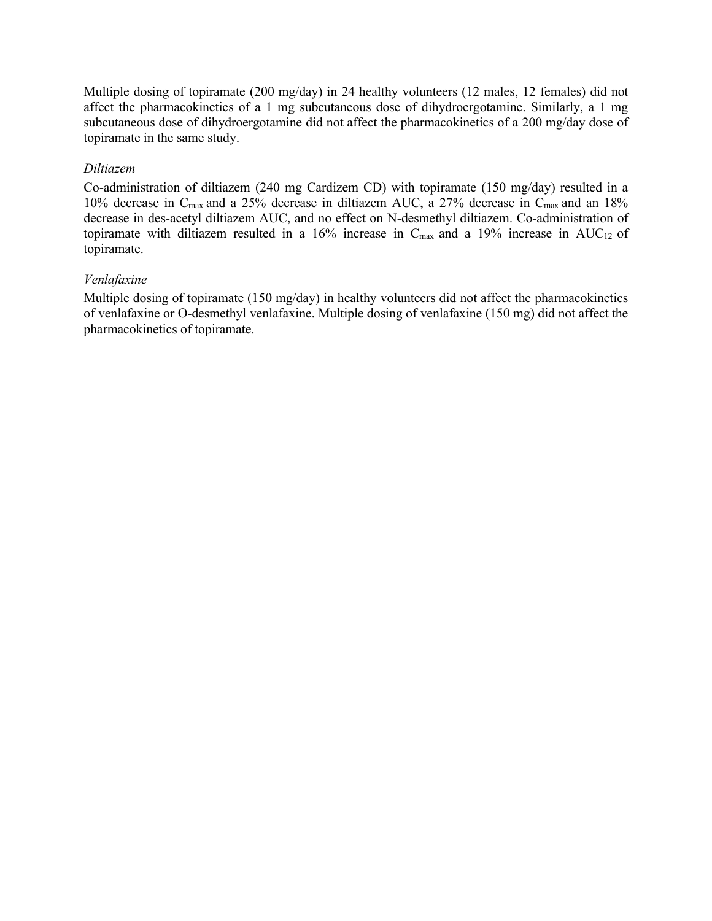Multiple dosing of topiramate (200 mg/day) in 24 healthy volunteers (12 males, 12 females) did not affect the pharmacokinetics of a 1 mg subcutaneous dose of dihydroergotamine. Similarly, a 1 mg subcutaneous dose of dihydroergotamine did not affect the pharmacokinetics of a 200 mg/day dose of topiramate in the same study.

*Diltiazem*

Co-administration of diltiazem (240 mg Cardizem CD) with topiramate (150 mg/day) resulted in a 10% decrease in $C_{max}$ and a 25% decrease in diltiazem AUC, a 27% decrease in $C_{max}$ and an 18% decrease in des-acetyl diltiazem AUC, and no effect on N-desmethyl diltiazem. Co-administration of topiramate with diltiazem resulted in a 16% increase in $C_{max}$ and a 19% increase in $AUC_{12}$ of topiramate.

*Venlafaxine*

Multiple dosing of topiramate (150 mg/day) in healthy volunteers did not affect the pharmacokinetics of venlafaxine or O-desmethyl venlafaxine. Multiple dosing of venlafaxine (150 mg) did not affect the pharmacokinetics of topiramate.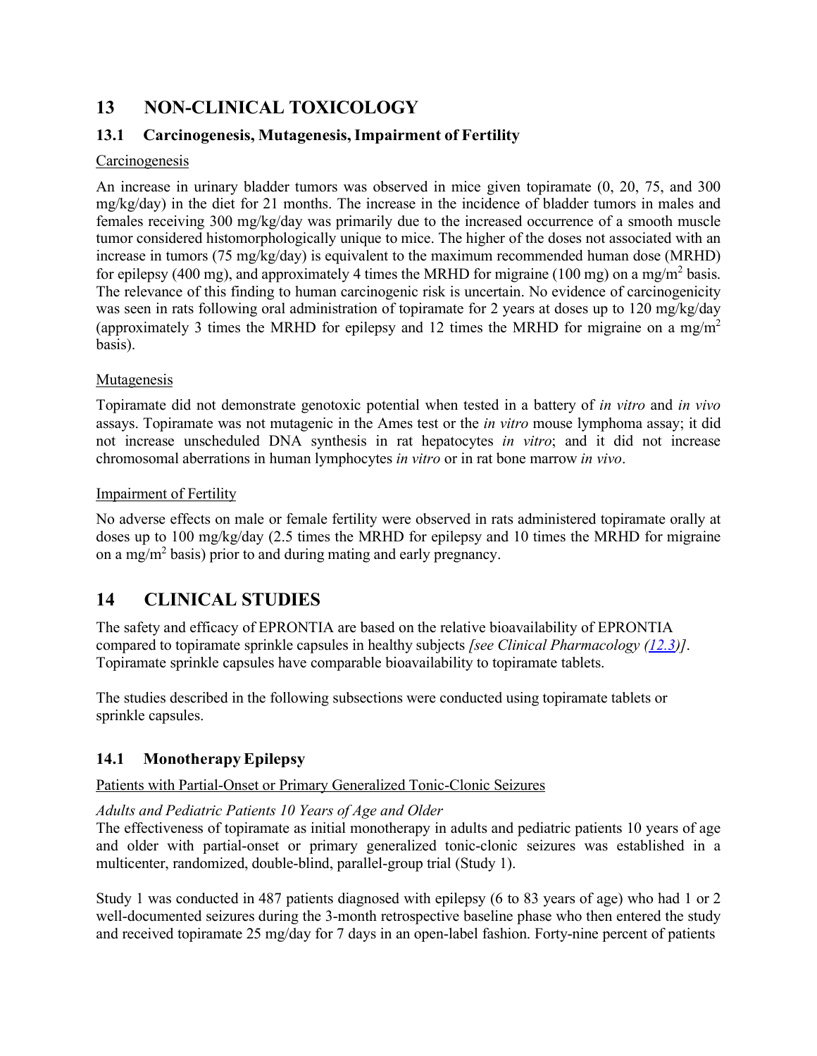# 13 NON-CLINICAL TOXICOLOGY

## 13.1 Carcinogenesis, Mutagenesis, Impairment of Fertility

Carcinogenesis

An increase in urinary bladder tumors was observed in mice given topiramate (0, 20, 75, and 300 mg/kg/day) in the diet for 21 months. The increase in the incidence of bladder tumors in males and females receiving 300 mg/kg/day was primarily due to the increased occurrence of a smooth muscle tumor considered histomorphologically unique to mice. The higher of the doses not associated with an increase in tumors (75 mg/kg/day) is equivalent to the maximum recommended human dose (MRHD) for epilepsy (400 mg), and approximately 4 times the MRHD for migraine (100 mg) on a $mg/m^2$ basis. The relevance of this finding to human carcinogenic risk is uncertain. No evidence of carcinogenicity was seen in rats following oral administration of topiramate for 2 years at doses up to 120 mg/kg/day (approximately 3 times the MRHD for epilepsy and 12 times the MRHD for migraine on a $mg/m^2$ basis).

Mutagenesis

Topiramate did not demonstrate genotoxic potential when tested in a battery of *in vitro* and *in vivo* assays. Topiramate was not mutagenic in the Ames test or the *in vitro* mouse lymphoma assay; it did not increase unscheduled DNA synthesis in rat hepatocytes *in vitro*; and it did not increase chromosomal aberrations in human lymphocytes *in vitro* or in rat bone marrow *in vivo*.

Impairment of Fertility

No adverse effects on male or female fertility were observed in rats administered topiramate orally at doses up to 100 mg/kg/day (2.5 times the MRHD for epilepsy and 10 times the MRHD for migraine on a $mg/m^2$ basis) prior to and during mating and early pregnancy.

# 14 CLINICAL STUDIES

The safety and efficacy of EPRONTIA are based on the relative bioavailability of EPRONTIA compared to topiramate sprinkle capsules in healthy subjects *[see Clinical Pharmacology (12.3)]*. Topiramate sprinkle capsules have comparable bioavailability to topiramate tablets.

The studies described in the following subsections were conducted using topiramate tablets or sprinkle capsules.

## 14.1 Monotherapy Epilepsy

Patients with Partial-Onset or Primary Generalized Tonic-Clonic Seizures

*Adults and Pediatric Patients 10 Years of Age and Older*

The effectiveness of topiramate as initial monotherapy in adults and pediatric patients 10 years of age and older with partial-onset or primary generalized tonic-clonic seizures was established in a multicenter, randomized, double-blind, parallel-group trial (Study 1).

Study 1 was conducted in 487 patients diagnosed with epilepsy (6 to 83 years of age) who had 1 or 2 well-documented seizures during the 3-month retrospective baseline phase who then entered the study and received topiramate 25 mg/day for 7 days in an open-label fashion. Forty-nine percent of patients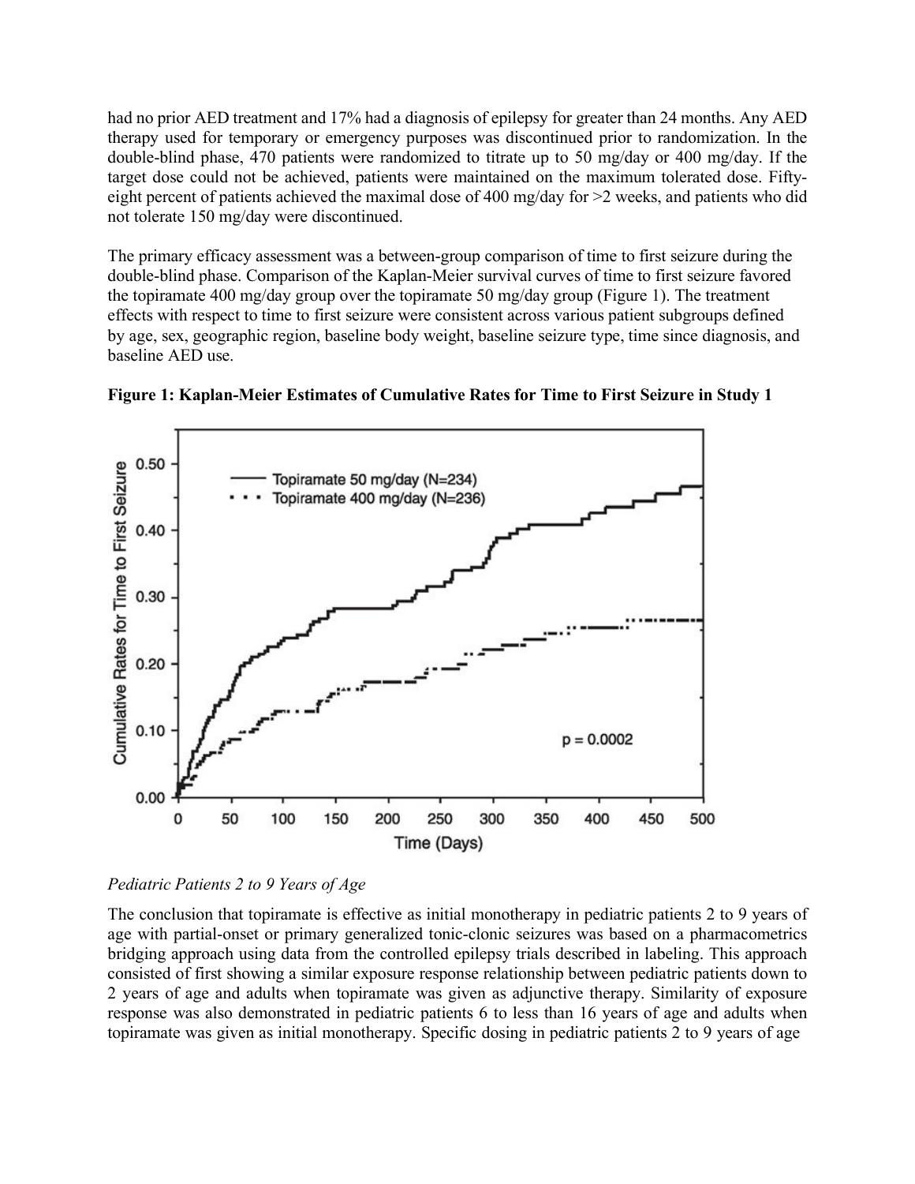had no prior AED treatment and 17% had a diagnosis of epilepsy for greater than 24 months. Any AED therapy used for temporary or emergency purposes was discontinued prior to randomization. In the double-blind phase, 470 patients were randomized to titrate up to 50 mg/day or 400 mg/day. If the target dose could not be achieved, patients were maintained on the maximum tolerated dose. Fifty-eight percent of patients achieved the maximal dose of 400 mg/day for >2 weeks, and patients who did not tolerate 150 mg/day were discontinued.

The primary efficacy assessment was a between-group comparison of time to first seizure during the double-blind phase. Comparison of the Kaplan-Meier survival curves of time to first seizure favored the topiramate 400 mg/day group over the topiramate 50 mg/day group (Figure 1). The treatment effects with respect to time to first seizure were consistent across various patient subgroups defined by age, sex, geographic region, baseline body weight, baseline seizure type, time since diagnosis, and baseline AED use.

**Figure 1: Kaplan-Meier Estimates of Cumulative Rates for Time to First Seizure in Study 1**

*Pediatric Patients 2 to 9 Years of Age*

The conclusion that topiramate is effective as initial monotherapy in pediatric patients 2 to 9 years of age with partial-onset or primary generalized tonic-clonic seizures was based on a pharmacometrics bridging approach using data from the controlled epilepsy trials described in labeling. This approach consisted of first showing a similar exposure response relationship between pediatric patients down to 2 years of age and adults when topiramate was given as adjunctive therapy. Similarity of exposure response was also demonstrated in pediatric patients 6 to less than 16 years of age and adults when topiramate was given as initial monotherapy. Specific dosing in pediatric patients 2 to 9 years of age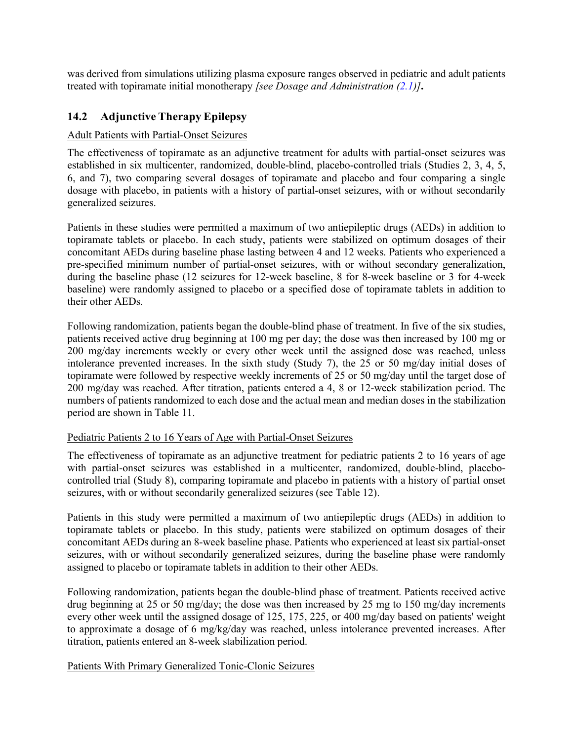was derived from simulations utilizing plasma exposure ranges observed in pediatric and adult patients treated with topiramate initial monotherapy *[see Dosage and Administration (2.1)]*.

## 14.2 Adjunctive Therapy Epilepsy

Adult Patients with Partial-Onset Seizures

The effectiveness of topiramate as an adjunctive treatment for adults with partial-onset seizures was established in six multicenter, randomized, double-blind, placebo-controlled trials (Studies 2, 3, 4, 5, 6, and 7), two comparing several dosages of topiramate and placebo and four comparing a single dosage with placebo, in patients with a history of partial-onset seizures, with or without secondarily generalized seizures.

Patients in these studies were permitted a maximum of two antiepileptic drugs (AEDs) in addition to topiramate tablets or placebo. In each study, patients were stabilized on optimum dosages of their concomitant AEDs during baseline phase lasting between 4 and 12 weeks. Patients who experienced a pre-specified minimum number of partial-onset seizures, with or without secondary generalization, during the baseline phase (12 seizures for 12-week baseline, 8 for 8-week baseline or 3 for 4-week baseline) were randomly assigned to placebo or a specified dose of topiramate tablets in addition to their other AEDs.

Following randomization, patients began the double-blind phase of treatment. In five of the six studies, patients received active drug beginning at 100 mg per day; the dose was then increased by 100 mg or 200 mg/day increments weekly or every other week until the assigned dose was reached, unless intolerance prevented increases. In the sixth study (Study 7), the 25 or 50 mg/day initial doses of topiramate were followed by respective weekly increments of 25 or 50 mg/day until the target dose of 200 mg/day was reached. After titration, patients entered a 4, 8 or 12-week stabilization period. The numbers of patients randomized to each dose and the actual mean and median doses in the stabilization period are shown in Table 11.

Pediatric Patients 2 to 16 Years of Age with Partial-Onset Seizures

The effectiveness of topiramate as an adjunctive treatment for pediatric patients 2 to 16 years of age with partial-onset seizures was established in a multicenter, randomized, double-blind, placebo-controlled trial (Study 8), comparing topiramate and placebo in patients with a history of partial onset seizures, with or without secondarily generalized seizures (see Table 12).

Patients in this study were permitted a maximum of two antiepileptic drugs (AEDs) in addition to topiramate tablets or placebo. In this study, patients were stabilized on optimum dosages of their concomitant AEDs during an 8-week baseline phase. Patients who experienced at least six partial-onset seizures, with or without secondarily generalized seizures, during the baseline phase were randomly assigned to placebo or topiramate tablets in addition to their other AEDs.

Following randomization, patients began the double-blind phase of treatment. Patients received active drug beginning at 25 or 50 mg/day; the dose was then increased by 25 mg to 150 mg/day increments every other week until the assigned dosage of 125, 175, 225, or 400 mg/day based on patients' weight to approximate a dosage of 6 mg/kg/day was reached, unless intolerance prevented increases. After titration, patients entered an 8-week stabilization period.

Patients With Primary Generalized Tonic-Clonic Seizures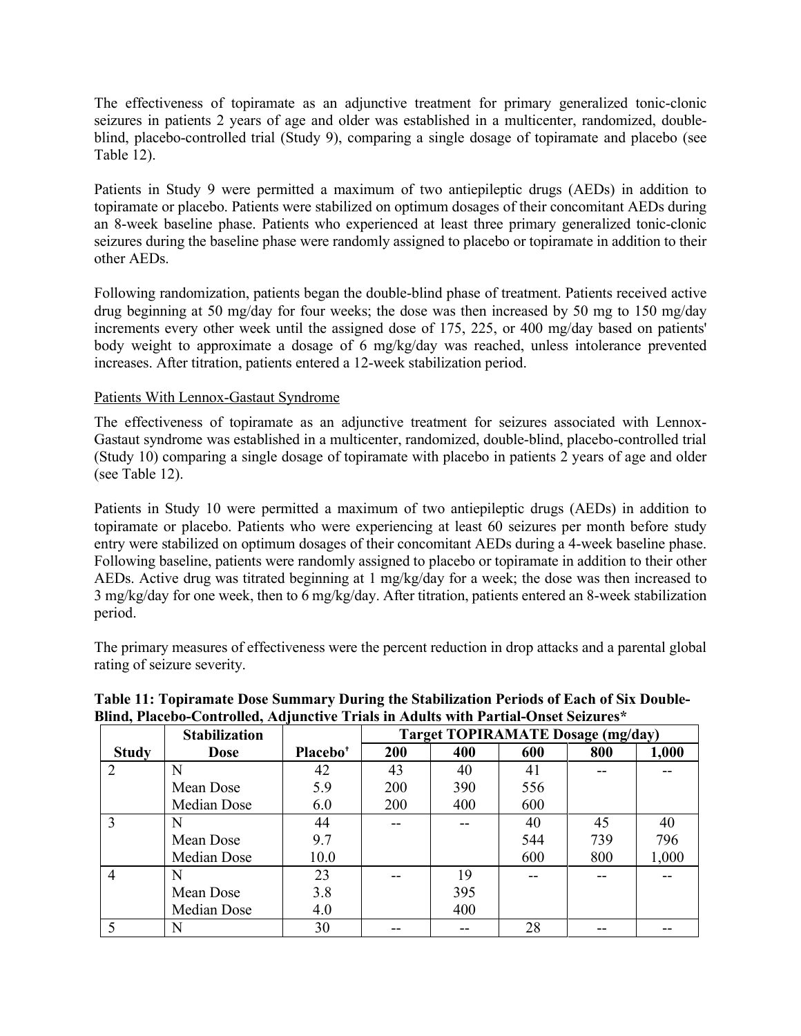The effectiveness of topiramate as an adjunctive treatment for primary generalized tonic-clonic seizures in patients 2 years of age and older was established in a multicenter, randomized, double-blind, placebo-controlled trial (Study 9), comparing a single dosage of topiramate and placebo (see Table 12).

Patients in Study 9 were permitted a maximum of two antiepileptic drugs (AEDs) in addition to topiramate or placebo. Patients were stabilized on optimum dosages of their concomitant AEDs during an 8-week baseline phase. Patients who experienced at least three primary generalized tonic-clonic seizures during the baseline phase were randomly assigned to placebo or topiramate in addition to their other AEDs.

Following randomization, patients began the double-blind phase of treatment. Patients received active drug beginning at 50 mg/day for four weeks; the dose was then increased by 50 mg to 150 mg/day increments every other week until the assigned dose of 175, 225, or 400 mg/day based on patients' body weight to approximate a dosage of 6 mg/kg/day was reached, unless intolerance prevented increases. After titration, patients entered a 12-week stabilization period.

Patients With Lennox-Gastaut Syndrome

The effectiveness of topiramate as an adjunctive treatment for seizures associated with Lennox-Gastaut syndrome was established in a multicenter, randomized, double-blind, placebo-controlled trial (Study 10) comparing a single dosage of topiramate with placebo in patients 2 years of age and older (see Table 12).

Patients in Study 10 were permitted a maximum of two antiepileptic drugs (AEDs) in addition to topiramate or placebo. Patients who were experiencing at least 60 seizures per month before study entry were stabilized on optimum dosages of their concomitant AEDs during a 4-week baseline phase. Following baseline, patients were randomly assigned to placebo or topiramate in addition to their other AEDs. Active drug was titrated beginning at 1 mg/kg/day for a week; the dose was then increased to 3 mg/kg/day for one week, then to 6 mg/kg/day. After titration, patients entered an 8-week stabilization period.

The primary measures of effectiveness were the percent reduction in drop attacks and a parental global rating of seizure severity.

**Table 11: Topiramate Dose Summary During the Stabilization Periods of Each of Six Double-Blind, Placebo-Controlled, Adjunctive Trials in Adults with Partial-Onset Seizures***

| Study | Stabilization Dose | Placebo† | Target TOPIRAMATE Dosage (mg/day) | | | | |
|---|---|---|---|---|---|---|---|
| | | | 200 | 400 | 600 | 800 | 1,000 |
| 2 | N | 42 | 43 | 40 | 41 | -- | -- |
| | Mean Dose | 5.9 | 200 | 390 | 556 | | |
| | Median Dose | 6.0 | 200 | 400 | 600 | | |
| 3 | N | 44 | -- | -- | 40 | 45 | 40 |
| | Mean Dose | 9.7 | | | 544 | 739 | 796 |
| | Median Dose | 10.0 | | | 600 | 800 | 1,000 |
| 4 | N | 23 | -- | 19 | -- | -- | -- |
| | Mean Dose | 3.8 | | 395 | | | |
| | Median Dose | 4.0 | | 400 | | | |
| 5 | N | 30 | -- | -- | 28 | -- | -- |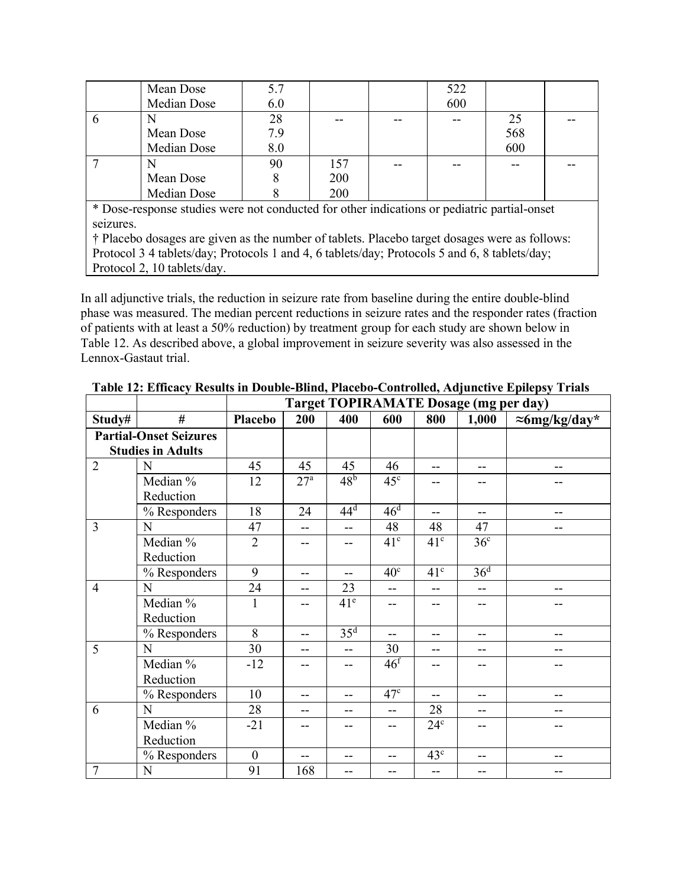| | | | | | | | |
|---|---|---|---|---|---|---|---|
| | Mean Dose<br>Median Dose | 5.7<br>6.0 | | | 522<br>600 | | |
| 6 | N<br>Mean Dose<br>Median Dose | 28<br>7.9<br>8.0 | -- | -- | -- | 25<br>568<br>600 | -- |
| 7 | N<br>Mean Dose<br>Median Dose | 90<br>8<br>8 | 157<br>200<br>200 | -- | -- | -- | -- |

* Dose-response studies were not conducted for other indications or pediatric partial-onset seizures.

† Placebo dosages are given as the number of tablets. Placebo target dosages were as follows: Protocol 3 4 tablets/day; Protocols 1 and 4, 6 tablets/day; Protocols 5 and 6, 8 tablets/day; Protocol 2, 10 tablets/day.

In all adjunctive trials, the reduction in seizure rate from baseline during the entire double-blind phase was measured. The median percent reductions in seizure rates and the responder rates (fraction of patients with at least a 50% reduction) by treatment group for each study are shown below in Table 12. As described above, a global improvement in seizure severity was also assessed in the Lennox-Gastaut trial.

**Table 12: Efficacy Results in Double-Blind, Placebo-Controlled, Adjunctive Epilepsy Trials**

| | | **Target TOPIRAMATE Dosage (mg per day)** | | | | | | |
|---|---|---|---|---|---|---|---|---|
| **Study#** | **#** | **Placebo** | **200** | **400** | **600** | **800** | **1,000** | **≈6mg/kg/day*** |
| **Partial-Onset Seizures Studies in Adults** | | | | | | | | |
| 2 | N | 45 | 45 | 45 | 46 | -- | -- | -- |
| | Median % Reduction | 12 | 27[a] | 48[b] | 45[c] | -- | -- | -- |
| | % Responders | 18 | 24 | 44[d] | 46[d] | -- | -- | -- |
| 3 | N | 47 | -- | -- | 48 | 48 | 47 | -- |
| | Median % Reduction | 2 | -- | -- | 41[c] | 41[c] | 36[c] | |
| | % Responders | 9 | -- | -- | 40[c] | 41[c] | 36[d] | |
| 4 | N | 24 | -- | 23 | -- | -- | -- | -- |
| | Median % Reduction | 1 | -- | 41[e] | -- | -- | -- | -- |
| | % Responders | 8 | -- | 35[d] | -- | -- | -- | -- |
| 5 | N | 30 | -- | -- | 30 | -- | -- | -- |
| | Median % Reduction | -12 | -- | -- | 46[f] | -- | -- | -- |
| | % Responders | 10 | -- | -- | 47[c] | -- | -- | -- |
| 6 | N | 28 | -- | -- | -- | 28 | -- | -- |
| | Median % Reduction | -21 | -- | -- | -- | 24[c] | -- | -- |
| | % Responders | 0 | -- | -- | -- | 43[c] | -- | -- |
| 7 | N | 91 | 168 | -- | -- | -- | -- | -- |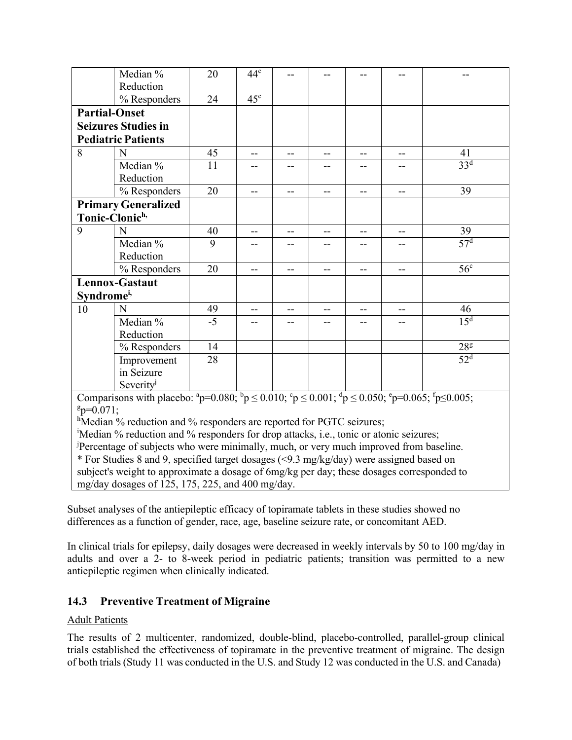| | | | | | | | | |
|---|---|---|---|---|---|---|---|---|
| | Median % Reduction | 20 | 44[c] | -- | -- | -- | -- | -- |
| | % Responders | 24 | 45[c] | | | | | |
| **Partial-Onset Seizures Studies in Pediatric Patients** | | | | | | | | |
| 8 | N | 45 | -- | -- | -- | -- | -- | 41 |
| | Median % Reduction | 11 | -- | -- | -- | -- | -- | 33[d] |
| | % Responders | 20 | -- | -- | -- | -- | -- | 39 |
| **Primary Generalized Tonic-Clonic[h],** | | | | | | | | |
| 9 | N | 40 | -- | -- | -- | -- | -- | 39 |
| | Median % Reduction | 9 | -- | -- | -- | -- | -- | 57[d] |
| | % Responders | 20 | -- | -- | -- | -- | -- | 56[c] |
| **Lennox-Gastaut Syndrome[i],** | | | | | | | | |
| 10 | N | 49 | -- | -- | -- | -- | -- | 46 |
| | Median % Reduction | -5 | -- | -- | -- | -- | -- | 15[d] |
| | % Responders | 14 | | | | | | 28[g] |
| | Improvement in Seizure Severity[j] | 28 | | | | | | 52[d] |

Comparisons with placebo: [a]p=0.080; [b]p ≤ 0.010; [c]p ≤ 0.001; [d]p ≤ 0.050; [e]p=0.065; [f]p≤0.005; [g]p=0.071;
[h]Median % reduction and % responders are reported for PGTC seizures;
[i]Median % reduction and % responders for drop attacks, i.e., tonic or atonic seizures;
[j]Percentage of subjects who were minimally, much, or very much improved from baseline.
* For Studies 8 and 9, specified target dosages (<9.3 mg/kg/day) were assigned based on subject's weight to approximate a dosage of 6mg/kg per day; these dosages corresponded to mg/day dosages of 125, 175, 225, and 400 mg/day.

Subset analyses of the antiepileptic efficacy of topiramate tablets in these studies showed no differences as a function of gender, race, age, baseline seizure rate, or concomitant AED.

In clinical trials for epilepsy, daily dosages were decreased in weekly intervals by 50 to 100 mg/day in adults and over a 2- to 8-week period in pediatric patients; transition was permitted to a new antiepileptic regimen when clinically indicated.

## 14.3 Preventive Treatment of Migraine

Adult Patients

The results of 2 multicenter, randomized, double-blind, placebo-controlled, parallel-group clinical trials established the effectiveness of topiramate in the preventive treatment of migraine. The design of both trials (Study 11 was conducted in the U.S. and Study 12 was conducted in the U.S. and Canada)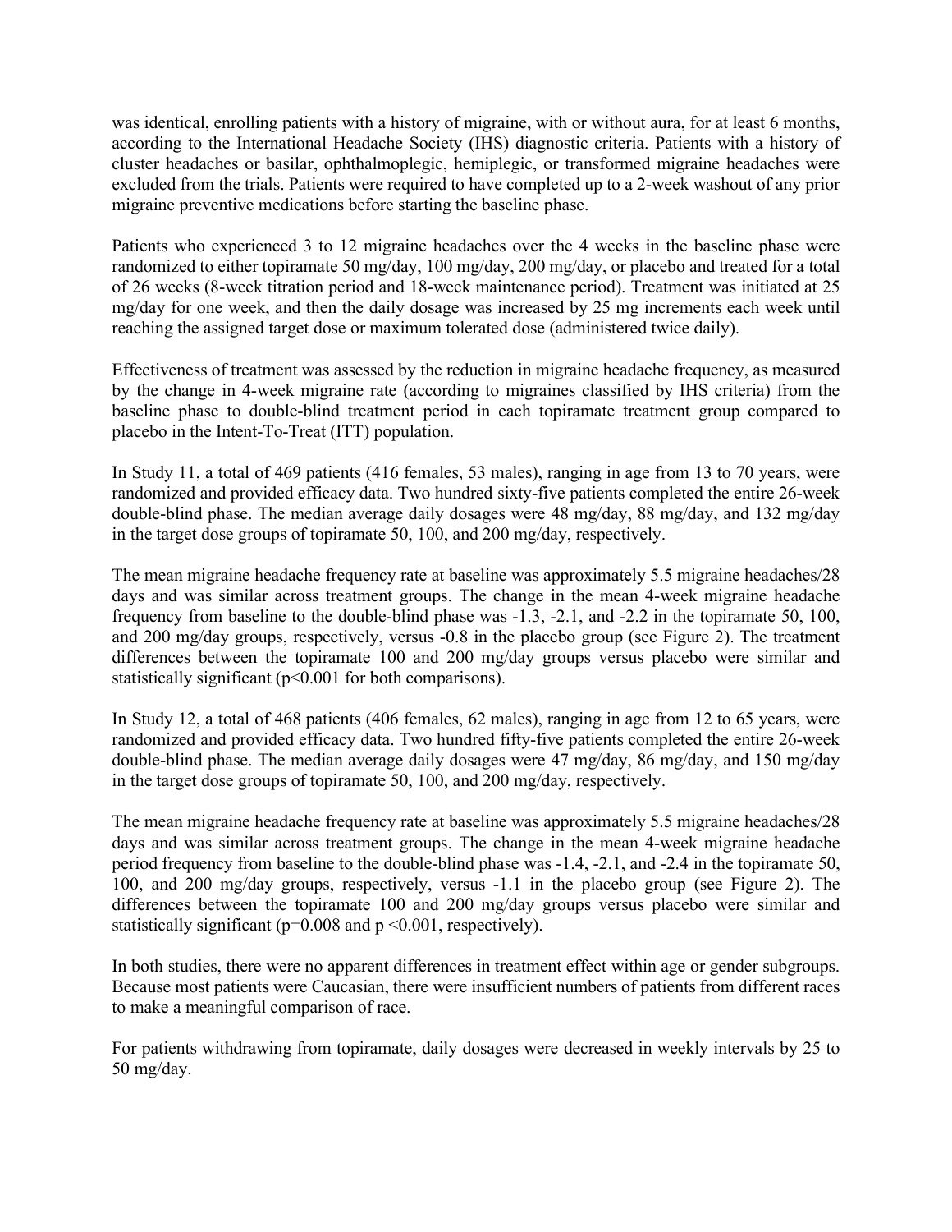was identical, enrolling patients with a history of migraine, with or without aura, for at least 6 months, according to the International Headache Society (IHS) diagnostic criteria. Patients with a history of cluster headaches or basilar, ophthalmoplegic, hemiplegic, or transformed migraine headaches were excluded from the trials. Patients were required to have completed up to a 2-week washout of any prior migraine preventive medications before starting the baseline phase.

Patients who experienced 3 to 12 migraine headaches over the 4 weeks in the baseline phase were randomized to either topiramate 50 mg/day, 100 mg/day, 200 mg/day, or placebo and treated for a total of 26 weeks (8-week titration period and 18-week maintenance period). Treatment was initiated at 25 mg/day for one week, and then the daily dosage was increased by 25 mg increments each week until reaching the assigned target dose or maximum tolerated dose (administered twice daily).

Effectiveness of treatment was assessed by the reduction in migraine headache frequency, as measured by the change in 4-week migraine rate (according to migraines classified by IHS criteria) from the baseline phase to double-blind treatment period in each topiramate treatment group compared to placebo in the Intent-To-Treat (ITT) population.

In Study 11, a total of 469 patients (416 females, 53 males), ranging in age from 13 to 70 years, were randomized and provided efficacy data. Two hundred sixty-five patients completed the entire 26-week double-blind phase. The median average daily dosages were 48 mg/day, 88 mg/day, and 132 mg/day in the target dose groups of topiramate 50, 100, and 200 mg/day, respectively.

The mean migraine headache frequency rate at baseline was approximately 5.5 migraine headaches/28 days and was similar across treatment groups. The change in the mean 4-week migraine headache frequency from baseline to the double-blind phase was -1.3, -2.1, and -2.2 in the topiramate 50, 100, and 200 mg/day groups, respectively, versus -0.8 in the placebo group (see Figure 2). The treatment differences between the topiramate 100 and 200 mg/day groups versus placebo were similar and statistically significant ($p<0.001$ for both comparisons).

In Study 12, a total of 468 patients (406 females, 62 males), ranging in age from 12 to 65 years, were randomized and provided efficacy data. Two hundred fifty-five patients completed the entire 26-week double-blind phase. The median average daily dosages were 47 mg/day, 86 mg/day, and 150 mg/day in the target dose groups of topiramate 50, 100, and 200 mg/day, respectively.

The mean migraine headache frequency rate at baseline was approximately 5.5 migraine headaches/28 days and was similar across treatment groups. The change in the mean 4-week migraine headache period frequency from baseline to the double-blind phase was -1.4, -2.1, and -2.4 in the topiramate 50, 100, and 200 mg/day groups, respectively, versus -1.1 in the placebo group (see Figure 2). The differences between the topiramate 100 and 200 mg/day groups versus placebo were similar and statistically significant ($p=0.008$ and $p<0.001$, respectively).

In both studies, there were no apparent differences in treatment effect within age or gender subgroups. Because most patients were Caucasian, there were insufficient numbers of patients from different races to make a meaningful comparison of race.

For patients withdrawing from topiramate, daily dosages were decreased in weekly intervals by 25 to 50 mg/day.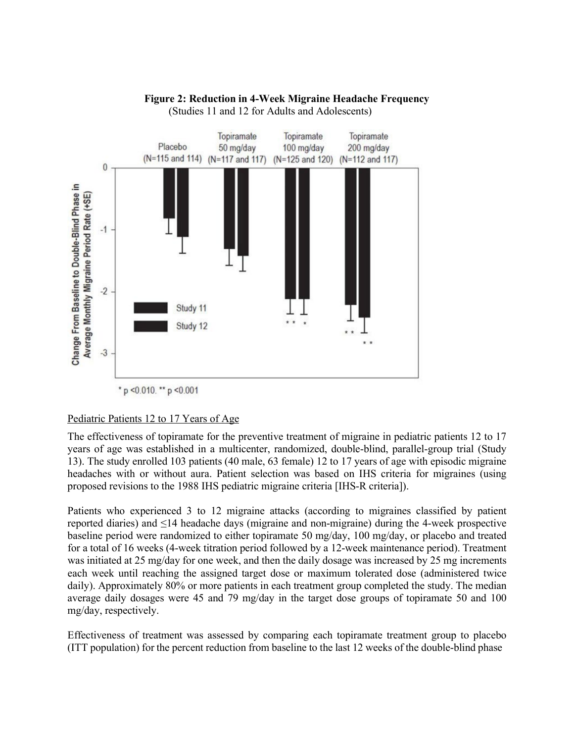**Figure 2: Reduction in 4-Week Migraine Headache Frequency**
(Studies 11 and 12 for Adults and Adolescents)

* p <0.010. ** p <0.001

Pediatric Patients 12 to 17 Years of Age

The effectiveness of topiramate for the preventive treatment of migraine in pediatric patients 12 to 17 years of age was established in a multicenter, randomized, double-blind, parallel-group trial (Study 13). The study enrolled 103 patients (40 male, 63 female) 12 to 17 years of age with episodic migraine headaches with or without aura. Patient selection was based on IHS criteria for migraines (using proposed revisions to the 1988 IHS pediatric migraine criteria [IHS-R criteria]).

Patients who experienced 3 to 12 migraine attacks (according to migraines classified by patient reported diaries) and ≤14 headache days (migraine and non-migraine) during the 4-week prospective baseline period were randomized to either topiramate 50 mg/day, 100 mg/day, or placebo and treated for a total of 16 weeks (4-week titration period followed by a 12-week maintenance period). Treatment was initiated at 25 mg/day for one week, and then the daily dosage was increased by 25 mg increments each week until reaching the assigned target dose or maximum tolerated dose (administered twice daily). Approximately 80% or more patients in each treatment group completed the study. The median average daily dosages were 45 and 79 mg/day in the target dose groups of topiramate 50 and 100 mg/day, respectively.

Effectiveness of treatment was assessed by comparing each topiramate treatment group to placebo (ITT population) for the percent reduction from baseline to the last 12 weeks of the double-blind phase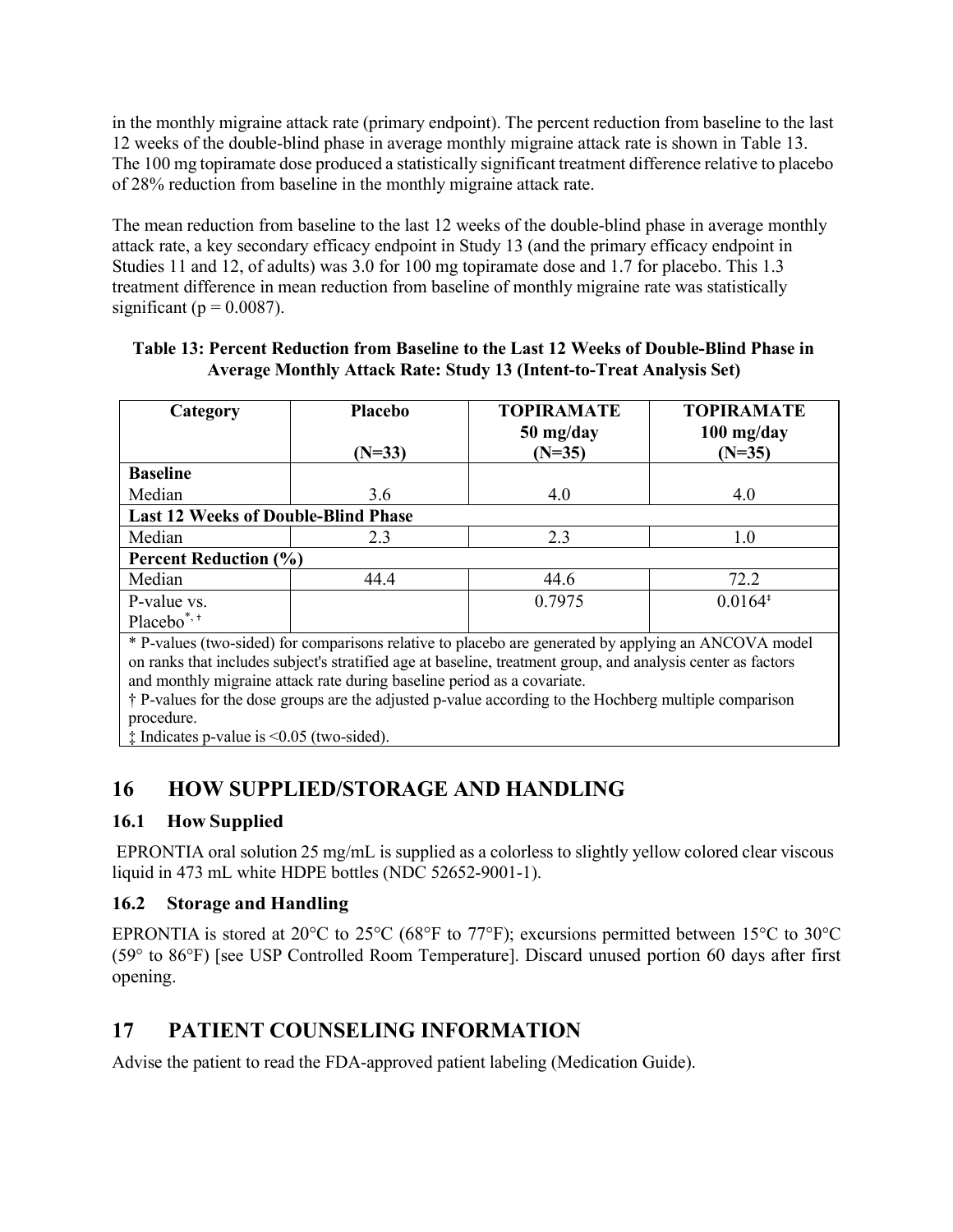in the monthly migraine attack rate (primary endpoint). The percent reduction from baseline to the last 12 weeks of the double-blind phase in average monthly migraine attack rate is shown in Table 13. The 100 mg topiramate dose produced a statistically significant treatment difference relative to placebo of 28% reduction from baseline in the monthly migraine attack rate.

The mean reduction from baseline to the last 12 weeks of the double-blind phase in average monthly attack rate, a key secondary efficacy endpoint in Study 13 (and the primary efficacy endpoint in Studies 11 and 12, of adults) was 3.0 for 100 mg topiramate dose and 1.7 for placebo. This 1.3 treatment difference in mean reduction from baseline of monthly migraine rate was statistically significant ($p = 0.0087$).

**Table 13: Percent Reduction from Baseline to the Last 12 Weeks of Double-Blind Phase in Average Monthly Attack Rate: Study 13 (Intent-to-Treat Analysis Set)**

| Category | Placebo (N=33) | TOPIRAMATE 50 mg/day (N=35) | TOPIRAMATE 100 mg/day (N=35) |
|---|---|---|---|
| **Baseline** | | | |
| Median | 3.6 | 4.0 | 4.0 |
| **Last 12 Weeks of Double-Blind Phase** | | | |
| Median | 2.3 | 2.3 | 1.0 |
| **Percent Reduction (%)** | | | |
| Median | 44.4 | 44.6 | 72.2 |
| P-value vs. Placebo*, † | | 0.7975 | 0.0164‡ |

\* P-values (two-sided) for comparisons relative to placebo are generated by applying an ANCOVA model on ranks that includes subject's stratified age at baseline, treatment group, and analysis center as factors and monthly migraine attack rate during baseline period as a covariate.
† P-values for the dose groups are the adjusted p-value according to the Hochberg multiple comparison procedure.
‡ Indicates p-value is <0.05 (two-sided).

# 16 HOW SUPPLIED/STORAGE AND HANDLING

## 16.1 How Supplied

EPRONTIA oral solution 25 mg/mL is supplied as a colorless to slightly yellow colored clear viscous liquid in 473 mL white HDPE bottles (NDC 52652-9001-1).

## 16.2 Storage and Handling

EPRONTIA is stored at 20°C to 25°C (68°F to 77°F); excursions permitted between 15°C to 30°C (59° to 86°F) [see USP Controlled Room Temperature]. Discard unused portion 60 days after first opening.

# 17 PATIENT COUNSELING INFORMATION

Advise the patient to read the FDA-approved patient labeling (Medication Guide).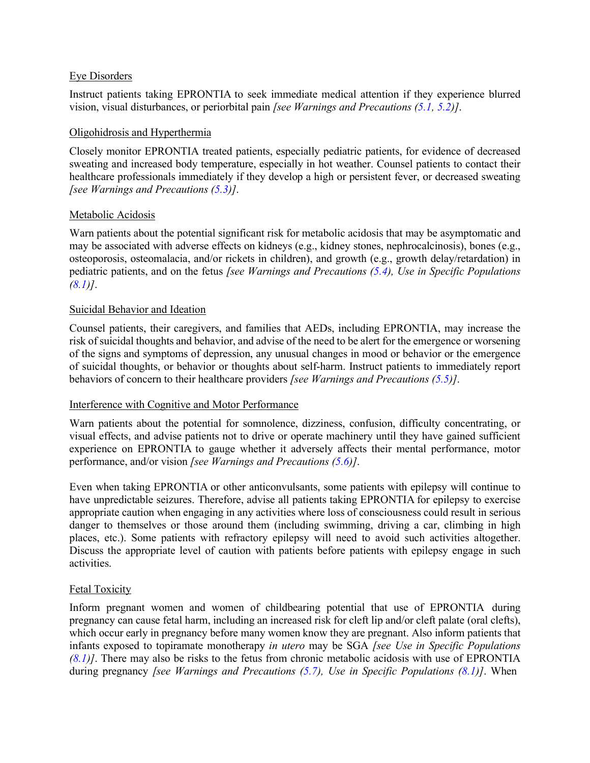Eye Disorders

Instruct patients taking EPRONTIA to seek immediate medical attention if they experience blurred vision, visual disturbances, or periorbital pain *[see Warnings and Precautions (5.1, 5.2)]*.

Oligohidrosis and Hyperthermia

Closely monitor EPRONTIA treated patients, especially pediatric patients, for evidence of decreased sweating and increased body temperature, especially in hot weather. Counsel patients to contact their healthcare professionals immediately if they develop a high or persistent fever, or decreased sweating *[see Warnings and Precautions (5.3)]*.

Metabolic Acidosis

Warn patients about the potential significant risk for metabolic acidosis that may be asymptomatic and may be associated with adverse effects on kidneys (e.g., kidney stones, nephrocalcinosis), bones (e.g., osteoporosis, osteomalacia, and/or rickets in children), and growth (e.g., growth delay/retardation) in pediatric patients, and on the fetus *[see Warnings and Precautions (5.4), Use in Specific Populations (8.1)]*.

Suicidal Behavior and Ideation

Counsel patients, their caregivers, and families that AEDs, including EPRONTIA, may increase the risk of suicidal thoughts and behavior, and advise of the need to be alert for the emergence or worsening of the signs and symptoms of depression, any unusual changes in mood or behavior or the emergence of suicidal thoughts, or behavior or thoughts about self-harm. Instruct patients to immediately report behaviors of concern to their healthcare providers *[see Warnings and Precautions (5.5)]*.

Interference with Cognitive and Motor Performance

Warn patients about the potential for somnolence, dizziness, confusion, difficulty concentrating, or visual effects, and advise patients not to drive or operate machinery until they have gained sufficient experience on EPRONTIA to gauge whether it adversely affects their mental performance, motor performance, and/or vision *[see Warnings and Precautions (5.6)]*.

Even when taking EPRONTIA or other anticonvulsants, some patients with epilepsy will continue to have unpredictable seizures. Therefore, advise all patients taking EPRONTIA for epilepsy to exercise appropriate caution when engaging in any activities where loss of consciousness could result in serious danger to themselves or those around them (including swimming, driving a car, climbing in high places, etc.). Some patients with refractory epilepsy will need to avoid such activities altogether. Discuss the appropriate level of caution with patients before patients with epilepsy engage in such activities.

Fetal Toxicity

Inform pregnant women and women of childbearing potential that use of EPRONTIA during pregnancy can cause fetal harm, including an increased risk for cleft lip and/or cleft palate (oral clefts), which occur early in pregnancy before many women know they are pregnant. Also inform patients that infants exposed to topiramate monotherapy *in utero* may be SGA *[see Use in Specific Populations (8.1)]*. There may also be risks to the fetus from chronic metabolic acidosis with use of EPRONTIA during pregnancy *[see Warnings and Precautions (5.7), Use in Specific Populations (8.1)]*. When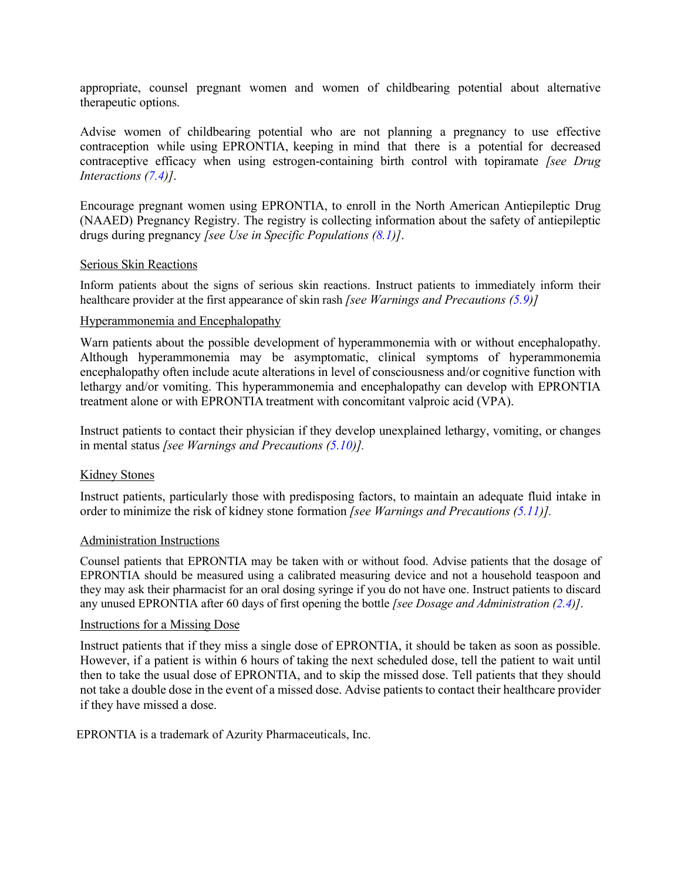appropriate, counsel pregnant women and women of childbearing potential about alternative therapeutic options.

Advise women of childbearing potential who are not planning a pregnancy to use effective contraception while using EPRONTIA, keeping in mind that there is a potential for decreased contraceptive efficacy when using estrogen-containing birth control with topiramate *[see Drug Interactions (7.4)]*.

Encourage pregnant women using EPRONTIA, to enroll in the North American Antiepileptic Drug (NAAED) Pregnancy Registry. The registry is collecting information about the safety of antiepileptic drugs during pregnancy *[see Use in Specific Populations (8.1)]*.

<u>Serious Skin Reactions</u>

Inform patients about the signs of serious skin reactions. Instruct patients to immediately inform their healthcare provider at the first appearance of skin rash *[see Warnings and Precautions (5.9)]*

<u>Hyperammonemia and Encephalopathy</u>

Warn patients about the possible development of hyperammonemia with or without encephalopathy. Although hyperammonemia may be asymptomatic, clinical symptoms of hyperammonemia encephalopathy often include acute alterations in level of consciousness and/or cognitive function with lethargy and/or vomiting. This hyperammonemia and encephalopathy can develop with EPRONTIA treatment alone or with EPRONTIA treatment with concomitant valproic acid (VPA).

Instruct patients to contact their physician if they develop unexplained lethargy, vomiting, or changes in mental status *[see Warnings and Precautions (5.10)].*

<u>Kidney Stones</u>

Instruct patients, particularly those with predisposing factors, to maintain an adequate fluid intake in order to minimize the risk of kidney stone formation *[see Warnings and Precautions (5.11)].*

<u>Administration Instructions</u>

Counsel patients that EPRONTIA may be taken with or without food. Advise patients that the dosage of EPRONTIA should be measured using a calibrated measuring device and not a household teaspoon and they may ask their pharmacist for an oral dosing syringe if you do not have one. Instruct patients to discard any unused EPRONTIA after 60 days of first opening the bottle *[see Dosage and Administration (2.4)]*.

<u>Instructions for a Missing Dose</u>

Instruct patients that if they miss a single dose of EPRONTIA, it should be taken as soon as possible. However, if a patient is within 6 hours of taking the next scheduled dose, tell the patient to wait until then to take the usual dose of EPRONTIA, and to skip the missed dose. Tell patients that they should not take a double dose in the event of a missed dose. Advise patients to contact their healthcare provider if they have missed a dose.

EPRONTIA is a trademark of Azurity Pharmaceuticals, Inc.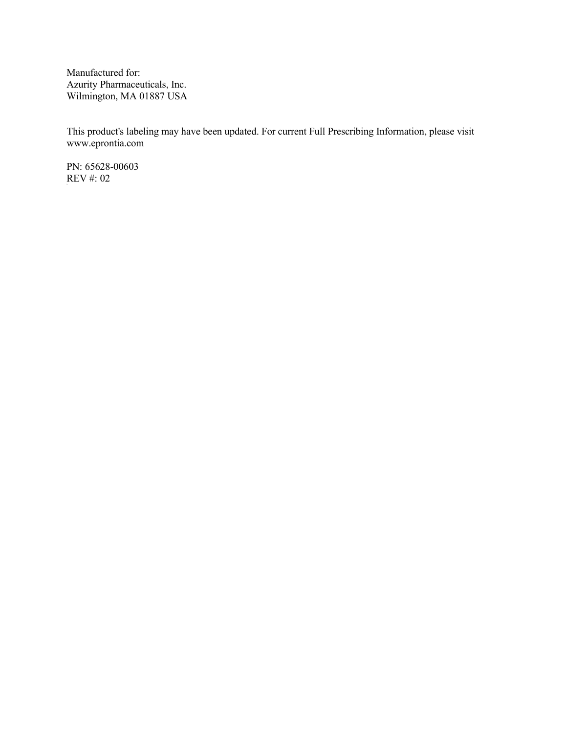Manufactured for:
Azurity Pharmaceuticals, Inc.
Wilmington, MA 01887 USA

This product's labeling may have been updated. For current Full Prescribing Information, please visit www.eprontia.com

PN: 65628-00603
REV #: 02